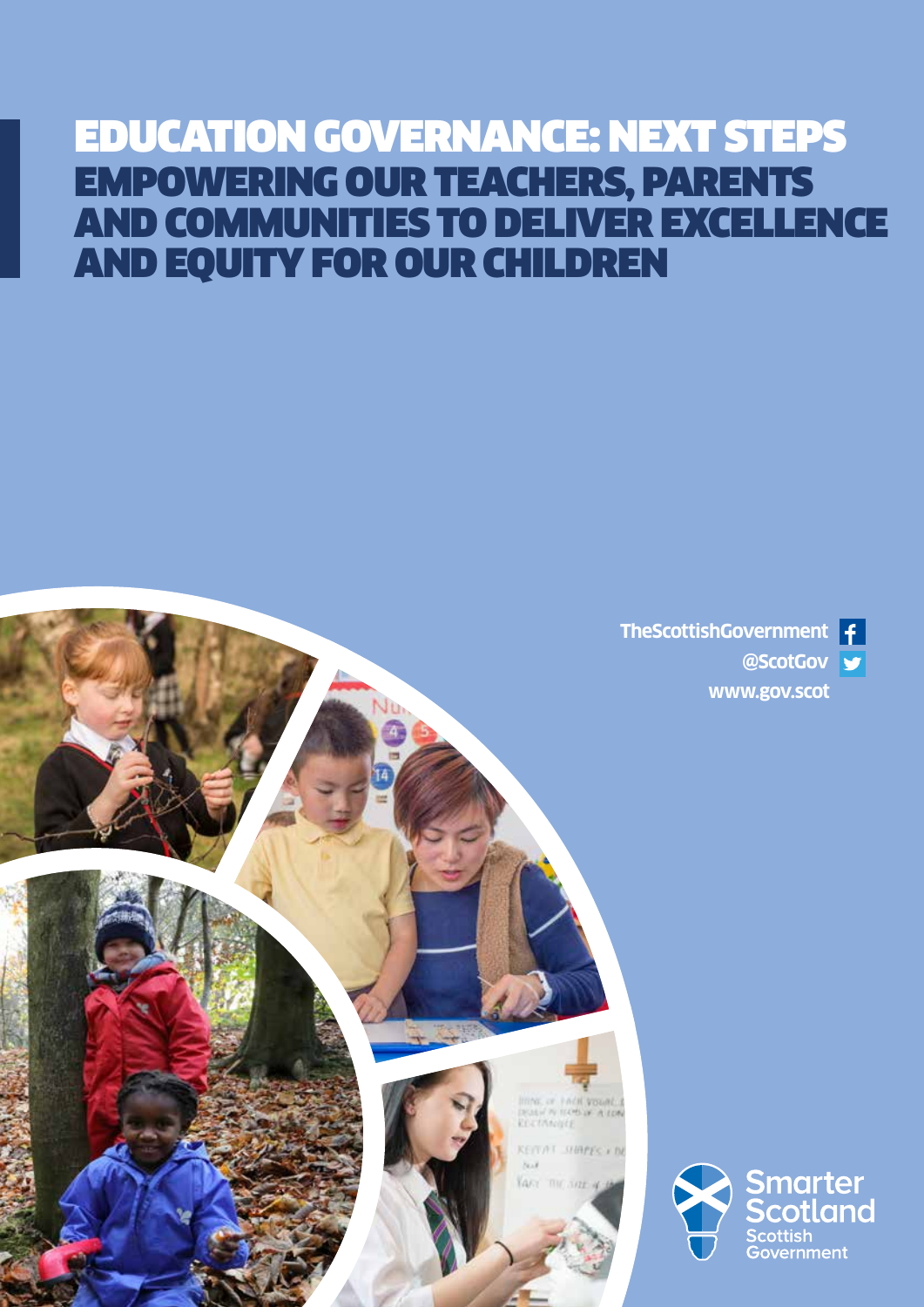# EDUCATION GOVERNANCE: NEXT STEPS

## EMPOWERING OUR TEACHERS, PARENTS AND COMMUNITIES TO DELIVER EXCELLENCE AND EQUITY FOR OUR CHILDREN

TheScottishGovernment

@ScotGov

www.gov.scot

Smarter Scotland

Scottish Government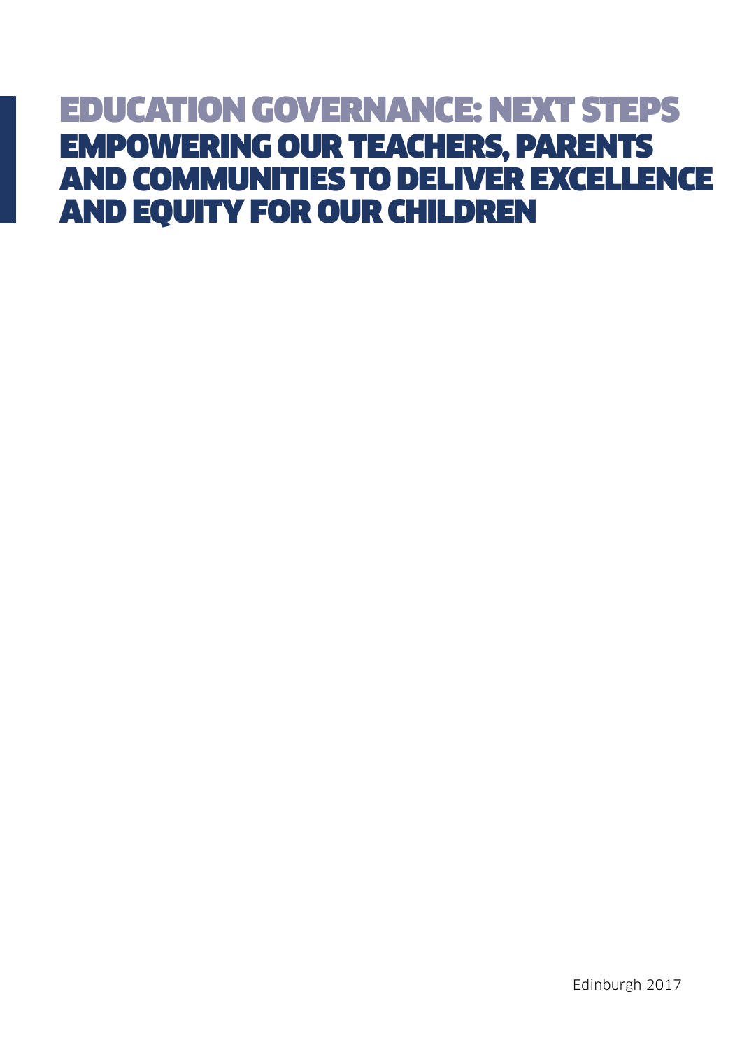# EDUCATION GOVERNANCE: NEXT STEPS

## EMPOWERING OUR TEACHERS, PARENTS AND COMMUNITIES TO DELIVER EXCELLENCE AND EQUITY FOR OUR CHILDREN

Edinburgh 2017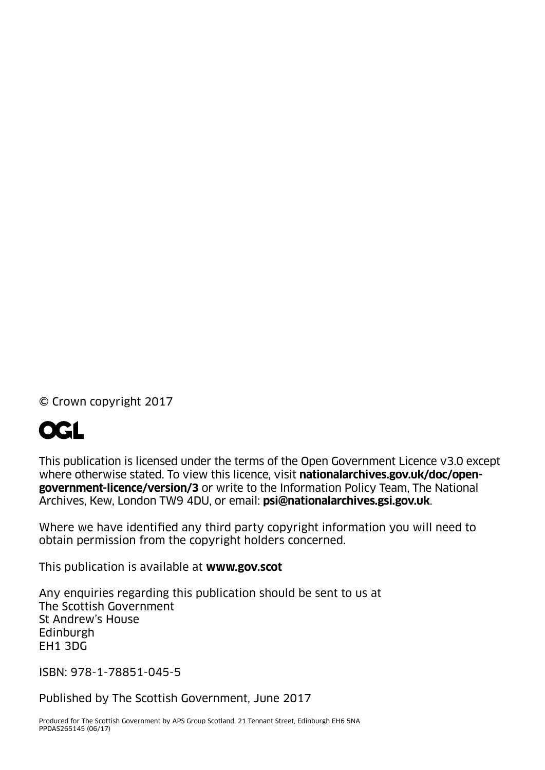© Crown copyright 2017

OGL

This publication is licensed under the terms of the Open Government Licence v3.0 except where otherwise stated. To view this licence, visit **nationalarchives.gov.uk/doc/open-government-licence/version/3** or write to the Information Policy Team, The National Archives, Kew, London TW9 4DU, or email: **psi@nationalarchives.gsi.gov.uk**.

Where we have identified any third party copyright information you will need to obtain permission from the copyright holders concerned.

This publication is available at **www.gov.scot**

Any enquiries regarding this publication should be sent to us at
The Scottish Government
St Andrew's House
Edinburgh
EH1 3DG

ISBN: 978-1-78851-045-5

Published by The Scottish Government, June 2017

Produced for The Scottish Government by APS Group Scotland, 21 Tennant Street, Edinburgh EH6 5NA
PPDAS265145 (06/17)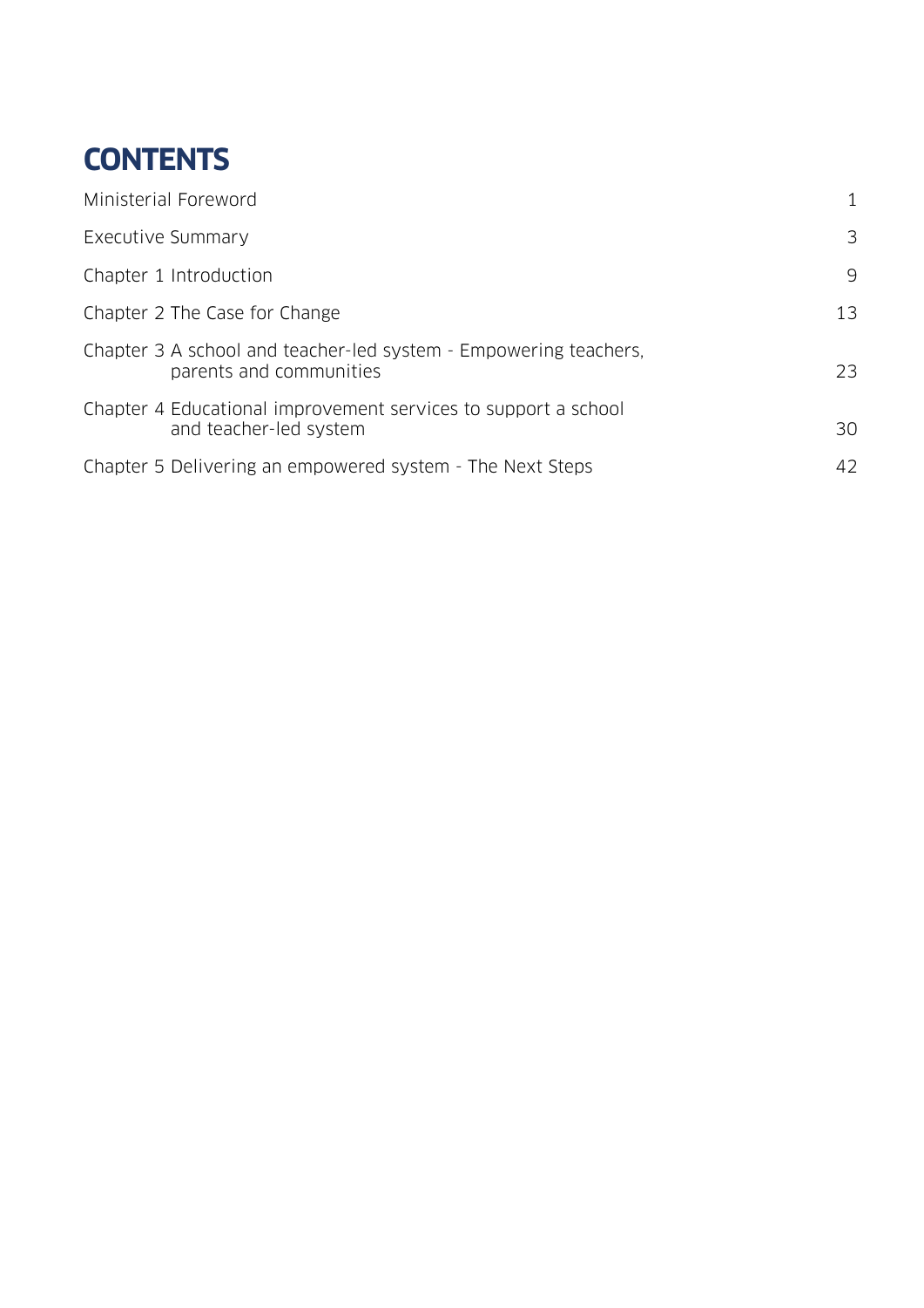# CONTENTS

| | |
|---|---|
| Ministerial Foreword | 1 |
| Executive Summary | 3 |
| Chapter 1 Introduction | 9 |
| Chapter 2 The Case for Change | 13 |
| Chapter 3 A school and teacher-led system - Empowering teachers, parents and communities | 23 |
| Chapter 4 Educational improvement services to support a school and teacher-led system | 30 |
| Chapter 5 Delivering an empowered system - The Next Steps | 42 |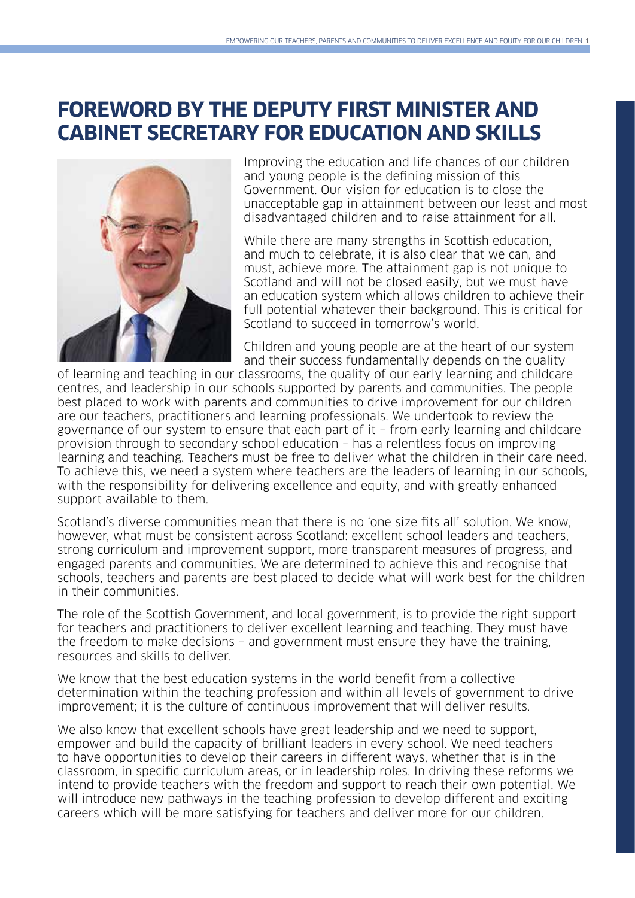# FOREWORD BY THE DEPUTY FIRST MINISTER AND CABINET SECRETARY FOR EDUCATION AND SKILLS

Improving the education and life chances of our children and young people is the defining mission of this Government. Our vision for education is to close the unacceptable gap in attainment between our least and most disadvantaged children and to raise attainment for all.

While there are many strengths in Scottish education, and much to celebrate, it is also clear that we can, and must, achieve more. The attainment gap is not unique to Scotland and will not be closed easily, but we must have an education system which allows children to achieve their full potential whatever their background. This is critical for Scotland to succeed in tomorrow's world.

Children and young people are at the heart of our system and their success fundamentally depends on the quality of learning and teaching in our classrooms, the quality of our early learning and childcare centres, and leadership in our schools supported by parents and communities. The people best placed to work with parents and communities to drive improvement for our children are our teachers, practitioners and learning professionals. We undertook to review the governance of our system to ensure that each part of it – from early learning and childcare provision through to secondary school education – has a relentless focus on improving learning and teaching. Teachers must be free to deliver what the children in their care need. To achieve this, we need a system where teachers are the leaders of learning in our schools, with the responsibility for delivering excellence and equity, and with greatly enhanced support available to them.

Scotland's diverse communities mean that there is no 'one size fits all' solution. We know, however, what must be consistent across Scotland: excellent school leaders and teachers, strong curriculum and improvement support, more transparent measures of progress, and engaged parents and communities. We are determined to achieve this and recognise that schools, teachers and parents are best placed to decide what will work best for the children in their communities.

The role of the Scottish Government, and local government, is to provide the right support for teachers and practitioners to deliver excellent learning and teaching. They must have the freedom to make decisions – and government must ensure they have the training, resources and skills to deliver.

We know that the best education systems in the world benefit from a collective determination within the teaching profession and within all levels of government to drive improvement; it is the culture of continuous improvement that will deliver results.

We also know that excellent schools have great leadership and we need to support, empower and build the capacity of brilliant leaders in every school. We need teachers to have opportunities to develop their careers in different ways, whether that is in the classroom, in specific curriculum areas, or in leadership roles. In driving these reforms we intend to provide teachers with the freedom and support to reach their own potential. We will introduce new pathways in the teaching profession to develop different and exciting careers which will be more satisfying for teachers and deliver more for our children.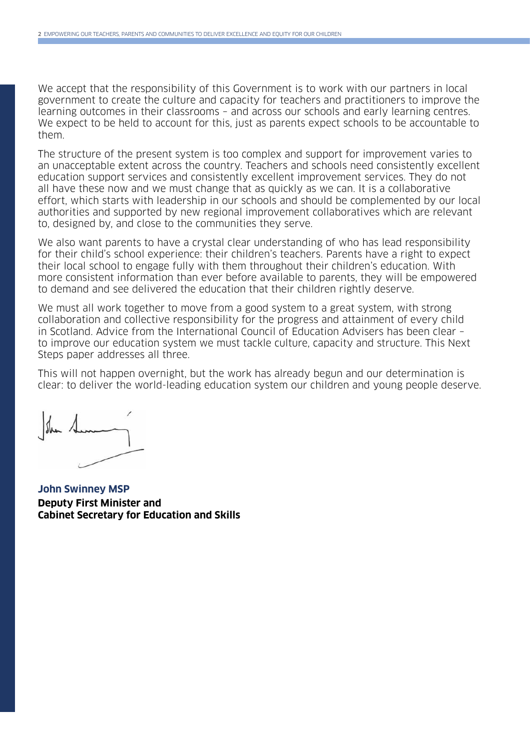We accept that the responsibility of this Government is to work with our partners in local government to create the culture and capacity for teachers and practitioners to improve the learning outcomes in their classrooms – and across our schools and early learning centres. We expect to be held to account for this, just as parents expect schools to be accountable to them.

The structure of the present system is too complex and support for improvement varies to an unacceptable extent across the country. Teachers and schools need consistently excellent education support services and consistently excellent improvement services. They do not all have these now and we must change that as quickly as we can. It is a collaborative effort, which starts with leadership in our schools and should be complemented by our local authorities and supported by new regional improvement collaboratives which are relevant to, designed by, and close to the communities they serve.

We also want parents to have a crystal clear understanding of who has lead responsibility for their child's school experience: their children's teachers. Parents have a right to expect their local school to engage fully with them throughout their children's education. With more consistent information than ever before available to parents, they will be empowered to demand and see delivered the education that their children rightly deserve.

We must all work together to move from a good system to a great system, with strong collaboration and collective responsibility for the progress and attainment of every child in Scotland. Advice from the International Council of Education Advisers has been clear – to improve our education system we must tackle culture, capacity and structure. This Next Steps paper addresses all three.

This will not happen overnight, but the work has already begun and our determination is clear: to deliver the world-leading education system our children and young people deserve.

**John Swinney MSP**
**Deputy First Minister and**
**Cabinet Secretary for Education and Skills**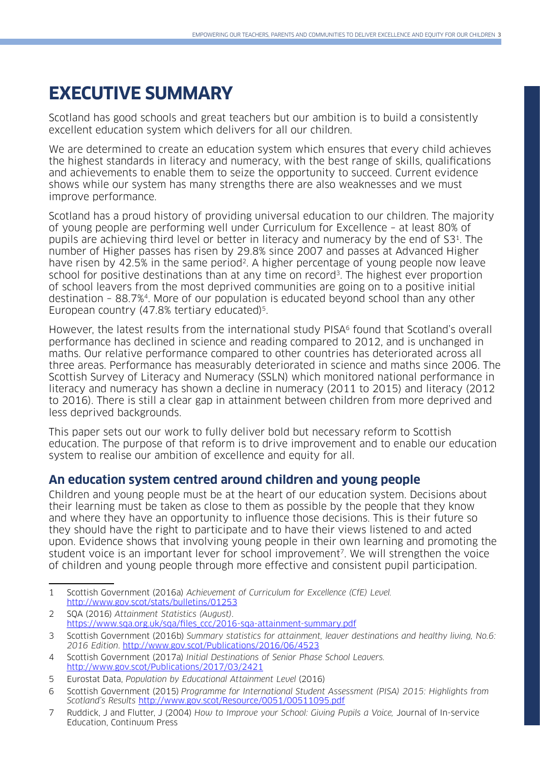# EXECUTIVE SUMMARY

Scotland has good schools and great teachers but our ambition is to build a consistently excellent education system which delivers for all our children.

We are determined to create an education system which ensures that every child achieves the highest standards in literacy and numeracy, with the best range of skills, qualifications and achievements to enable them to seize the opportunity to succeed. Current evidence shows while our system has many strengths there are also weaknesses and we must improve performance.

Scotland has a proud history of providing universal education to our children. The majority of young people are performing well under Curriculum for Excellence – at least 80% of pupils are achieving third level or better in literacy and numeracy by the end of S3[1]. The number of Higher passes has risen by 29.8% since 2007 and passes at Advanced Higher have risen by 42.5% in the same period[2]. A higher percentage of young people now leave school for positive destinations than at any time on record[3]. The highest ever proportion of school leavers from the most deprived communities are going on to a positive initial destination – 88.7%[4]. More of our population is educated beyond school than any other European country (47.8% tertiary educated)[5].

However, the latest results from the international study PISA[6] found that Scotland's overall performance has declined in science and reading compared to 2012, and is unchanged in maths. Our relative performance compared to other countries has deteriorated across all three areas. Performance has measurably deteriorated in science and maths since 2006. The Scottish Survey of Literacy and Numeracy (SSLN) which monitored national performance in literacy and numeracy has shown a decline in numeracy (2011 to 2015) and literacy (2012 to 2016). There is still a clear gap in attainment between children from more deprived and less deprived backgrounds.

This paper sets out our work to fully deliver bold but necessary reform to Scottish education. The purpose of that reform is to drive improvement and to enable our education system to realise our ambition of excellence and equity for all.

## An education system centred around children and young people

Children and young people must be at the heart of our education system. Decisions about their learning must be taken as close to them as possible by the people that they know and where they have an opportunity to influence those decisions. This is their future so they should have the right to participate and to have their views listened to and acted upon. Evidence shows that involving young people in their own learning and promoting the student voice is an important lever for school improvement[7]. We will strengthen the voice of children and young people through more effective and consistent pupil participation.

---

1 Scottish Government (2016a) *Achievement of Curriculum for Excellence (CfE) Level.* http://www.gov.scot/stats/bulletins/01253

2 SQA (2016) *Attainment Statistics (August).* https://www.sqa.org.uk/sqa/files_ccc/2016-sqa-attainment-summary.pdf

3 Scottish Government (2016b) *Summary statistics for attainment, leaver destinations and healthy living, No.6: 2016 Edition.* http://www.gov.scot/Publications/2016/06/4523

4 Scottish Government (2017a) *Initial Destinations of Senior Phase School Leavers.* http://www.gov.scot/Publications/2017/03/2421

5 Eurostat Data, *Population by Educational Attainment Level* (2016)

6 Scottish Government (2015) *Programme for International Student Assessment (PISA) 2015: Highlights from Scotland's Results* http://www.gov.scot/Resource/0051/00511095.pdf

7 Ruddick, J and Flutter, J (2004) *How to Improve your School: Giving Pupils a Voice,* Journal of In-service Education, Continuum Press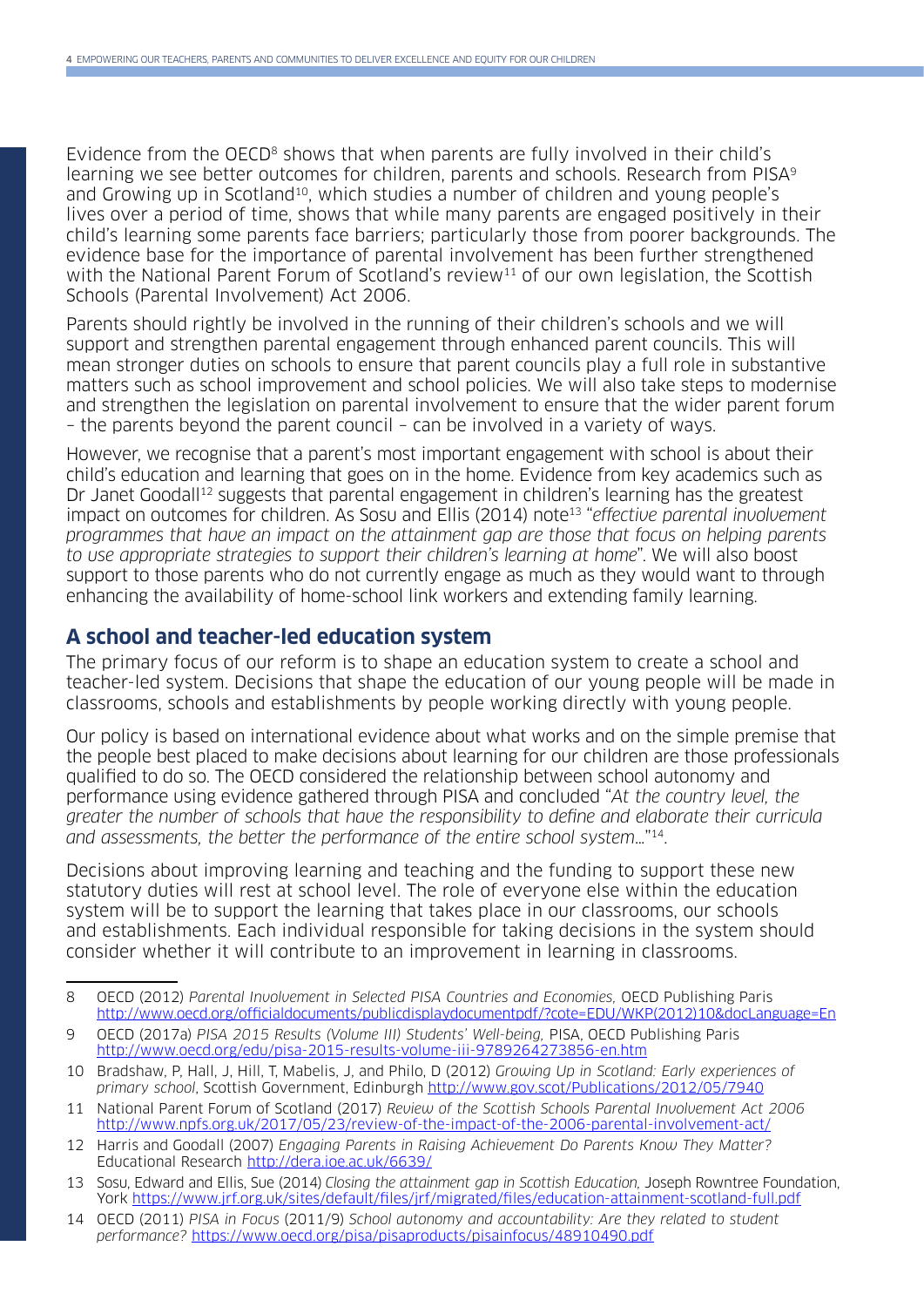Evidence from the OECD[8] shows that when parents are fully involved in their child's learning we see better outcomes for children, parents and schools. Research from PISA[9] and Growing up in Scotland[10], which studies a number of children and young people's lives over a period of time, shows that while many parents are engaged positively in their child's learning some parents face barriers; particularly those from poorer backgrounds. The evidence base for the importance of parental involvement has been further strengthened with the National Parent Forum of Scotland's review[11] of our own legislation, the Scottish Schools (Parental Involvement) Act 2006.

Parents should rightly be involved in the running of their children's schools and we will support and strengthen parental engagement through enhanced parent councils. This will mean stronger duties on schools to ensure that parent councils play a full role in substantive matters such as school improvement and school policies. We will also take steps to modernise and strengthen the legislation on parental involvement to ensure that the wider parent forum – the parents beyond the parent council – can be involved in a variety of ways.

However, we recognise that a parent's most important engagement with school is about their child's education and learning that goes on in the home. Evidence from key academics such as Dr Janet Goodall[12] suggests that parental engagement in children's learning has the greatest impact on outcomes for children. As Sosu and Ellis (2014) note[13] "*effective parental involvement programmes that have an impact on the attainment gap are those that focus on helping parents to use appropriate strategies to support their children's learning at home*". We will also boost support to those parents who do not currently engage as much as they would want to through enhancing the availability of home-school link workers and extending family learning.

## A school and teacher-led education system

The primary focus of our reform is to shape an education system to create a school and teacher-led system. Decisions that shape the education of our young people will be made in classrooms, schools and establishments by people working directly with young people.

Our policy is based on international evidence about what works and on the simple premise that the people best placed to make decisions about learning for our children are those professionals qualified to do so. The OECD considered the relationship between school autonomy and performance using evidence gathered through PISA and concluded "*At the country level, the greater the number of schools that have the responsibility to define and elaborate their curricula and assessments, the better the performance of the entire school system…*"[14].

Decisions about improving learning and teaching and the funding to support these new statutory duties will rest at school level. The role of everyone else within the education system will be to support the learning that takes place in our classrooms, our schools and establishments. Each individual responsible for taking decisions in the system should consider whether it will contribute to an improvement in learning in classrooms.

---

8 OECD (2012) *Parental Involvement in Selected PISA Countries and Economies,* OECD Publishing Paris http://www.oecd.org/officialdocuments/publicdisplaydocumentpdf/?cote=EDU/WKP(2012)10&docLanguage=En

9 OECD (2017a) *PISA 2015 Results (Volume III) Students' Well-being,* PISA, OECD Publishing Paris http://www.oecd.org/edu/pisa-2015-results-volume-iii-9789264273856-en.htm

10 Bradshaw, P, Hall, J, Hill, T, Mabelis, J, and Philo, D (2012) *Growing Up in Scotland: Early experiences of primary school*, Scottish Government, Edinburgh http://www.gov.scot/Publications/2012/05/7940

11 National Parent Forum of Scotland (2017) *Review of the Scottish Schools Parental Involvement Act 2006* http://www.npfs.org.uk/2017/05/23/review-of-the-impact-of-the-2006-parental-involvement-act/

12 Harris and Goodall (2007) *Engaging Parents in Raising Achievement Do Parents Know They Matter?* Educational Research http://dera.ioe.ac.uk/6639/

13 Sosu, Edward and Ellis, Sue (2014) *Closing the attainment gap in Scottish Education,* Joseph Rowntree Foundation, York https://www.jrf.org.uk/sites/default/files/jrf/migrated/files/education-attainment-scotland-full.pdf

14 OECD (2011) *PISA in Focus* (2011/9) *School autonomy and accountability: Are they related to student performance?* https://www.oecd.org/pisa/pisaproducts/pisainfocus/48910490.pdf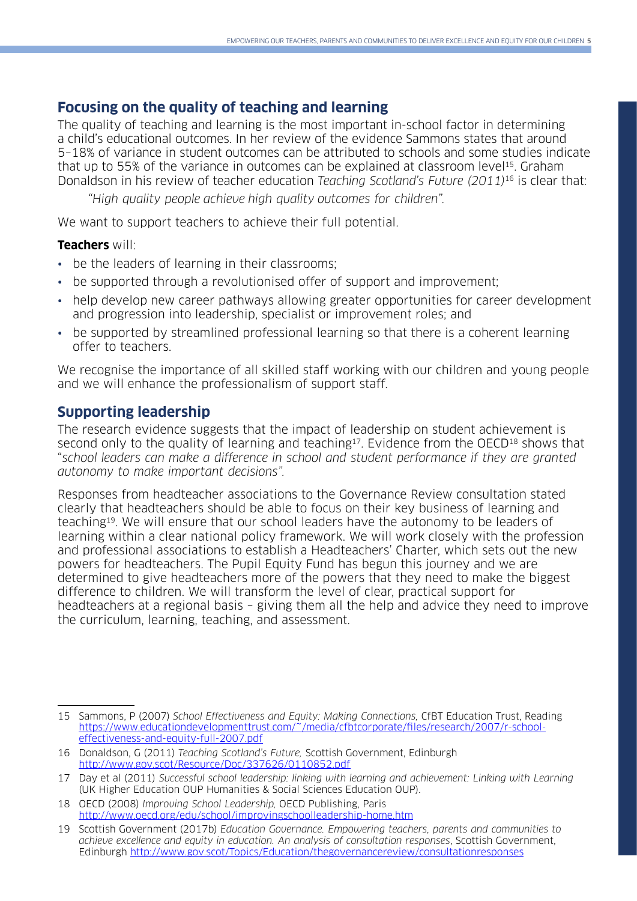## Focusing on the quality of teaching and learning

The quality of teaching and learning is the most important in-school factor in determining a child's educational outcomes. In her review of the evidence Sammons states that around 5–18% of variance in student outcomes can be attributed to schools and some studies indicate that up to 55% of the variance in outcomes can be explained at classroom level[15]. Graham Donaldson in his review of teacher education *Teaching Scotland's Future (2011)*[16] is clear that:

> *"High quality people achieve high quality outcomes for children".*

We want to support teachers to achieve their full potential.

**Teachers** will:

- be the leaders of learning in their classrooms;
- be supported through a revolutionised offer of support and improvement;
- help develop new career pathways allowing greater opportunities for career development and progression into leadership, specialist or improvement roles; and
- be supported by streamlined professional learning so that there is a coherent learning offer to teachers.

We recognise the importance of all skilled staff working with our children and young people and we will enhance the professionalism of support staff.

## Supporting leadership

The research evidence suggests that the impact of leadership on student achievement is second only to the quality of learning and teaching[17]. Evidence from the OECD[18] shows that "*school leaders can make a difference in school and student performance if they are granted autonomy to make important decisions".*

Responses from headteacher associations to the Governance Review consultation stated clearly that headteachers should be able to focus on their key business of learning and teaching[19]. We will ensure that our school leaders have the autonomy to be leaders of learning within a clear national policy framework. We will work closely with the profession and professional associations to establish a Headteachers' Charter, which sets out the new powers for headteachers. The Pupil Equity Fund has begun this journey and we are determined to give headteachers more of the powers that they need to make the biggest difference to children. We will transform the level of clear, practical support for headteachers at a regional basis – giving them all the help and advice they need to improve the curriculum, learning, teaching, and assessment.

---

15 Sammons, P (2007) *School Effectiveness and Equity: Making Connections,* CfBT Education Trust, Reading https://www.educationdevelopmenttrust.com/~/media/cfbtcorporate/files/research/2007/r-school-effectiveness-and-equity-full-2007.pdf

16 Donaldson, G (2011) *Teaching Scotland's Future,* Scottish Government, Edinburgh http://www.gov.scot/Resource/Doc/337626/0110852.pdf

17 Day et al (2011) *Successful school leadership: linking with learning and achievement: Linking with Learning* (UK Higher Education OUP Humanities & Social Sciences Education OUP).

18 OECD (2008) *Improving School Leadership,* OECD Publishing, Paris http://www.oecd.org/edu/school/improvingschoolleadership-home.htm

19 Scottish Government (2017b) *Education Governance. Empowering teachers, parents and communities to achieve excellence and equity in education. An analysis of consultation responses*, Scottish Government, Edinburgh http://www.gov.scot/Topics/Education/thegovernancereview/consultationresponses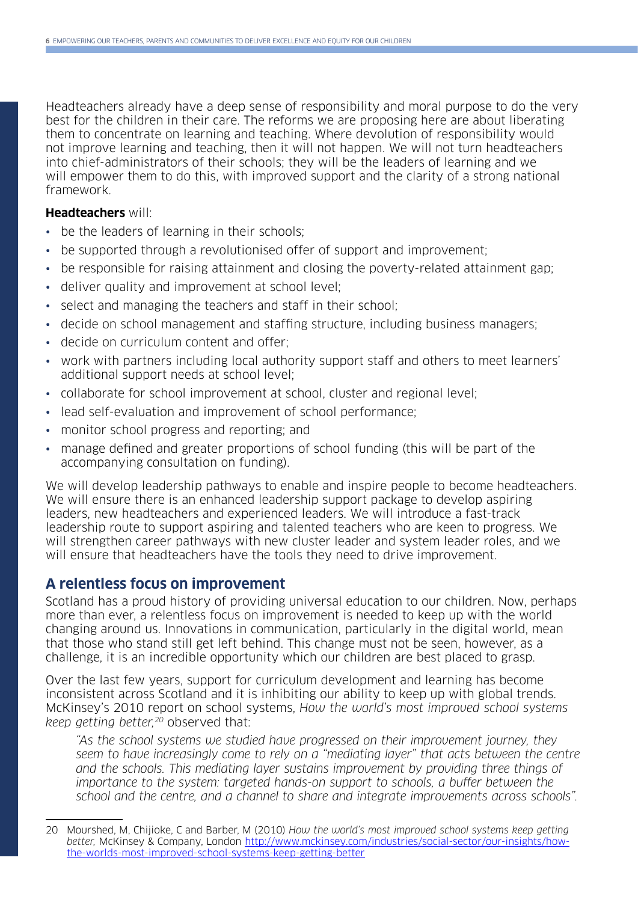Headteachers already have a deep sense of responsibility and moral purpose to do the very best for the children in their care. The reforms we are proposing here are about liberating them to concentrate on learning and teaching. Where devolution of responsibility would not improve learning and teaching, then it will not happen. We will not turn headteachers into chief-administrators of their schools; they will be the leaders of learning and we will empower them to do this, with improved support and the clarity of a strong national framework.

**Headteachers** will:

- be the leaders of learning in their schools;
- be supported through a revolutionised offer of support and improvement;
- be responsible for raising attainment and closing the poverty-related attainment gap;
- deliver quality and improvement at school level;
- select and managing the teachers and staff in their school;
- decide on school management and staffing structure, including business managers;
- decide on curriculum content and offer;
- work with partners including local authority support staff and others to meet learners' additional support needs at school level;
- collaborate for school improvement at school, cluster and regional level;
- lead self-evaluation and improvement of school performance;
- monitor school progress and reporting; and
- manage defined and greater proportions of school funding (this will be part of the accompanying consultation on funding).

We will develop leadership pathways to enable and inspire people to become headteachers. We will ensure there is an enhanced leadership support package to develop aspiring leaders, new headteachers and experienced leaders. We will introduce a fast-track leadership route to support aspiring and talented teachers who are keen to progress. We will strengthen career pathways with new cluster leader and system leader roles, and we will ensure that headteachers have the tools they need to drive improvement.

## A relentless focus on improvement

Scotland has a proud history of providing universal education to our children. Now, perhaps more than ever, a relentless focus on improvement is needed to keep up with the world changing around us. Innovations in communication, particularly in the digital world, mean that those who stand still get left behind. This change must not be seen, however, as a challenge, it is an incredible opportunity which our children are best placed to grasp.

Over the last few years, support for curriculum development and learning has become inconsistent across Scotland and it is inhibiting our ability to keep up with global trends. McKinsey's 2010 report on school systems, *How the world's most improved school systems keep getting better,*[20] observed that:

> *"As the school systems we studied have progressed on their improvement journey, they seem to have increasingly come to rely on a "mediating layer" that acts between the centre and the schools. This mediating layer sustains improvement by providing three things of importance to the system: targeted hands-on support to schools, a buffer between the school and the centre, and a channel to share and integrate improvements across schools".*

---

20 Mourshed, M, Chijioke, C and Barber, M (2010) *How the world's most improved school systems keep getting better,* McKinsey & Company, London http://www.mckinsey.com/industries/social-sector/our-insights/how-the-worlds-most-improved-school-systems-keep-getting-better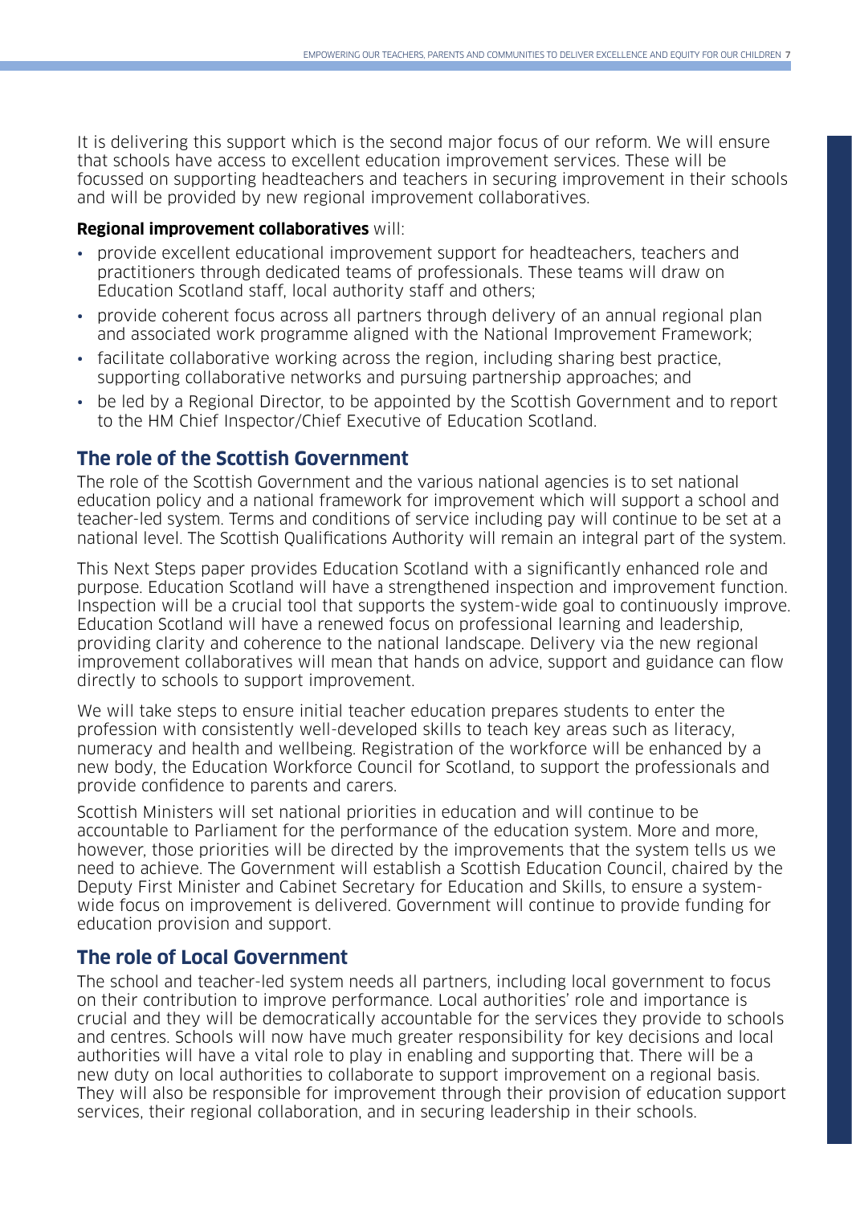It is delivering this support which is the second major focus of our reform. We will ensure that schools have access to excellent education improvement services. These will be focussed on supporting headteachers and teachers in securing improvement in their schools and will be provided by new regional improvement collaboratives.

**Regional improvement collaboratives** will:

- provide excellent educational improvement support for headteachers, teachers and practitioners through dedicated teams of professionals. These teams will draw on Education Scotland staff, local authority staff and others;
- provide coherent focus across all partners through delivery of an annual regional plan and associated work programme aligned with the National Improvement Framework;
- facilitate collaborative working across the region, including sharing best practice, supporting collaborative networks and pursuing partnership approaches; and
- be led by a Regional Director, to be appointed by the Scottish Government and to report to the HM Chief Inspector/Chief Executive of Education Scotland.

## The role of the Scottish Government

The role of the Scottish Government and the various national agencies is to set national education policy and a national framework for improvement which will support a school and teacher-led system. Terms and conditions of service including pay will continue to be set at a national level. The Scottish Qualifications Authority will remain an integral part of the system.

This Next Steps paper provides Education Scotland with a significantly enhanced role and purpose. Education Scotland will have a strengthened inspection and improvement function. Inspection will be a crucial tool that supports the system-wide goal to continuously improve. Education Scotland will have a renewed focus on professional learning and leadership, providing clarity and coherence to the national landscape. Delivery via the new regional improvement collaboratives will mean that hands on advice, support and guidance can flow directly to schools to support improvement.

We will take steps to ensure initial teacher education prepares students to enter the profession with consistently well-developed skills to teach key areas such as literacy, numeracy and health and wellbeing. Registration of the workforce will be enhanced by a new body, the Education Workforce Council for Scotland, to support the professionals and provide confidence to parents and carers.

Scottish Ministers will set national priorities in education and will continue to be accountable to Parliament for the performance of the education system. More and more, however, those priorities will be directed by the improvements that the system tells us we need to achieve. The Government will establish a Scottish Education Council, chaired by the Deputy First Minister and Cabinet Secretary for Education and Skills, to ensure a system-wide focus on improvement is delivered. Government will continue to provide funding for education provision and support.

## The role of Local Government

The school and teacher-led system needs all partners, including local government to focus on their contribution to improve performance. Local authorities' role and importance is crucial and they will be democratically accountable for the services they provide to schools and centres. Schools will now have much greater responsibility for key decisions and local authorities will have a vital role to play in enabling and supporting that. There will be a new duty on local authorities to collaborate to support improvement on a regional basis. They will also be responsible for improvement through their provision of education support services, their regional collaboration, and in securing leadership in their schools.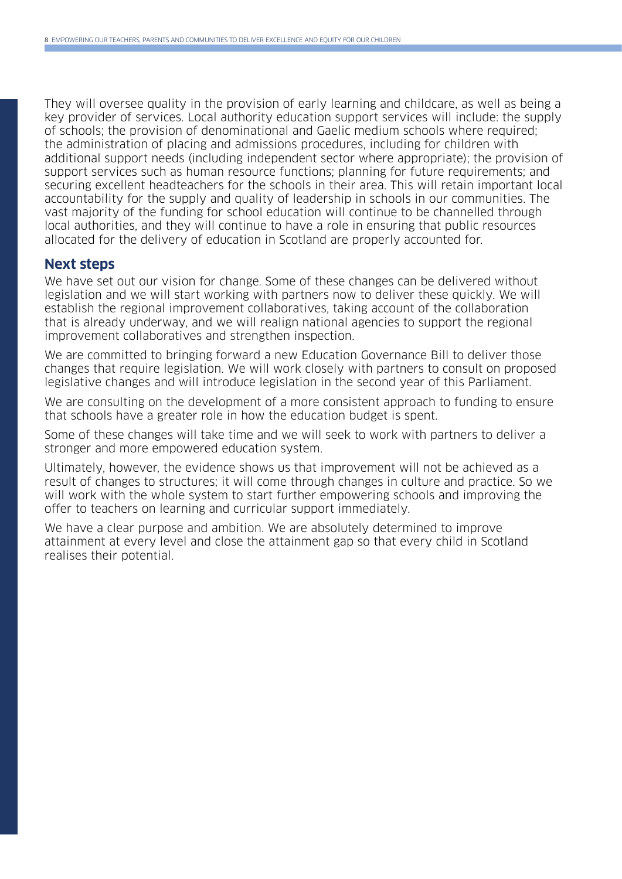They will oversee quality in the provision of early learning and childcare, as well as being a key provider of services. Local authority education support services will include: the supply of schools; the provision of denominational and Gaelic medium schools where required; the administration of placing and admissions procedures, including for children with additional support needs (including independent sector where appropriate); the provision of support services such as human resource functions; planning for future requirements; and securing excellent headteachers for the schools in their area. This will retain important local accountability for the supply and quality of leadership in schools in our communities. The vast majority of the funding for school education will continue to be channelled through local authorities, and they will continue to have a role in ensuring that public resources allocated for the delivery of education in Scotland are properly accounted for.

## Next steps

We have set out our vision for change. Some of these changes can be delivered without legislation and we will start working with partners now to deliver these quickly. We will establish the regional improvement collaboratives, taking account of the collaboration that is already underway, and we will realign national agencies to support the regional improvement collaboratives and strengthen inspection.

We are committed to bringing forward a new Education Governance Bill to deliver those changes that require legislation. We will work closely with partners to consult on proposed legislative changes and will introduce legislation in the second year of this Parliament.

We are consulting on the development of a more consistent approach to funding to ensure that schools have a greater role in how the education budget is spent.

Some of these changes will take time and we will seek to work with partners to deliver a stronger and more empowered education system.

Ultimately, however, the evidence shows us that improvement will not be achieved as a result of changes to structures; it will come through changes in culture and practice. So we will work with the whole system to start further empowering schools and improving the offer to teachers on learning and curricular support immediately.

We have a clear purpose and ambition. We are absolutely determined to improve attainment at every level and close the attainment gap so that every child in Scotland realises their potential.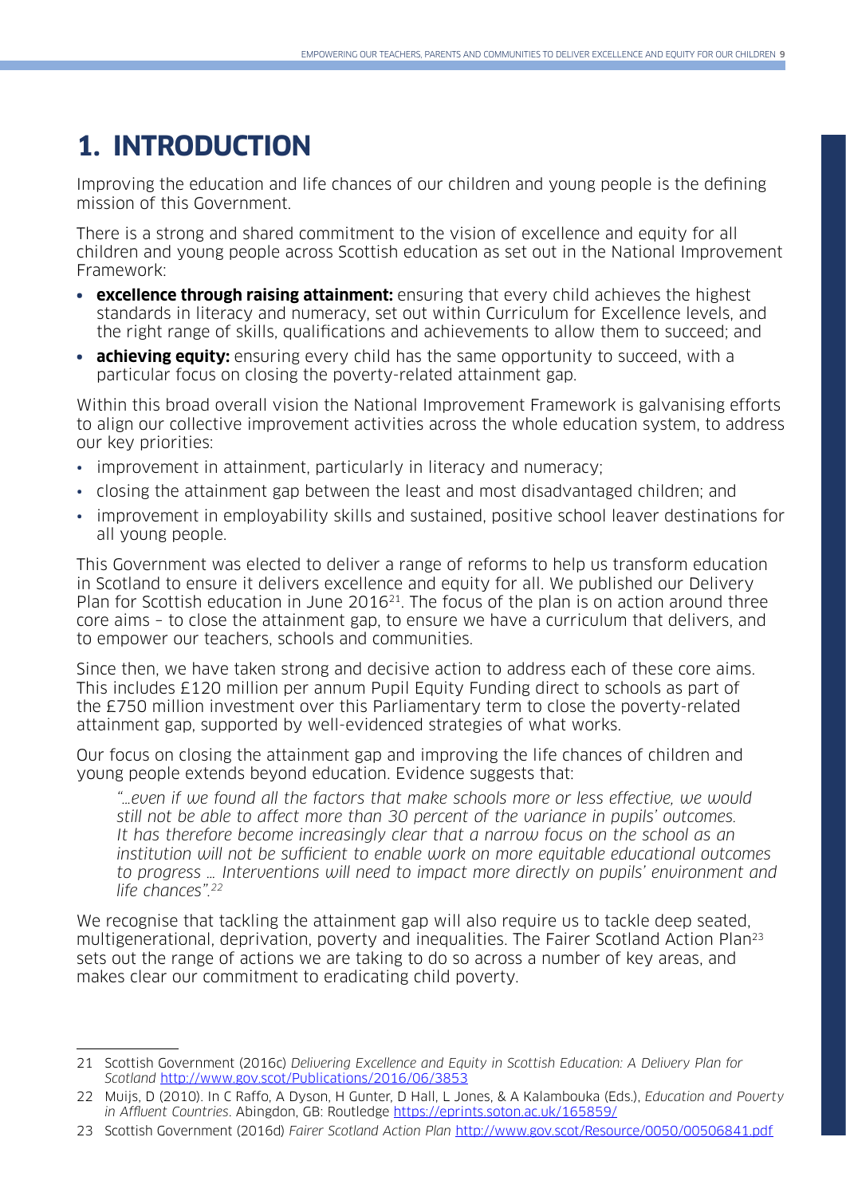# 1. INTRODUCTION

Improving the education and life chances of our children and young people is the defining mission of this Government.

There is a strong and shared commitment to the vision of excellence and equity for all children and young people across Scottish education as set out in the National Improvement Framework:

- **excellence through raising attainment:** ensuring that every child achieves the highest standards in literacy and numeracy, set out within Curriculum for Excellence levels, and the right range of skills, qualifications and achievements to allow them to succeed; and
- **achieving equity:** ensuring every child has the same opportunity to succeed, with a particular focus on closing the poverty-related attainment gap.

Within this broad overall vision the National Improvement Framework is galvanising efforts to align our collective improvement activities across the whole education system, to address our key priorities:

- improvement in attainment, particularly in literacy and numeracy;
- closing the attainment gap between the least and most disadvantaged children; and
- improvement in employability skills and sustained, positive school leaver destinations for all young people.

This Government was elected to deliver a range of reforms to help us transform education in Scotland to ensure it delivers excellence and equity for all. We published our Delivery Plan for Scottish education in June 2016[21]. The focus of the plan is on action around three core aims – to close the attainment gap, to ensure we have a curriculum that delivers, and to empower our teachers, schools and communities.

Since then, we have taken strong and decisive action to address each of these core aims. This includes £120 million per annum Pupil Equity Funding direct to schools as part of the £750 million investment over this Parliamentary term to close the poverty-related attainment gap, supported by well-evidenced strategies of what works.

Our focus on closing the attainment gap and improving the life chances of children and young people extends beyond education. Evidence suggests that:

> *"…even if we found all the factors that make schools more or less effective, we would still not be able to affect more than 30 percent of the variance in pupils' outcomes. It has therefore become increasingly clear that a narrow focus on the school as an institution will not be sufficient to enable work on more equitable educational outcomes to progress … Interventions will need to impact more directly on pupils' environment and life chances".*[22]

We recognise that tackling the attainment gap will also require us to tackle deep seated, multigenerational, deprivation, poverty and inequalities. The Fairer Scotland Action Plan[23] sets out the range of actions we are taking to do so across a number of key areas, and makes clear our commitment to eradicating child poverty.

---

21 Scottish Government (2016c) *Delivering Excellence and Equity in Scottish Education: A Delivery Plan for Scotland* http://www.gov.scot/Publications/2016/06/3853

22 Muijs, D (2010). In C Raffo, A Dyson, H Gunter, D Hall, L Jones, & A Kalambouka (Eds.), *Education and Poverty in Affluent Countries*. Abingdon, GB: Routledge https://eprints.soton.ac.uk/165859/

23 Scottish Government (2016d) *Fairer Scotland Action Plan* http://www.gov.scot/Resource/0050/00506841.pdf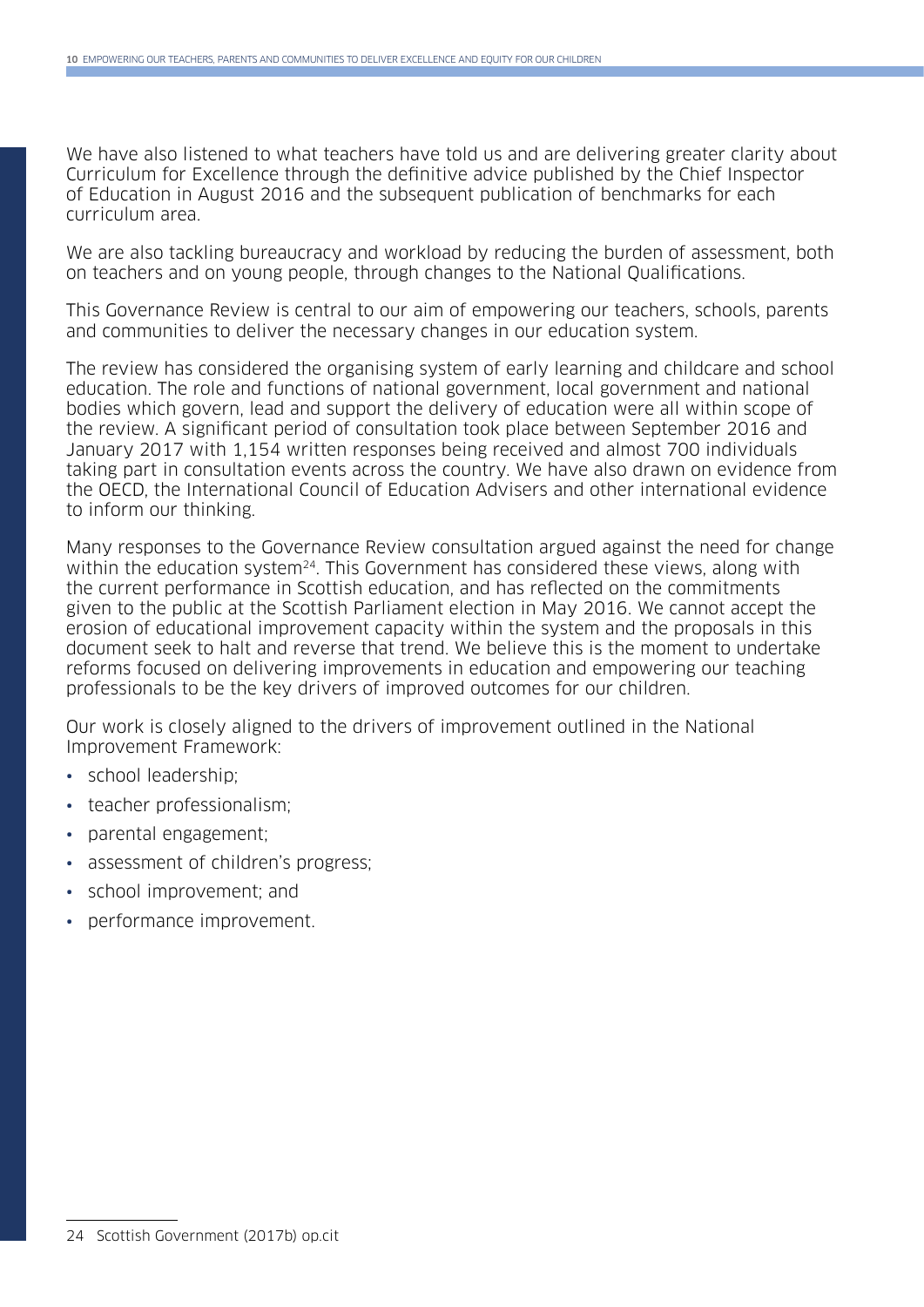We have also listened to what teachers have told us and are delivering greater clarity about Curriculum for Excellence through the definitive advice published by the Chief Inspector of Education in August 2016 and the subsequent publication of benchmarks for each curriculum area.

We are also tackling bureaucracy and workload by reducing the burden of assessment, both on teachers and on young people, through changes to the National Qualifications.

This Governance Review is central to our aim of empowering our teachers, schools, parents and communities to deliver the necessary changes in our education system.

The review has considered the organising system of early learning and childcare and school education. The role and functions of national government, local government and national bodies which govern, lead and support the delivery of education were all within scope of the review. A significant period of consultation took place between September 2016 and January 2017 with 1,154 written responses being received and almost 700 individuals taking part in consultation events across the country. We have also drawn on evidence from the OECD, the International Council of Education Advisers and other international evidence to inform our thinking.

Many responses to the Governance Review consultation argued against the need for change within the education system[24]. This Government has considered these views, along with the current performance in Scottish education, and has reflected on the commitments given to the public at the Scottish Parliament election in May 2016. We cannot accept the erosion of educational improvement capacity within the system and the proposals in this document seek to halt and reverse that trend. We believe this is the moment to undertake reforms focused on delivering improvements in education and empowering our teaching professionals to be the key drivers of improved outcomes for our children.

Our work is closely aligned to the drivers of improvement outlined in the National Improvement Framework:

- school leadership;
- teacher professionalism;
- parental engagement;
- assessment of children's progress;
- school improvement; and
- performance improvement.

---

24 Scottish Government (2017b) op.cit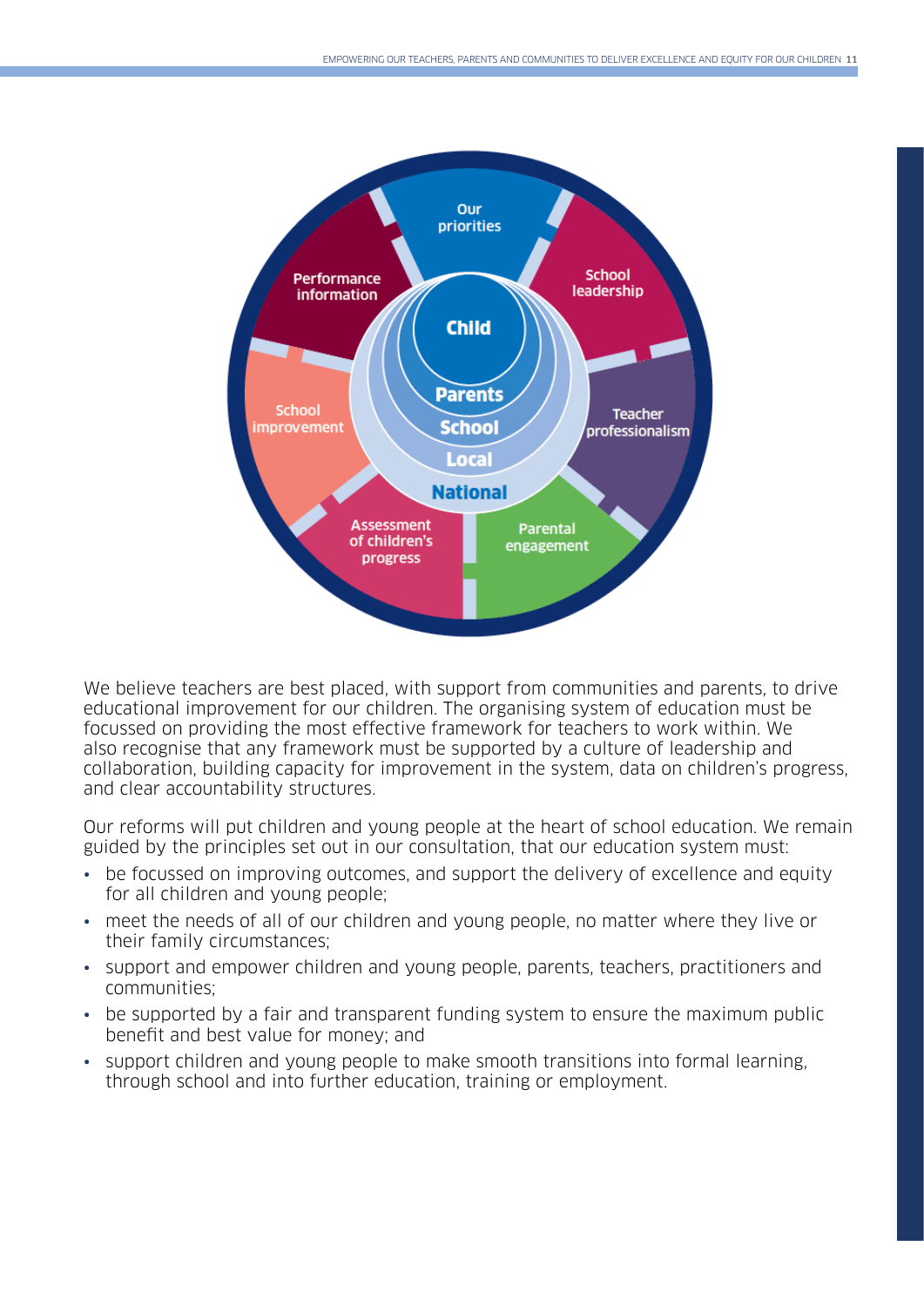We believe teachers are best placed, with support from communities and parents, to drive educational improvement for our children. The organising system of education must be focussed on providing the most effective framework for teachers to work within. We also recognise that any framework must be supported by a culture of leadership and collaboration, building capacity for improvement in the system, data on children's progress, and clear accountability structures.

Our reforms will put children and young people at the heart of school education. We remain guided by the principles set out in our consultation, that our education system must:

- be focussed on improving outcomes, and support the delivery of excellence and equity for all children and young people;
- meet the needs of all of our children and young people, no matter where they live or their family circumstances;
- support and empower children and young people, parents, teachers, practitioners and communities;
- be supported by a fair and transparent funding system to ensure the maximum public benefit and best value for money; and
- support children and young people to make smooth transitions into formal learning, through school and into further education, training or employment.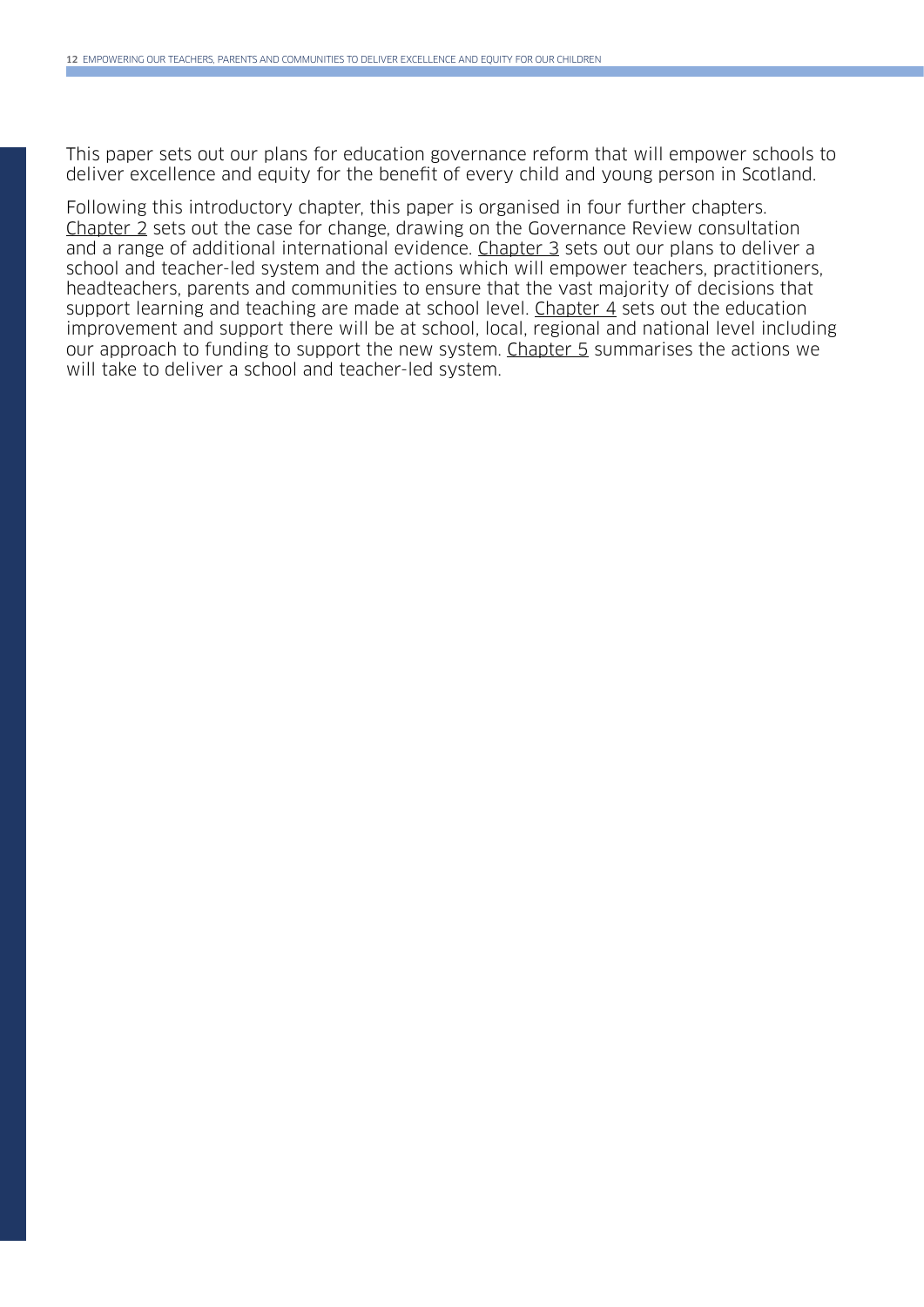This paper sets out our plans for education governance reform that will empower schools to deliver excellence and equity for the benefit of every child and young person in Scotland.

Following this introductory chapter, this paper is organised in four further chapters. Chapter 2 sets out the case for change, drawing on the Governance Review consultation and a range of additional international evidence. Chapter 3 sets out our plans to deliver a school and teacher-led system and the actions which will empower teachers, practitioners, headteachers, parents and communities to ensure that the vast majority of decisions that support learning and teaching are made at school level. Chapter 4 sets out the education improvement and support there will be at school, local, regional and national level including our approach to funding to support the new system. Chapter 5 summarises the actions we will take to deliver a school and teacher-led system.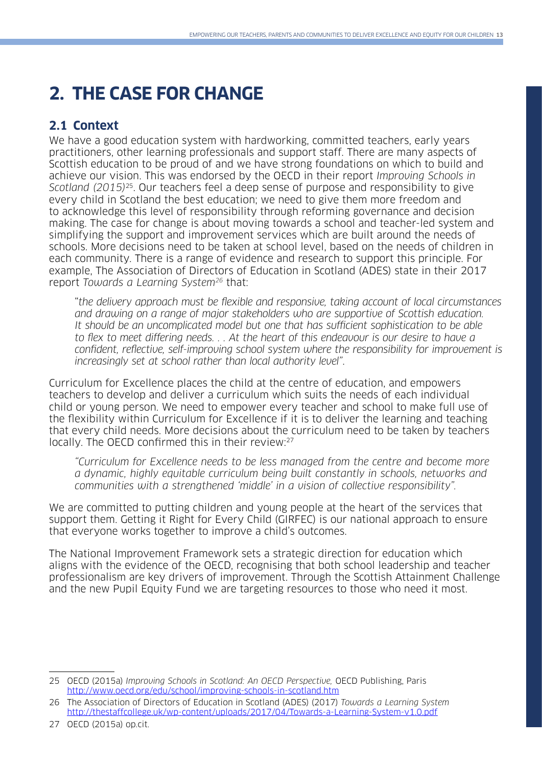# 2. THE CASE FOR CHANGE

## 2.1 Context

We have a good education system with hardworking, committed teachers, early years practitioners, other learning professionals and support staff. There are many aspects of Scottish education to be proud of and we have strong foundations on which to build and achieve our vision. This was endorsed by the OECD in their report *Improving Schools in Scotland (2015)*[25]. Our teachers feel a deep sense of purpose and responsibility to give every child in Scotland the best education; we need to give them more freedom and to acknowledge this level of responsibility through reforming governance and decision making. The case for change is about moving towards a school and teacher-led system and simplifying the support and improvement services which are built around the needs of schools. More decisions need to be taken at school level, based on the needs of children in each community. There is a range of evidence and research to support this principle. For example, The Association of Directors of Education in Scotland (ADES) state in their 2017 report *Towards a Learning System*[26] that:

> "*the delivery approach must be flexible and responsive, taking account of local circumstances and drawing on a range of major stakeholders who are supportive of Scottish education. It should be an uncomplicated model but one that has sufficient sophistication to be able to flex to meet differing needs. . . At the heart of this endeavour is our desire to have a confident, reflective, self-improving school system where the responsibility for improvement is increasingly set at school rather than local authority level*".

Curriculum for Excellence places the child at the centre of education, and empowers teachers to develop and deliver a curriculum which suits the needs of each individual child or young person. We need to empower every teacher and school to make full use of the flexibility within Curriculum for Excellence if it is to deliver the learning and teaching that every child needs. More decisions about the curriculum need to be taken by teachers locally. The OECD confirmed this in their review:[27]

> *"Curriculum for Excellence needs to be less managed from the centre and become more a dynamic, highly equitable curriculum being built constantly in schools, networks and communities with a strengthened 'middle' in a vision of collective responsibility".*

We are committed to putting children and young people at the heart of the services that support them. Getting it Right for Every Child (GIRFEC) is our national approach to ensure that everyone works together to improve a child's outcomes.

The National Improvement Framework sets a strategic direction for education which aligns with the evidence of the OECD, recognising that both school leadership and teacher professionalism are key drivers of improvement. Through the Scottish Attainment Challenge and the new Pupil Equity Fund we are targeting resources to those who need it most.

---

25 OECD (2015a) *Improving Schools in Scotland: An OECD Perspective,* OECD Publishing, Paris http://www.oecd.org/edu/school/improving-schools-in-scotland.htm

26 The Association of Directors of Education in Scotland (ADES) (2017) *Towards a Learning System* http://thestaffcollege.uk/wp-content/uploads/2017/04/Towards-a-Learning-System-v1.0.pdf

27 OECD (2015a) op.cit.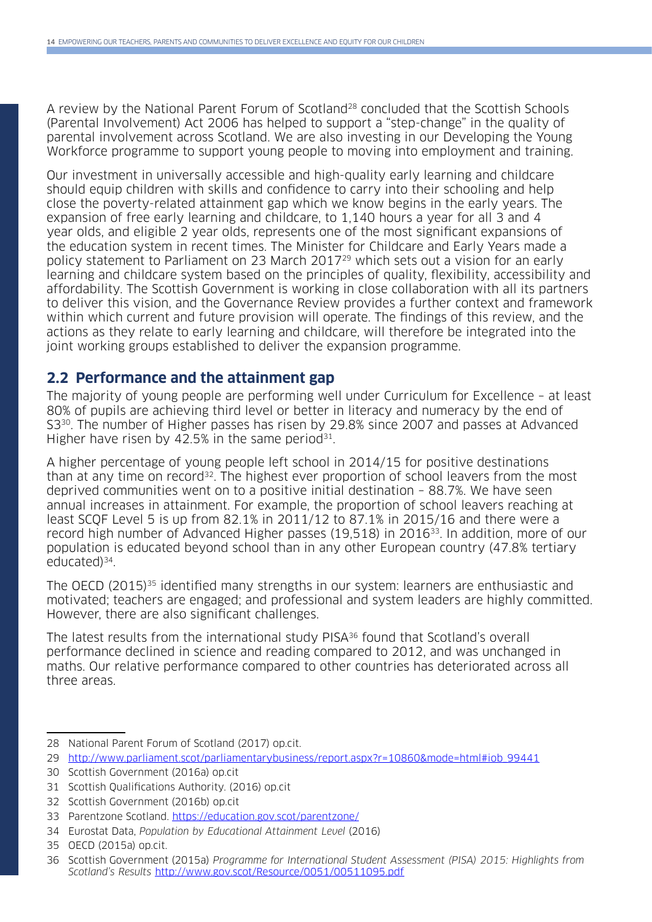A review by the National Parent Forum of Scotland[28] concluded that the Scottish Schools (Parental Involvement) Act 2006 has helped to support a "step-change" in the quality of parental involvement across Scotland. We are also investing in our Developing the Young Workforce programme to support young people to moving into employment and training.

Our investment in universally accessible and high-quality early learning and childcare should equip children with skills and confidence to carry into their schooling and help close the poverty-related attainment gap which we know begins in the early years. The expansion of free early learning and childcare, to 1,140 hours a year for all 3 and 4 year olds, and eligible 2 year olds, represents one of the most significant expansions of the education system in recent times. The Minister for Childcare and Early Years made a policy statement to Parliament on 23 March 2017[29] which sets out a vision for an early learning and childcare system based on the principles of quality, flexibility, accessibility and affordability. The Scottish Government is working in close collaboration with all its partners to deliver this vision, and the Governance Review provides a further context and framework within which current and future provision will operate. The findings of this review, and the actions as they relate to early learning and childcare, will therefore be integrated into the joint working groups established to deliver the expansion programme.

## 2.2 Performance and the attainment gap

The majority of young people are performing well under Curriculum for Excellence – at least 80% of pupils are achieving third level or better in literacy and numeracy by the end of S3[30]. The number of Higher passes has risen by 29.8% since 2007 and passes at Advanced Higher have risen by 42.5% in the same period[31].

A higher percentage of young people left school in 2014/15 for positive destinations than at any time on record[32]. The highest ever proportion of school leavers from the most deprived communities went on to a positive initial destination – 88.7%. We have seen annual increases in attainment. For example, the proportion of school leavers reaching at least SCQF Level 5 is up from 82.1% in 2011/12 to 87.1% in 2015/16 and there were a record high number of Advanced Higher passes (19,518) in 2016[33]. In addition, more of our population is educated beyond school than in any other European country (47.8% tertiary educated)[34].

The OECD (2015)[35] identified many strengths in our system: learners are enthusiastic and motivated; teachers are engaged; and professional and system leaders are highly committed. However, there are also significant challenges.

The latest results from the international study PISA[36] found that Scotland's overall performance declined in science and reading compared to 2012, and was unchanged in maths. Our relative performance compared to other countries has deteriorated across all three areas.

---

28 National Parent Forum of Scotland (2017) op.cit.

29 http://www.parliament.scot/parliamentarybusiness/report.aspx?r=10860&mode=html#iob_99441

30 Scottish Government (2016a) op.cit

31 Scottish Qualifications Authority. (2016) op.cit

32 Scottish Government (2016b) op.cit

33 Parentzone Scotland. https://education.gov.scot/parentzone/

34 Eurostat Data, *Population by Educational Attainment Level* (2016)

35 OECD (2015a) op.cit.

36 Scottish Government (2015a) *Programme for International Student Assessment (PISA) 2015: Highlights from Scotland's Results* http://www.gov.scot/Resource/0051/00511095.pdf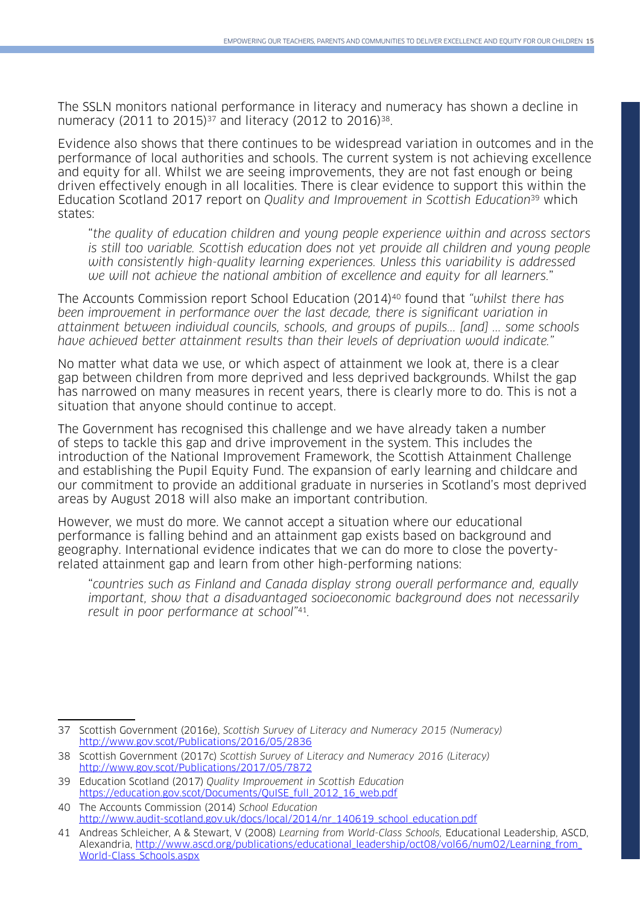The SSLN monitors national performance in literacy and numeracy has shown a decline in numeracy (2011 to 2015)[37] and literacy (2012 to 2016)[38].

Evidence also shows that there continues to be widespread variation in outcomes and in the performance of local authorities and schools. The current system is not achieving excellence and equity for all. Whilst we are seeing improvements, they are not fast enough or being driven effectively enough in all localities. There is clear evidence to support this within the Education Scotland 2017 report on *Quality and Improvement in Scottish Education*[39] which states:

> "*the quality of education children and young people experience within and across sectors is still too variable. Scottish education does not yet provide all children and young people with consistently high-quality learning experiences. Unless this variability is addressed we will not achieve the national ambition of excellence and equity for all learners*."

The Accounts Commission report School Education (2014)[40] found that *"whilst there has been improvement in performance over the last decade, there is significant variation in attainment between individual councils, schools, and groups of pupils… [and] … some schools have achieved better attainment results than their levels of deprivation would indicate."*

No matter what data we use, or which aspect of attainment we look at, there is a clear gap between children from more deprived and less deprived backgrounds. Whilst the gap has narrowed on many measures in recent years, there is clearly more to do. This is not a situation that anyone should continue to accept.

The Government has recognised this challenge and we have already taken a number of steps to tackle this gap and drive improvement in the system. This includes the introduction of the National Improvement Framework, the Scottish Attainment Challenge and establishing the Pupil Equity Fund. The expansion of early learning and childcare and our commitment to provide an additional graduate in nurseries in Scotland's most deprived areas by August 2018 will also make an important contribution.

However, we must do more. We cannot accept a situation where our educational performance is falling behind and an attainment gap exists based on background and geography. International evidence indicates that we can do more to close the poverty-related attainment gap and learn from other high-performing nations:

> "*countries such as Finland and Canada display strong overall performance and, equally important, show that a disadvantaged socioeconomic background does not necessarily result in poor performance at school*"[41].

---

37 Scottish Government (2016e), *Scottish Survey of Literacy and Numeracy 2015 (Numeracy)* http://www.gov.scot/Publications/2016/05/2836

38 Scottish Government (2017c) *Scottish Survey of Literacy and Numeracy 2016 (Literacy)* http://www.gov.scot/Publications/2017/05/7872

39 Education Scotland (2017) *Quality Improvement in Scottish Education* https://education.gov.scot/Documents/QuISE_full_2012_16_web.pdf

40 The Accounts Commission (2014) *School Education* http://www.audit-scotland.gov.uk/docs/local/2014/nr_140619_school_education.pdf

41 Andreas Schleicher, A & Stewart, V (2008) *Learning from World-Class Schools,* Educational Leadership, ASCD, Alexandria, http://www.ascd.org/publications/educational_leadership/oct08/vol66/num02/Learning_from_World-Class_Schools.aspx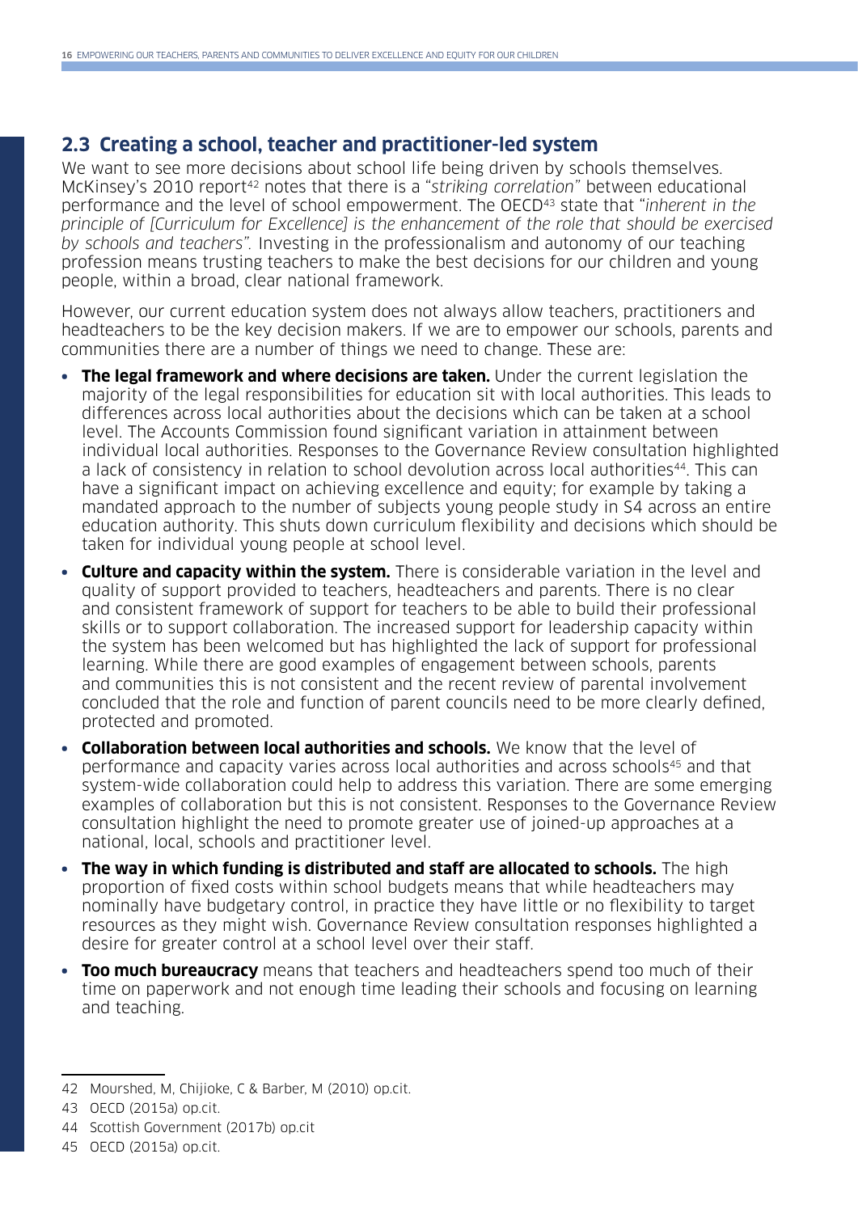## 2.3 Creating a school, teacher and practitioner-led system

We want to see more decisions about school life being driven by schools themselves. McKinsey's 2010 report[42] notes that there is a "*striking correlation*" between educational performance and the level of school empowerment. The OECD[43] state that "*inherent in the principle of [Curriculum for Excellence] is the enhancement of the role that should be exercised by schools and teachers".* Investing in the professionalism and autonomy of our teaching profession means trusting teachers to make the best decisions for our children and young people, within a broad, clear national framework.

However, our current education system does not always allow teachers, practitioners and headteachers to be the key decision makers. If we are to empower our schools, parents and communities there are a number of things we need to change. These are:

- **The legal framework and where decisions are taken.** Under the current legislation the majority of the legal responsibilities for education sit with local authorities. This leads to differences across local authorities about the decisions which can be taken at a school level. The Accounts Commission found significant variation in attainment between individual local authorities. Responses to the Governance Review consultation highlighted a lack of consistency in relation to school devolution across local authorities[44]. This can have a significant impact on achieving excellence and equity; for example by taking a mandated approach to the number of subjects young people study in S4 across an entire education authority. This shuts down curriculum flexibility and decisions which should be taken for individual young people at school level.
- **Culture and capacity within the system.** There is considerable variation in the level and quality of support provided to teachers, headteachers and parents. There is no clear and consistent framework of support for teachers to be able to build their professional skills or to support collaboration. The increased support for leadership capacity within the system has been welcomed but has highlighted the lack of support for professional learning. While there are good examples of engagement between schools, parents and communities this is not consistent and the recent review of parental involvement concluded that the role and function of parent councils need to be more clearly defined, protected and promoted.
- **Collaboration between local authorities and schools.** We know that the level of performance and capacity varies across local authorities and across schools[45] and that system-wide collaboration could help to address this variation. There are some emerging examples of collaboration but this is not consistent. Responses to the Governance Review consultation highlight the need to promote greater use of joined-up approaches at a national, local, schools and practitioner level.
- **The way in which funding is distributed and staff are allocated to schools.** The high proportion of fixed costs within school budgets means that while headteachers may nominally have budgetary control, in practice they have little or no flexibility to target resources as they might wish. Governance Review consultation responses highlighted a desire for greater control at a school level over their staff.
- **Too much bureaucracy** means that teachers and headteachers spend too much of their time on paperwork and not enough time leading their schools and focusing on learning and teaching.

---

42 Mourshed, M, Chijioke, C & Barber, M (2010) op.cit.

43 OECD (2015a) op.cit.

44 Scottish Government (2017b) op.cit

45 OECD (2015a) op.cit.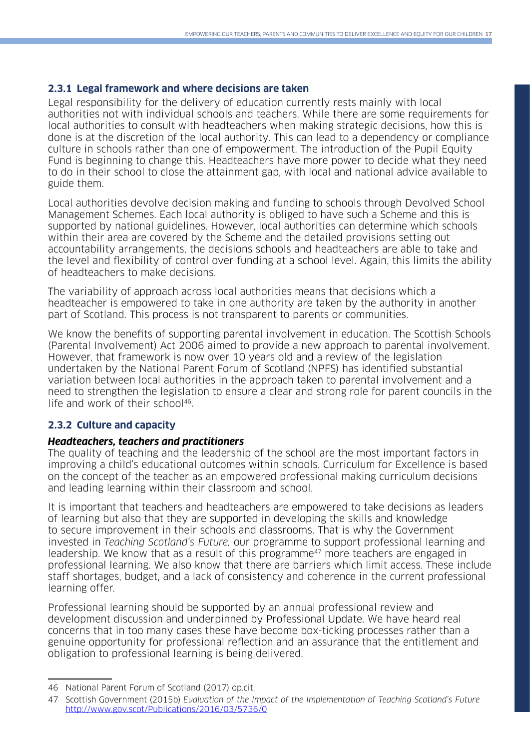### 2.3.1 Legal framework and where decisions are taken

Legal responsibility for the delivery of education currently rests mainly with local authorities not with individual schools and teachers. While there are some requirements for local authorities to consult with headteachers when making strategic decisions, how this is done is at the discretion of the local authority. This can lead to a dependency or compliance culture in schools rather than one of empowerment. The introduction of the Pupil Equity Fund is beginning to change this. Headteachers have more power to decide what they need to do in their school to close the attainment gap, with local and national advice available to guide them.

Local authorities devolve decision making and funding to schools through Devolved School Management Schemes. Each local authority is obliged to have such a Scheme and this is supported by national guidelines. However, local authorities can determine which schools within their area are covered by the Scheme and the detailed provisions setting out accountability arrangements, the decisions schools and headteachers are able to take and the level and flexibility of control over funding at a school level. Again, this limits the ability of headteachers to make decisions.

The variability of approach across local authorities means that decisions which a headteacher is empowered to take in one authority are taken by the authority in another part of Scotland. This process is not transparent to parents or communities.

We know the benefits of supporting parental involvement in education. The Scottish Schools (Parental Involvement) Act 2006 aimed to provide a new approach to parental involvement. However, that framework is now over 10 years old and a review of the legislation undertaken by the National Parent Forum of Scotland (NPFS) has identified substantial variation between local authorities in the approach taken to parental involvement and a need to strengthen the legislation to ensure a clear and strong role for parent councils in the life and work of their school[46].

### 2.3.2 Culture and capacity

#### *Headteachers, teachers and practitioners*

The quality of teaching and the leadership of the school are the most important factors in improving a child's educational outcomes within schools. Curriculum for Excellence is based on the concept of the teacher as an empowered professional making curriculum decisions and leading learning within their classroom and school.

It is important that teachers and headteachers are empowered to take decisions as leaders of learning but also that they are supported in developing the skills and knowledge to secure improvement in their schools and classrooms. That is why the Government invested in *Teaching Scotland's Future,* our programme to support professional learning and leadership. We know that as a result of this programme[47] more teachers are engaged in professional learning. We also know that there are barriers which limit access. These include staff shortages, budget, and a lack of consistency and coherence in the current professional learning offer.

Professional learning should be supported by an annual professional review and development discussion and underpinned by Professional Update. We have heard real concerns that in too many cases these have become box-ticking processes rather than a genuine opportunity for professional reflection and an assurance that the entitlement and obligation to professional learning is being delivered.

---

46 National Parent Forum of Scotland (2017) op.cit.

47 Scottish Government (2015b) *Evaluation of the Impact of the Implementation of Teaching Scotland's Future* http://www.gov.scot/Publications/2016/03/5736/0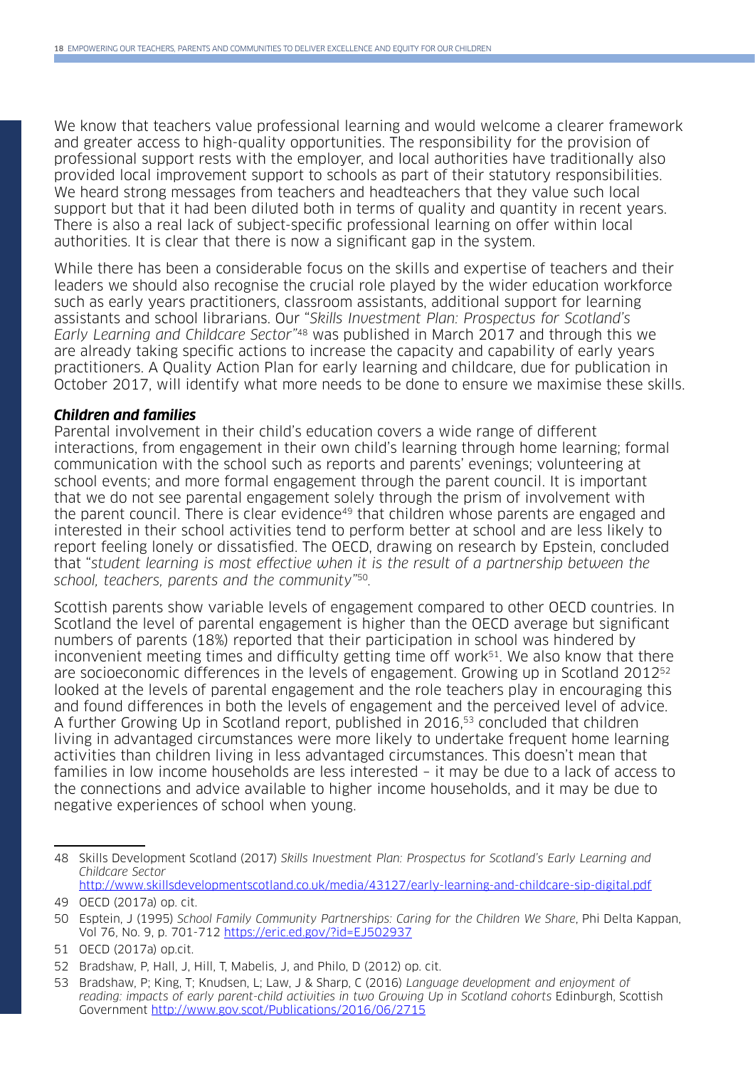We know that teachers value professional learning and would welcome a clearer framework and greater access to high-quality opportunities. The responsibility for the provision of professional support rests with the employer, and local authorities have traditionally also provided local improvement support to schools as part of their statutory responsibilities. We heard strong messages from teachers and headteachers that they value such local support but that it had been diluted both in terms of quality and quantity in recent years. There is also a real lack of subject-specific professional learning on offer within local authorities. It is clear that there is now a significant gap in the system.

While there has been a considerable focus on the skills and expertise of teachers and their leaders we should also recognise the crucial role played by the wider education workforce such as early years practitioners, classroom assistants, additional support for learning assistants and school librarians. Our "*Skills Investment Plan: Prospectus for Scotland's Early Learning and Childcare Sector*"[48] was published in March 2017 and through this we are already taking specific actions to increase the capacity and capability of early years practitioners. A Quality Action Plan for early learning and childcare, due for publication in October 2017, will identify what more needs to be done to ensure we maximise these skills.

***Children and families***

Parental involvement in their child's education covers a wide range of different interactions, from engagement in their own child's learning through home learning; formal communication with the school such as reports and parents' evenings; volunteering at school events; and more formal engagement through the parent council. It is important that we do not see parental engagement solely through the prism of involvement with the parent council. There is clear evidence[49] that children whose parents are engaged and interested in their school activities tend to perform better at school and are less likely to report feeling lonely or dissatisfied. The OECD, drawing on research by Epstein, concluded that "*student learning is most effective when it is the result of a partnership between the school, teachers, parents and the community*"[50].

Scottish parents show variable levels of engagement compared to other OECD countries. In Scotland the level of parental engagement is higher than the OECD average but significant numbers of parents (18%) reported that their participation in school was hindered by inconvenient meeting times and difficulty getting time off work[51]. We also know that there are socioeconomic differences in the levels of engagement. Growing up in Scotland 2012[52] looked at the levels of parental engagement and the role teachers play in encouraging this and found differences in both the levels of engagement and the perceived level of advice. A further Growing Up in Scotland report, published in 2016,[53] concluded that children living in advantaged circumstances were more likely to undertake frequent home learning activities than children living in less advantaged circumstances. This doesn't mean that families in low income households are less interested – it may be due to a lack of access to the connections and advice available to higher income households, and it may be due to negative experiences of school when young.

---

48 Skills Development Scotland (2017) *Skills Investment Plan: Prospectus for Scotland's Early Learning and Childcare Sector* http://www.skillsdevelopmentscotland.co.uk/media/43127/early-learning-and-childcare-sip-digital.pdf

49 OECD (2017a) op. cit.

50 Esptein, J (1995) *School Family Community Partnerships: Caring for the Children We Share*, Phi Delta Kappan, Vol 76, No. 9, p. 701-712 https://eric.ed.gov/?id=EJ502937

51 OECD (2017a) op.cit.

52 Bradshaw, P, Hall, J, Hill, T, Mabelis, J, and Philo, D (2012) op. cit.

53 Bradshaw, P; King, T; Knudsen, L; Law, J & Sharp, C (2016) *Language development and enjoyment of reading: impacts of early parent-child activities in two Growing Up in Scotland cohorts* Edinburgh, Scottish Government http://www.gov.scot/Publications/2016/06/2715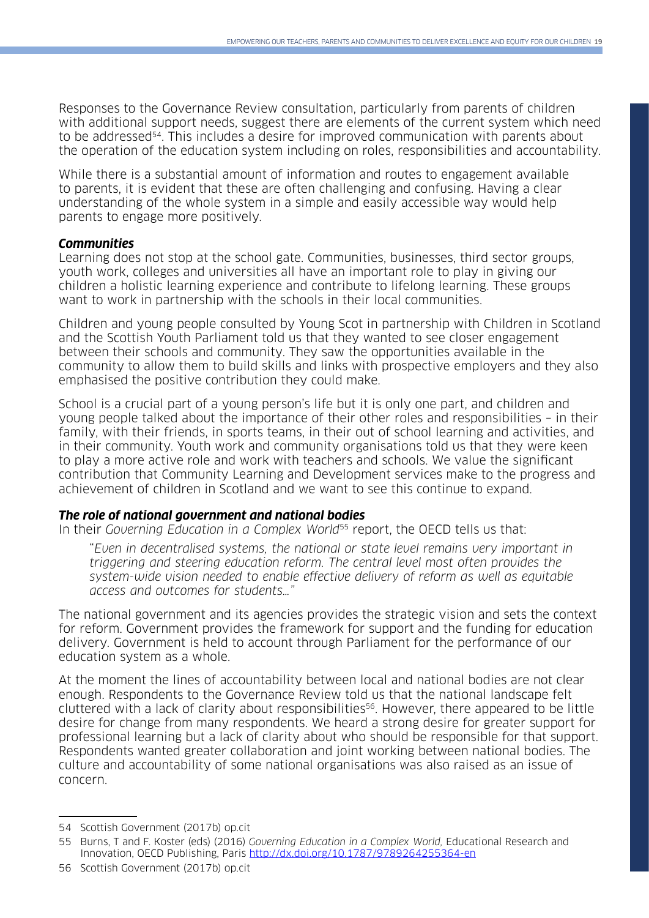Responses to the Governance Review consultation, particularly from parents of children with additional support needs, suggest there are elements of the current system which need to be addressed[54]. This includes a desire for improved communication with parents about the operation of the education system including on roles, responsibilities and accountability.

While there is a substantial amount of information and routes to engagement available to parents, it is evident that these are often challenging and confusing. Having a clear understanding of the whole system in a simple and easily accessible way would help parents to engage more positively.

### *Communities*

Learning does not stop at the school gate. Communities, businesses, third sector groups, youth work, colleges and universities all have an important role to play in giving our children a holistic learning experience and contribute to lifelong learning. These groups want to work in partnership with the schools in their local communities.

Children and young people consulted by Young Scot in partnership with Children in Scotland and the Scottish Youth Parliament told us that they wanted to see closer engagement between their schools and community. They saw the opportunities available in the community to allow them to build skills and links with prospective employers and they also emphasised the positive contribution they could make.

School is a crucial part of a young person's life but it is only one part, and children and young people talked about the importance of their other roles and responsibilities – in their family, with their friends, in sports teams, in their out of school learning and activities, and in their community. Youth work and community organisations told us that they were keen to play a more active role and work with teachers and schools. We value the significant contribution that Community Learning and Development services make to the progress and achievement of children in Scotland and we want to see this continue to expand.

### *The role of national government and national bodies*

In their *Governing Education in a Complex World*[55] report, the OECD tells us that:

> "*Even in decentralised systems, the national or state level remains very important in triggering and steering education reform. The central level most often provides the system-wide vision needed to enable effective delivery of reform as well as equitable access and outcomes for students…*"

The national government and its agencies provides the strategic vision and sets the context for reform. Government provides the framework for support and the funding for education delivery. Government is held to account through Parliament for the performance of our education system as a whole.

At the moment the lines of accountability between local and national bodies are not clear enough. Respondents to the Governance Review told us that the national landscape felt cluttered with a lack of clarity about responsibilities[56]. However, there appeared to be little desire for change from many respondents. We heard a strong desire for greater support for professional learning but a lack of clarity about who should be responsible for that support. Respondents wanted greater collaboration and joint working between national bodies. The culture and accountability of some national organisations was also raised as an issue of concern.

---

54 Scottish Government (2017b) op.cit

55 Burns, T and F. Koster (eds) (2016) *Governing Education in a Complex World*, Educational Research and Innovation, OECD Publishing, Paris http://dx.doi.org/10.1787/9789264255364-en

56 Scottish Government (2017b) op.cit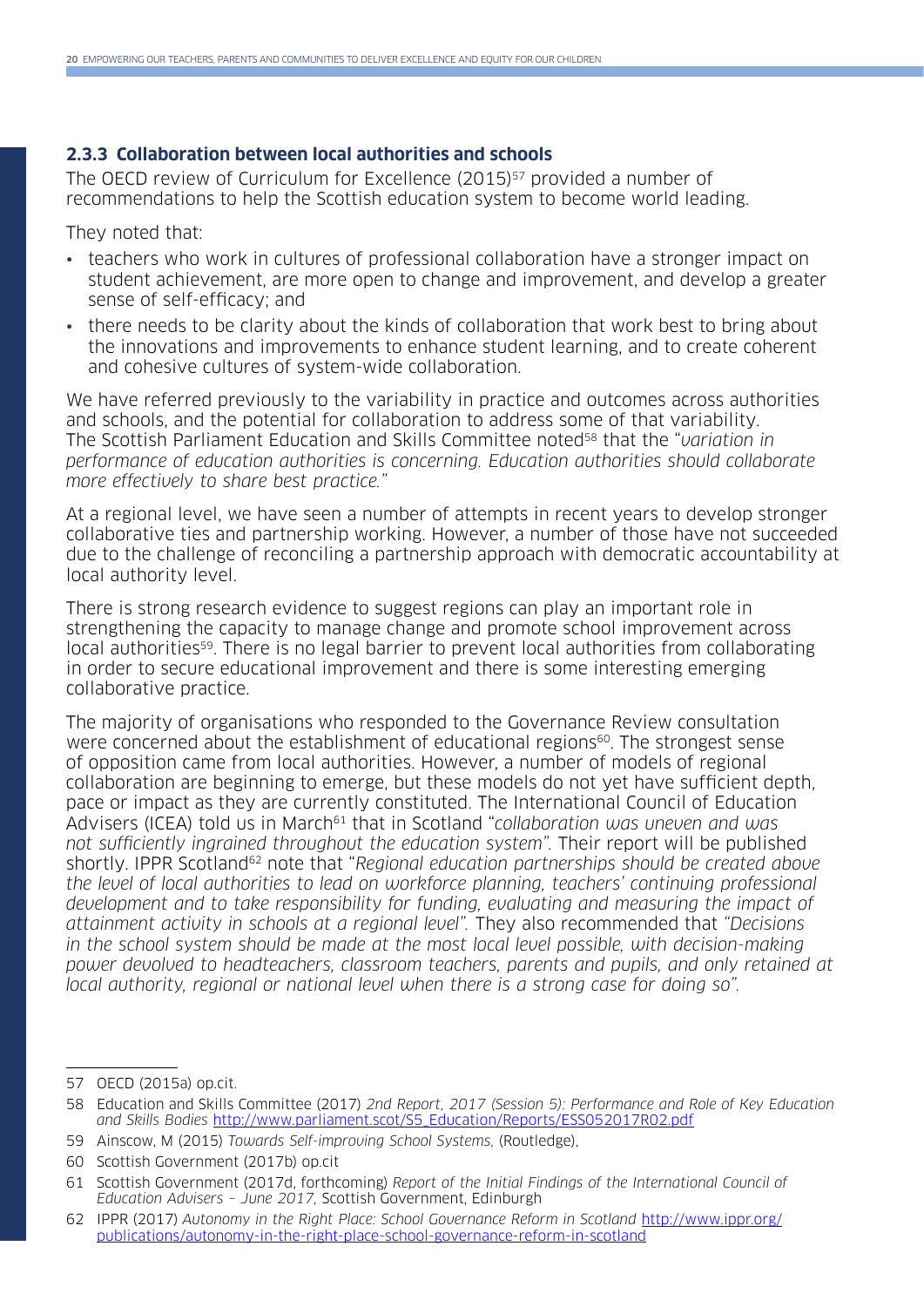### 2.3.3 Collaboration between local authorities and schools

The OECD review of Curriculum for Excellence (2015)[57] provided a number of recommendations to help the Scottish education system to become world leading.

They noted that:

- teachers who work in cultures of professional collaboration have a stronger impact on student achievement, are more open to change and improvement, and develop a greater sense of self-efficacy; and
- there needs to be clarity about the kinds of collaboration that work best to bring about the innovations and improvements to enhance student learning, and to create coherent and cohesive cultures of system-wide collaboration.

We have referred previously to the variability in practice and outcomes across authorities and schools, and the potential for collaboration to address some of that variability. The Scottish Parliament Education and Skills Committee noted[58] that the "*variation in performance of education authorities is concerning. Education authorities should collaborate more effectively to share best practice.*"

At a regional level, we have seen a number of attempts in recent years to develop stronger collaborative ties and partnership working. However, a number of those have not succeeded due to the challenge of reconciling a partnership approach with democratic accountability at local authority level.

There is strong research evidence to suggest regions can play an important role in strengthening the capacity to manage change and promote school improvement across local authorities[59]. There is no legal barrier to prevent local authorities from collaborating in order to secure educational improvement and there is some interesting emerging collaborative practice.

The majority of organisations who responded to the Governance Review consultation were concerned about the establishment of educational regions[60]. The strongest sense of opposition came from local authorities. However, a number of models of regional collaboration are beginning to emerge, but these models do not yet have sufficient depth, pace or impact as they are currently constituted. The International Council of Education Advisers (ICEA) told us in March[61] that in Scotland "*collaboration was uneven and was not sufficiently ingrained throughout the education system*". Their report will be published shortly. IPPR Scotland[62] note that "*Regional education partnerships should be created above the level of local authorities to lead on workforce planning, teachers' continuing professional development and to take responsibility for funding, evaluating and measuring the impact of attainment activity in schools at a regional level*". They also recommended that *"Decisions in the school system should be made at the most local level possible, with decision-making power devolved to headteachers, classroom teachers, parents and pupils, and only retained at local authority, regional or national level when there is a strong case for doing so"*.

---

57 OECD (2015a) op.cit.

58 Education and Skills Committee (2017) *2nd Report, 2017 (Session 5): Performance and Role of Key Education and Skills Bodies* http://www.parliament.scot/S5_Education/Reports/ESS052017R02.pdf

59 Ainscow, M (2015) *Towards Self-improving School Systems,* (Routledge),

60 Scottish Government (2017b) op.cit

61 Scottish Government (2017d, forthcoming) *Report of the Initial Findings of the International Council of Education Advisers – June 2017,* Scottish Government, Edinburgh

62 IPPR (2017) *Autonomy in the Right Place: School Governance Reform in Scotland* http://www.ippr.org/publications/autonomy-in-the-right-place-school-governance-reform-in-scotland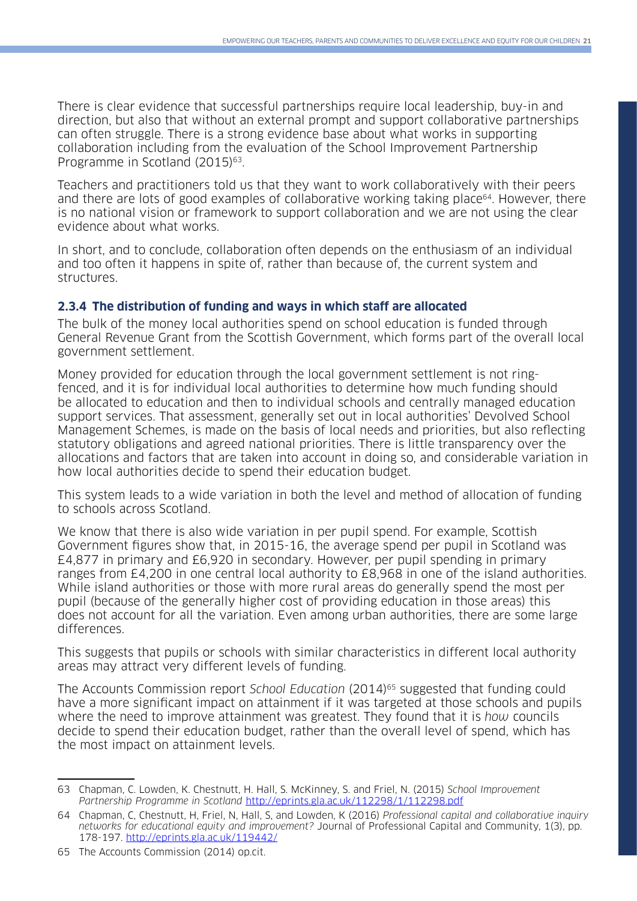There is clear evidence that successful partnerships require local leadership, buy-in and direction, but also that without an external prompt and support collaborative partnerships can often struggle. There is a strong evidence base about what works in supporting collaboration including from the evaluation of the School Improvement Partnership Programme in Scotland (2015)[63].

Teachers and practitioners told us that they want to work collaboratively with their peers and there are lots of good examples of collaborative working taking place[64]. However, there is no national vision or framework to support collaboration and we are not using the clear evidence about what works.

In short, and to conclude, collaboration often depends on the enthusiasm of an individual and too often it happens in spite of, rather than because of, the current system and structures.

### 2.3.4 The distribution of funding and ways in which staff are allocated

The bulk of the money local authorities spend on school education is funded through General Revenue Grant from the Scottish Government, which forms part of the overall local government settlement.

Money provided for education through the local government settlement is not ring-fenced, and it is for individual local authorities to determine how much funding should be allocated to education and then to individual schools and centrally managed education support services. That assessment, generally set out in local authorities' Devolved School Management Schemes, is made on the basis of local needs and priorities, but also reflecting statutory obligations and agreed national priorities. There is little transparency over the allocations and factors that are taken into account in doing so, and considerable variation in how local authorities decide to spend their education budget.

This system leads to a wide variation in both the level and method of allocation of funding to schools across Scotland.

We know that there is also wide variation in per pupil spend. For example, Scottish Government figures show that, in 2015-16, the average spend per pupil in Scotland was £4,877 in primary and £6,920 in secondary. However, per pupil spending in primary ranges from £4,200 in one central local authority to £8,968 in one of the island authorities. While island authorities or those with more rural areas do generally spend the most per pupil (because of the generally higher cost of providing education in those areas) this does not account for all the variation. Even among urban authorities, there are some large differences.

This suggests that pupils or schools with similar characteristics in different local authority areas may attract very different levels of funding.

The Accounts Commission report *School Education* (2014)[65] suggested that funding could have a more significant impact on attainment if it was targeted at those schools and pupils where the need to improve attainment was greatest. They found that it is *how* councils decide to spend their education budget, rather than the overall level of spend, which has the most impact on attainment levels.

---

63 Chapman, C. Lowden, K. Chestnutt, H. Hall, S. McKinney, S. and Friel, N. (2015) *School Improvement Partnership Programme in Scotland* http://eprints.gla.ac.uk/112298/1/112298.pdf

64 Chapman, C, Chestnutt, H, Friel, N, Hall, S, and Lowden, K (2016) *Professional capital and collaborative inquiry networks for educational equity and improvement?* Journal of Professional Capital and Community, 1(3), pp. 178-197. http://eprints.gla.ac.uk/119442/

65 The Accounts Commission (2014) op.cit.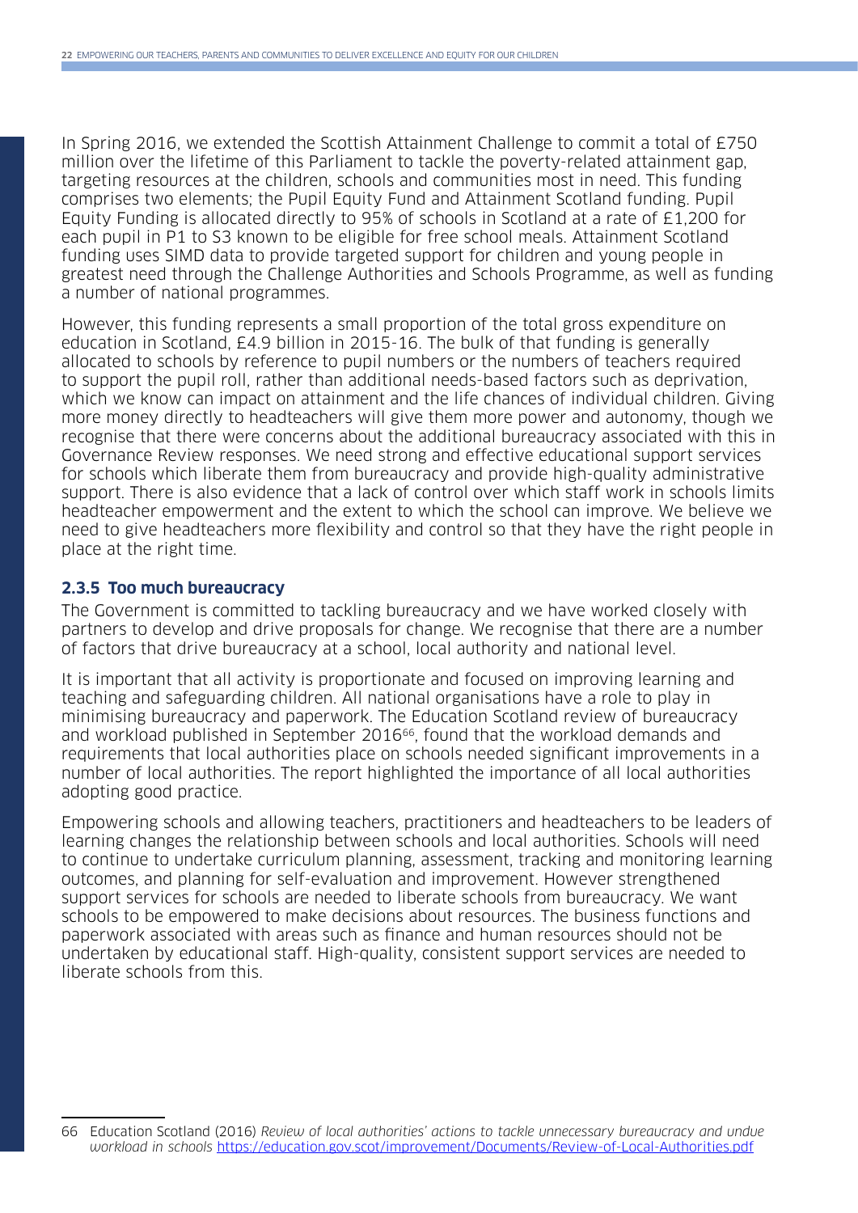In Spring 2016, we extended the Scottish Attainment Challenge to commit a total of £750 million over the lifetime of this Parliament to tackle the poverty-related attainment gap, targeting resources at the children, schools and communities most in need. This funding comprises two elements; the Pupil Equity Fund and Attainment Scotland funding. Pupil Equity Funding is allocated directly to 95% of schools in Scotland at a rate of £1,200 for each pupil in P1 to S3 known to be eligible for free school meals. Attainment Scotland funding uses SIMD data to provide targeted support for children and young people in greatest need through the Challenge Authorities and Schools Programme, as well as funding a number of national programmes.

However, this funding represents a small proportion of the total gross expenditure on education in Scotland, £4.9 billion in 2015-16. The bulk of that funding is generally allocated to schools by reference to pupil numbers or the numbers of teachers required to support the pupil roll, rather than additional needs-based factors such as deprivation, which we know can impact on attainment and the life chances of individual children. Giving more money directly to headteachers will give them more power and autonomy, though we recognise that there were concerns about the additional bureaucracy associated with this in Governance Review responses. We need strong and effective educational support services for schools which liberate them from bureaucracy and provide high-quality administrative support. There is also evidence that a lack of control over which staff work in schools limits headteacher empowerment and the extent to which the school can improve. We believe we need to give headteachers more flexibility and control so that they have the right people in place at the right time.

### 2.3.5 Too much bureaucracy

The Government is committed to tackling bureaucracy and we have worked closely with partners to develop and drive proposals for change. We recognise that there are a number of factors that drive bureaucracy at a school, local authority and national level.

It is important that all activity is proportionate and focused on improving learning and teaching and safeguarding children. All national organisations have a role to play in minimising bureaucracy and paperwork. The Education Scotland review of bureaucracy and workload published in September 2016[66], found that the workload demands and requirements that local authorities place on schools needed significant improvements in a number of local authorities. The report highlighted the importance of all local authorities adopting good practice.

Empowering schools and allowing teachers, practitioners and headteachers to be leaders of learning changes the relationship between schools and local authorities. Schools will need to continue to undertake curriculum planning, assessment, tracking and monitoring learning outcomes, and planning for self-evaluation and improvement. However strengthened support services for schools are needed to liberate schools from bureaucracy. We want schools to be empowered to make decisions about resources. The business functions and paperwork associated with areas such as finance and human resources should not be undertaken by educational staff. High-quality, consistent support services are needed to liberate schools from this.

---

66 Education Scotland (2016) *Review of local authorities' actions to tackle unnecessary bureaucracy and undue workload in schools* https://education.gov.scot/improvement/Documents/Review-of-Local-Authorities.pdf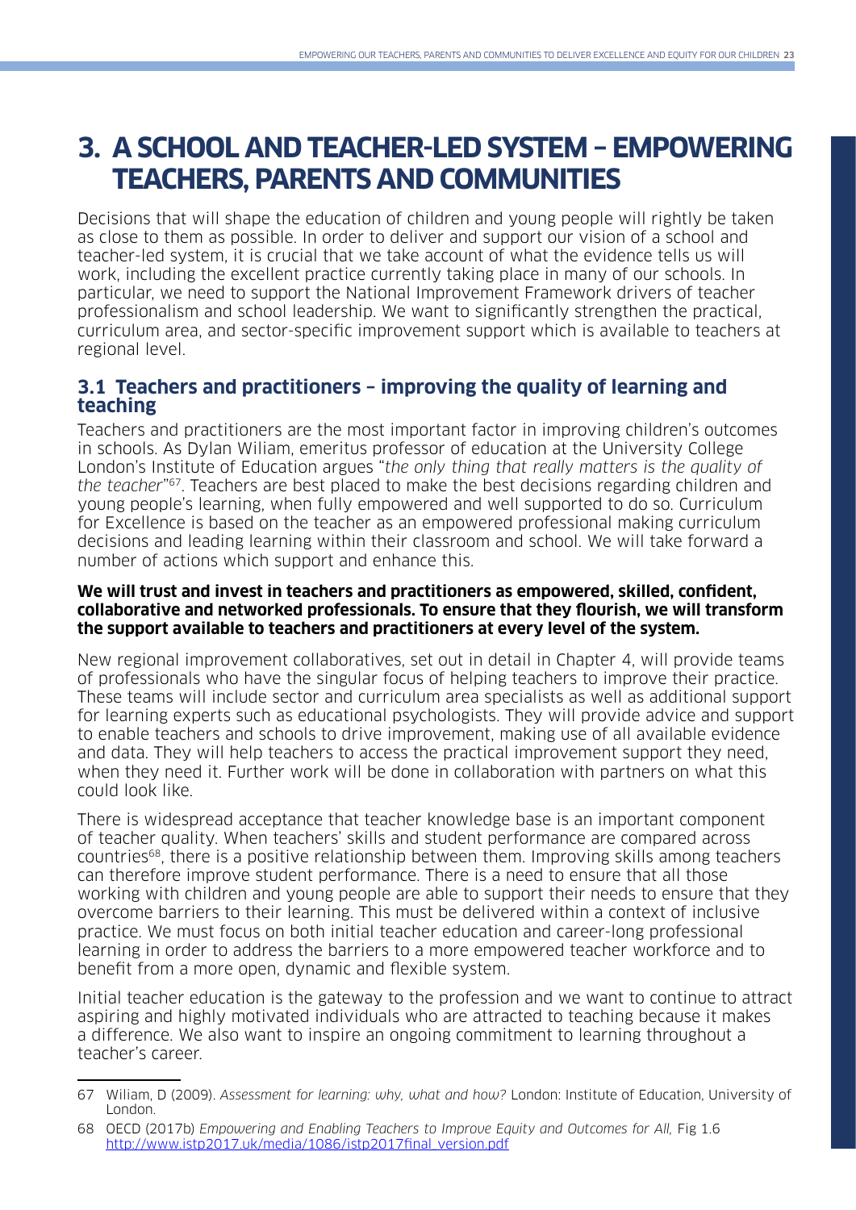# 3. A SCHOOL AND TEACHER-LED SYSTEM – EMPOWERING TEACHERS, PARENTS AND COMMUNITIES

Decisions that will shape the education of children and young people will rightly be taken as close to them as possible. In order to deliver and support our vision of a school and teacher-led system, it is crucial that we take account of what the evidence tells us will work, including the excellent practice currently taking place in many of our schools. In particular, we need to support the National Improvement Framework drivers of teacher professionalism and school leadership. We want to significantly strengthen the practical, curriculum area, and sector-specific improvement support which is available to teachers at regional level.

## 3.1 Teachers and practitioners – improving the quality of learning and teaching

Teachers and practitioners are the most important factor in improving children's outcomes in schools. As Dylan Wiliam, emeritus professor of education at the University College London's Institute of Education argues "*the only thing that really matters is the quality of the teacher*"[67]. Teachers are best placed to make the best decisions regarding children and young people's learning, when fully empowered and well supported to do so. Curriculum for Excellence is based on the teacher as an empowered professional making curriculum decisions and leading learning within their classroom and school. We will take forward a number of actions which support and enhance this.

**We will trust and invest in teachers and practitioners as empowered, skilled, confident, collaborative and networked professionals. To ensure that they flourish, we will transform the support available to teachers and practitioners at every level of the system.**

New regional improvement collaboratives, set out in detail in Chapter 4, will provide teams of professionals who have the singular focus of helping teachers to improve their practice. These teams will include sector and curriculum area specialists as well as additional support for learning experts such as educational psychologists. They will provide advice and support to enable teachers and schools to drive improvement, making use of all available evidence and data. They will help teachers to access the practical improvement support they need, when they need it. Further work will be done in collaboration with partners on what this could look like.

There is widespread acceptance that teacher knowledge base is an important component of teacher quality. When teachers' skills and student performance are compared across countries[68], there is a positive relationship between them. Improving skills among teachers can therefore improve student performance. There is a need to ensure that all those working with children and young people are able to support their needs to ensure that they overcome barriers to their learning. This must be delivered within a context of inclusive practice. We must focus on both initial teacher education and career-long professional learning in order to address the barriers to a more empowered teacher workforce and to benefit from a more open, dynamic and flexible system.

Initial teacher education is the gateway to the profession and we want to continue to attract aspiring and highly motivated individuals who are attracted to teaching because it makes a difference. We also want to inspire an ongoing commitment to learning throughout a teacher's career.

---

67 Wiliam, D (2009). *Assessment for learning: why, what and how?* London: Institute of Education, University of London.

68 OECD (2017b) *Empowering and Enabling Teachers to Improve Equity and Outcomes for All,* Fig 1.6 http://www.istp2017.uk/media/1086/istp2017final_version.pdf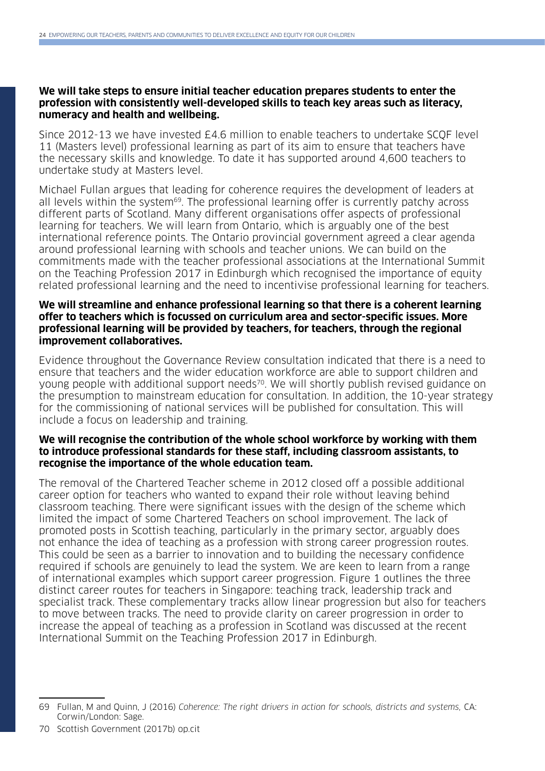**We will take steps to ensure initial teacher education prepares students to enter the profession with consistently well-developed skills to teach key areas such as literacy, numeracy and health and wellbeing.**

Since 2012-13 we have invested £4.6 million to enable teachers to undertake SCQF level 11 (Masters level) professional learning as part of its aim to ensure that teachers have the necessary skills and knowledge. To date it has supported around 4,600 teachers to undertake study at Masters level.

Michael Fullan argues that leading for coherence requires the development of leaders at all levels within the system[69]. The professional learning offer is currently patchy across different parts of Scotland. Many different organisations offer aspects of professional learning for teachers. We will learn from Ontario, which is arguably one of the best international reference points. The Ontario provincial government agreed a clear agenda around professional learning with schools and teacher unions. We can build on the commitments made with the teacher professional associations at the International Summit on the Teaching Profession 2017 in Edinburgh which recognised the importance of equity related professional learning and the need to incentivise professional learning for teachers.

**We will streamline and enhance professional learning so that there is a coherent learning offer to teachers which is focussed on curriculum area and sector-specific issues. More professional learning will be provided by teachers, for teachers, through the regional improvement collaboratives.**

Evidence throughout the Governance Review consultation indicated that there is a need to ensure that teachers and the wider education workforce are able to support children and young people with additional support needs[70]. We will shortly publish revised guidance on the presumption to mainstream education for consultation. In addition, the 10-year strategy for the commissioning of national services will be published for consultation. This will include a focus on leadership and training.

**We will recognise the contribution of the whole school workforce by working with them to introduce professional standards for these staff, including classroom assistants, to recognise the importance of the whole education team.**

The removal of the Chartered Teacher scheme in 2012 closed off a possible additional career option for teachers who wanted to expand their role without leaving behind classroom teaching. There were significant issues with the design of the scheme which limited the impact of some Chartered Teachers on school improvement. The lack of promoted posts in Scottish teaching, particularly in the primary sector, arguably does not enhance the idea of teaching as a profession with strong career progression routes. This could be seen as a barrier to innovation and to building the necessary confidence required if schools are genuinely to lead the system. We are keen to learn from a range of international examples which support career progression. Figure 1 outlines the three distinct career routes for teachers in Singapore: teaching track, leadership track and specialist track. These complementary tracks allow linear progression but also for teachers to move between tracks. The need to provide clarity on career progression in order to increase the appeal of teaching as a profession in Scotland was discussed at the recent International Summit on the Teaching Profession 2017 in Edinburgh.

---

69 Fullan, M and Quinn, J (2016) *Coherence: The right drivers in action for schools, districts and systems,* CA: Corwin/London: Sage.

70 Scottish Government (2017b) op.cit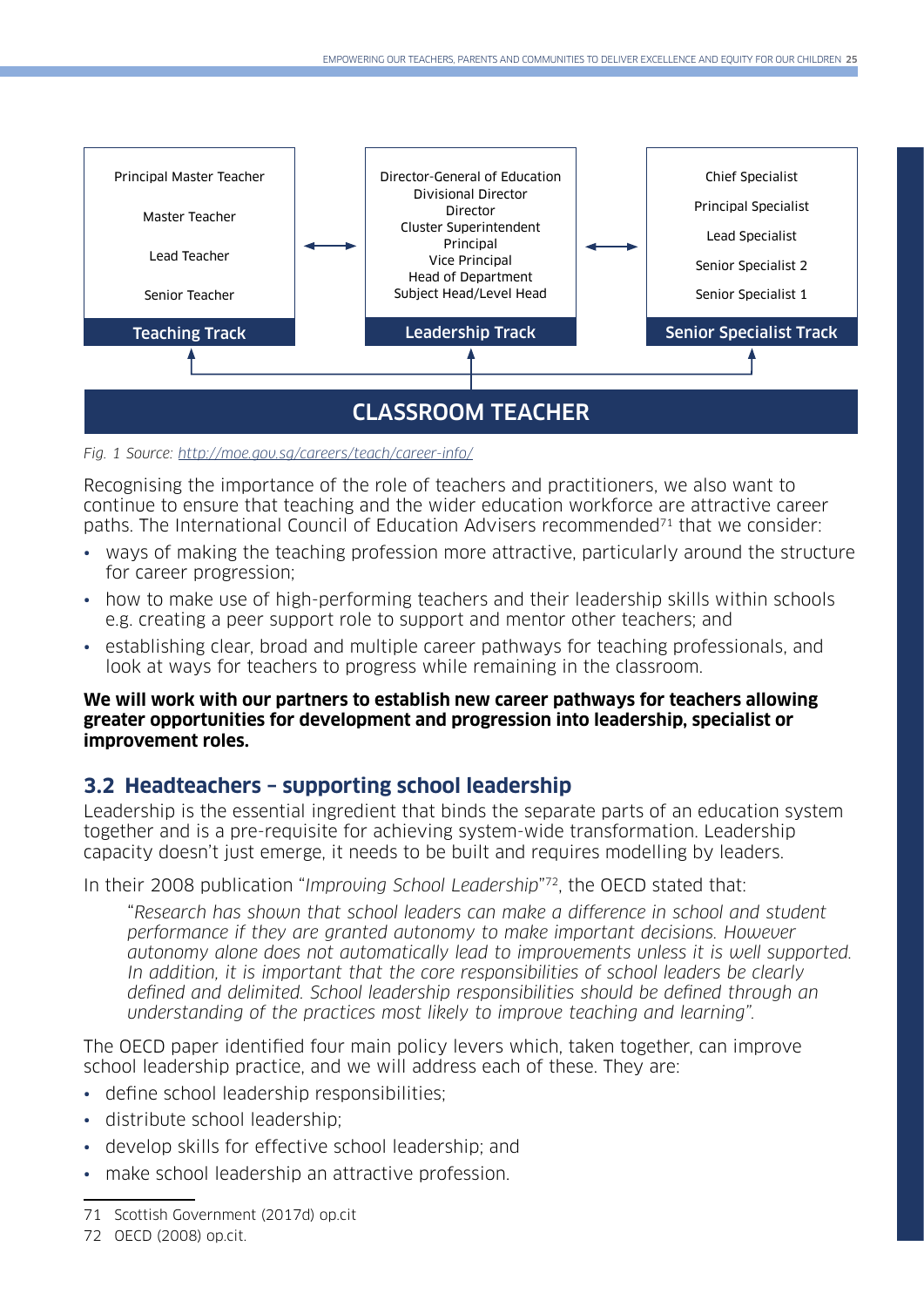| Teaching Track | Leadership Track | Senior Specialist Track |
|---|---|---|
| Principal Master Teacher | Director-General of Education | Chief Specialist |
| Master Teacher | Divisional Director | Principal Specialist |
| Lead Teacher | Director | Lead Specialist |
| Senior Teacher | Cluster Superintendent | Senior Specialist 2 |
| | Principal | Senior Specialist 1 |
| | Vice Principal | |
| | Head of Department | |
| | Subject Head/Level Head | |

**CLASSROOM TEACHER**

*Fig. 1 Source: [http://moe.gov.sg/careers/teach/career-info/](http://moe.gov.sg/careers/teach/career-info/)*

Recognising the importance of the role of teachers and practitioners, we also want to continue to ensure that teaching and the wider education workforce are attractive career paths. The International Council of Education Advisers recommended[71] that we consider:

- ways of making the teaching profession more attractive, particularly around the structure for career progression;
- how to make use of high-performing teachers and their leadership skills within schools e.g. creating a peer support role to support and mentor other teachers; and
- establishing clear, broad and multiple career pathways for teaching professionals, and look at ways for teachers to progress while remaining in the classroom.

**We will work with our partners to establish new career pathways for teachers allowing greater opportunities for development and progression into leadership, specialist or improvement roles.**

## 3.2 Headteachers – supporting school leadership

Leadership is the essential ingredient that binds the separate parts of an education system together and is a pre-requisite for achieving system-wide transformation. Leadership capacity doesn't just emerge, it needs to be built and requires modelling by leaders.

In their 2008 publication "*Improving School Leadership*"[72], the OECD stated that:

> "*Research has shown that school leaders can make a difference in school and student performance if they are granted autonomy to make important decisions. However autonomy alone does not automatically lead to improvements unless it is well supported. In addition, it is important that the core responsibilities of school leaders be clearly defined and delimited. School leadership responsibilities should be defined through an understanding of the practices most likely to improve teaching and learning*".

The OECD paper identified four main policy levers which, taken together, can improve school leadership practice, and we will address each of these. They are:

- define school leadership responsibilities;
- distribute school leadership;
- develop skills for effective school leadership; and
- make school leadership an attractive profession.

---

71 Scottish Government (2017d) op.cit

72 OECD (2008) op.cit.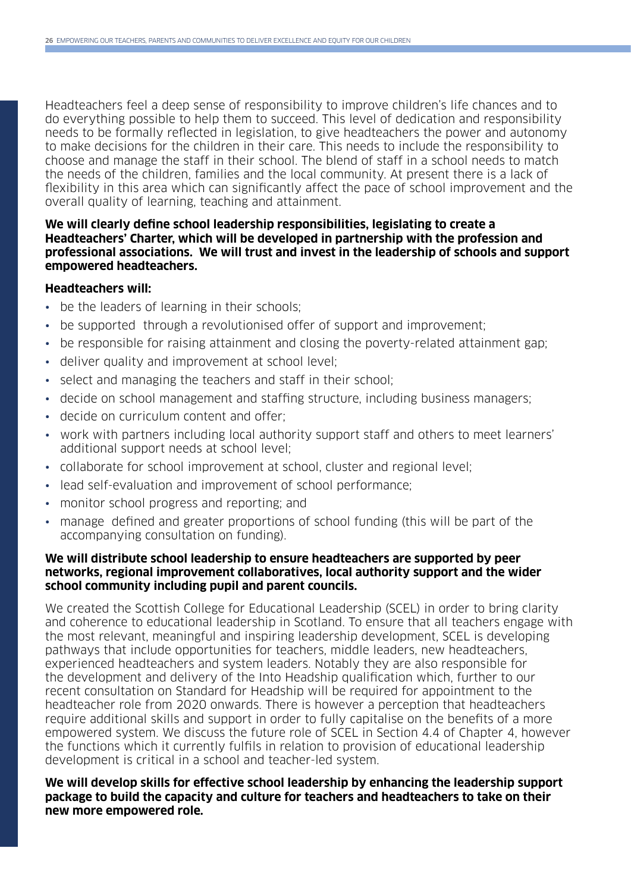Headteachers feel a deep sense of responsibility to improve children's life chances and to do everything possible to help them to succeed. This level of dedication and responsibility needs to be formally reflected in legislation, to give headteachers the power and autonomy to make decisions for the children in their care. This needs to include the responsibility to choose and manage the staff in their school. The blend of staff in a school needs to match the needs of the children, families and the local community. At present there is a lack of flexibility in this area which can significantly affect the pace of school improvement and the overall quality of learning, teaching and attainment.

**We will clearly define school leadership responsibilities, legislating to create a Headteachers' Charter, which will be developed in partnership with the profession and professional associations. We will trust and invest in the leadership of schools and support empowered headteachers.**

**Headteachers will:**

- be the leaders of learning in their schools;
- be supported through a revolutionised offer of support and improvement;
- be responsible for raising attainment and closing the poverty-related attainment gap;
- deliver quality and improvement at school level;
- select and managing the teachers and staff in their school;
- decide on school management and staffing structure, including business managers;
- decide on curriculum content and offer;
- work with partners including local authority support staff and others to meet learners' additional support needs at school level;
- collaborate for school improvement at school, cluster and regional level;
- lead self-evaluation and improvement of school performance;
- monitor school progress and reporting; and
- manage defined and greater proportions of school funding (this will be part of the accompanying consultation on funding).

**We will distribute school leadership to ensure headteachers are supported by peer networks, regional improvement collaboratives, local authority support and the wider school community including pupil and parent councils.**

We created the Scottish College for Educational Leadership (SCEL) in order to bring clarity and coherence to educational leadership in Scotland. To ensure that all teachers engage with the most relevant, meaningful and inspiring leadership development, SCEL is developing pathways that include opportunities for teachers, middle leaders, new headteachers, experienced headteachers and system leaders. Notably they are also responsible for the development and delivery of the Into Headship qualification which, further to our recent consultation on Standard for Headship will be required for appointment to the headteacher role from 2020 onwards. There is however a perception that headteachers require additional skills and support in order to fully capitalise on the benefits of a more empowered system. We discuss the future role of SCEL in Section 4.4 of Chapter 4, however the functions which it currently fulfils in relation to provision of educational leadership development is critical in a school and teacher-led system.

**We will develop skills for effective school leadership by enhancing the leadership support package to build the capacity and culture for teachers and headteachers to take on their new more empowered role.**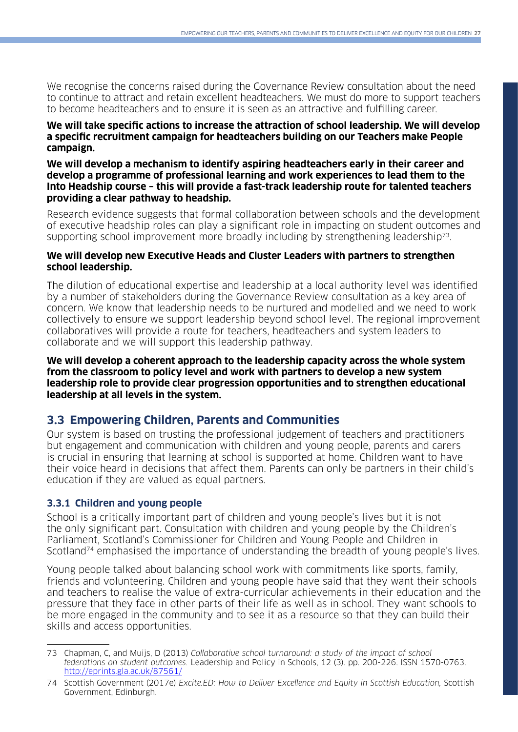We recognise the concerns raised during the Governance Review consultation about the need to continue to attract and retain excellent headteachers. We must do more to support teachers to become headteachers and to ensure it is seen as an attractive and fulfilling career.

**We will take specific actions to increase the attraction of school leadership. We will develop a specific recruitment campaign for headteachers building on our Teachers make People campaign.**

**We will develop a mechanism to identify aspiring headteachers early in their career and develop a programme of professional learning and work experiences to lead them to the Into Headship course – this will provide a fast-track leadership route for talented teachers providing a clear pathway to headship.**

Research evidence suggests that formal collaboration between schools and the development of executive headship roles can play a significant role in impacting on student outcomes and supporting school improvement more broadly including by strengthening leadership[73].

**We will develop new Executive Heads and Cluster Leaders with partners to strengthen school leadership.**

The dilution of educational expertise and leadership at a local authority level was identified by a number of stakeholders during the Governance Review consultation as a key area of concern. We know that leadership needs to be nurtured and modelled and we need to work collectively to ensure we support leadership beyond school level. The regional improvement collaboratives will provide a route for teachers, headteachers and system leaders to collaborate and we will support this leadership pathway.

**We will develop a coherent approach to the leadership capacity across the whole system from the classroom to policy level and work with partners to develop a new system leadership role to provide clear progression opportunities and to strengthen educational leadership at all levels in the system.**

## 3.3 Empowering Children, Parents and Communities

Our system is based on trusting the professional judgement of teachers and practitioners but engagement and communication with children and young people, parents and carers is crucial in ensuring that learning at school is supported at home. Children want to have their voice heard in decisions that affect them. Parents can only be partners in their child's education if they are valued as equal partners.

### 3.3.1 Children and young people

School is a critically important part of children and young people's lives but it is not the only significant part. Consultation with children and young people by the Children's Parliament, Scotland's Commissioner for Children and Young People and Children in Scotland[74] emphasised the importance of understanding the breadth of young people's lives.

Young people talked about balancing school work with commitments like sports, family, friends and volunteering. Children and young people have said that they want their schools and teachers to realise the value of extra-curricular achievements in their education and the pressure that they face in other parts of their life as well as in school. They want schools to be more engaged in the community and to see it as a resource so that they can build their skills and access opportunities.

---

73 Chapman, C, and Muijs, D (2013) *Collaborative school turnaround: a study of the impact of school federations on student outcomes.* Leadership and Policy in Schools, 12 (3). pp. 200-226. ISSN 1570-0763. http://eprints.gla.ac.uk/87561/

74 Scottish Government (2017e) *Excite.ED: How to Deliver Excellence and Equity in Scottish Education,* Scottish Government, Edinburgh.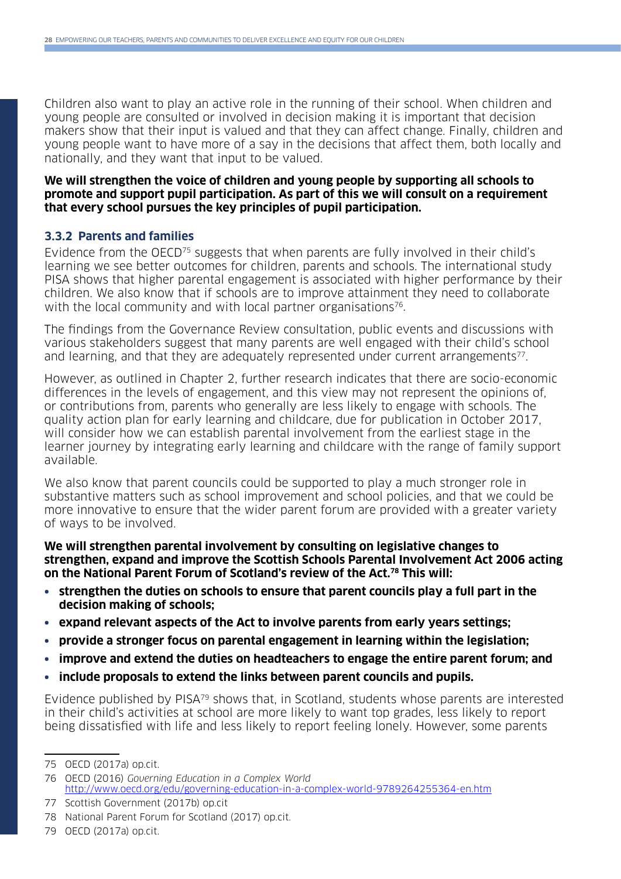Children also want to play an active role in the running of their school. When children and young people are consulted or involved in decision making it is important that decision makers show that their input is valued and that they can affect change. Finally, children and young people want to have more of a say in the decisions that affect them, both locally and nationally, and they want that input to be valued.

**We will strengthen the voice of children and young people by supporting all schools to promote and support pupil participation. As part of this we will consult on a requirement that every school pursues the key principles of pupil participation.**

### 3.3.2 Parents and families

Evidence from the OECD[75] suggests that when parents are fully involved in their child's learning we see better outcomes for children, parents and schools. The international study PISA shows that higher parental engagement is associated with higher performance by their children. We also know that if schools are to improve attainment they need to collaborate with the local community and with local partner organisations[76].

The findings from the Governance Review consultation, public events and discussions with various stakeholders suggest that many parents are well engaged with their child's school and learning, and that they are adequately represented under current arrangements[77].

However, as outlined in Chapter 2, further research indicates that there are socio-economic differences in the levels of engagement, and this view may not represent the opinions of, or contributions from, parents who generally are less likely to engage with schools. The quality action plan for early learning and childcare, due for publication in October 2017, will consider how we can establish parental involvement from the earliest stage in the learner journey by integrating early learning and childcare with the range of family support available.

We also know that parent councils could be supported to play a much stronger role in substantive matters such as school improvement and school policies, and that we could be more innovative to ensure that the wider parent forum are provided with a greater variety of ways to be involved.

**We will strengthen parental involvement by consulting on legislative changes to strengthen, expand and improve the Scottish Schools Parental Involvement Act 2006 acting on the National Parent Forum of Scotland's review of the Act.[78] This will:**

- **strengthen the duties on schools to ensure that parent councils play a full part in the decision making of schools;**
- **expand relevant aspects of the Act to involve parents from early years settings;**
- **provide a stronger focus on parental engagement in learning within the legislation;**
- **improve and extend the duties on headteachers to engage the entire parent forum; and**
- **include proposals to extend the links between parent councils and pupils.**

Evidence published by PISA[79] shows that, in Scotland, students whose parents are interested in their child's activities at school are more likely to want top grades, less likely to report being dissatisfied with life and less likely to report feeling lonely. However, some parents

---

75 OECD (2017a) op.cit.

76 OECD (2016) *Governing Education in a Complex World* http://www.oecd.org/edu/governing-education-in-a-complex-world-9789264255364-en.htm

77 Scottish Government (2017b) op.cit

78 National Parent Forum for Scotland (2017) op.cit.

79 OECD (2017a) op.cit.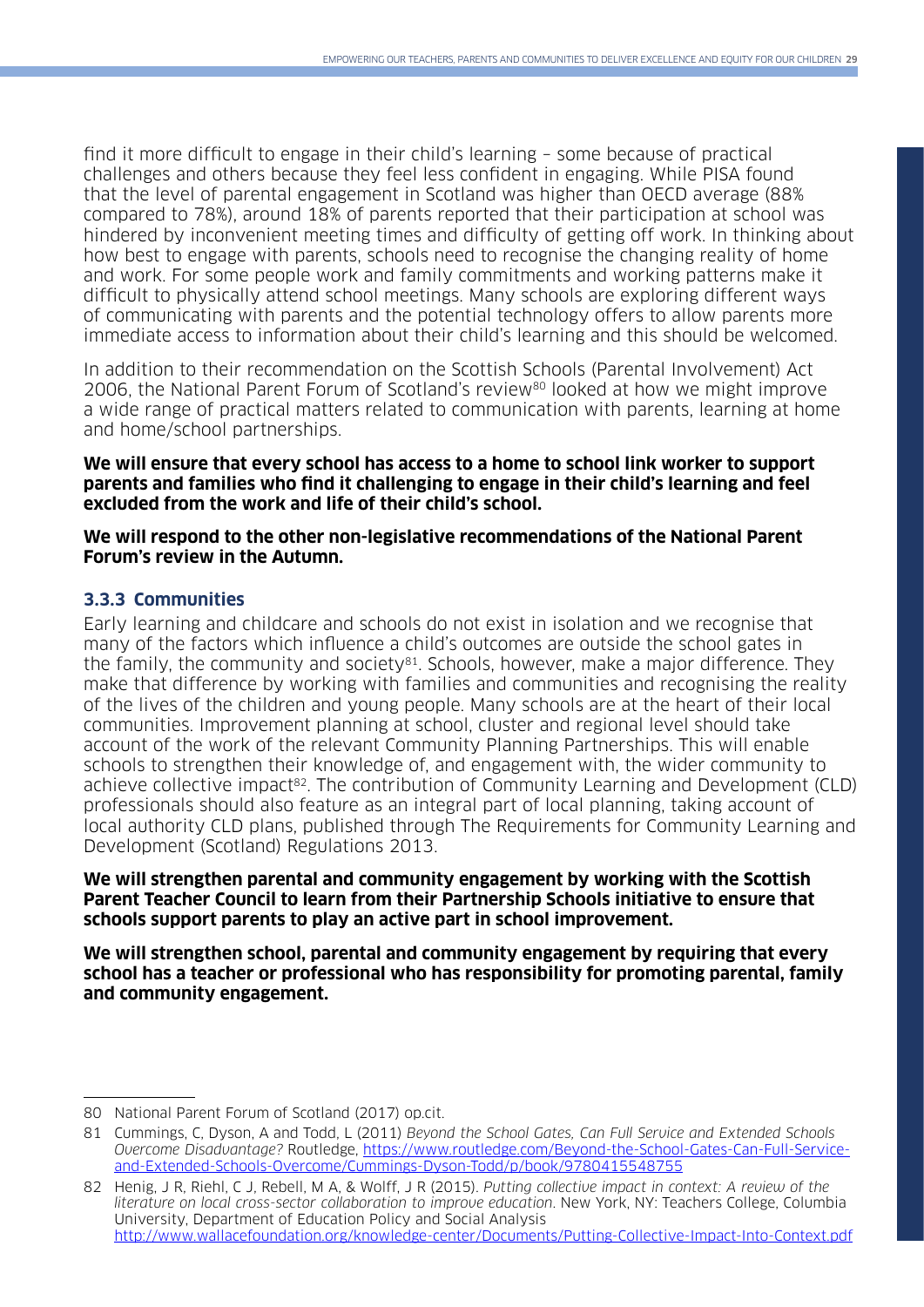find it more difficult to engage in their child's learning – some because of practical challenges and others because they feel less confident in engaging. While PISA found that the level of parental engagement in Scotland was higher than OECD average (88% compared to 78%), around 18% of parents reported that their participation at school was hindered by inconvenient meeting times and difficulty of getting off work. In thinking about how best to engage with parents, schools need to recognise the changing reality of home and work. For some people work and family commitments and working patterns make it difficult to physically attend school meetings. Many schools are exploring different ways of communicating with parents and the potential technology offers to allow parents more immediate access to information about their child's learning and this should be welcomed.

In addition to their recommendation on the Scottish Schools (Parental Involvement) Act 2006, the National Parent Forum of Scotland's review[80] looked at how we might improve a wide range of practical matters related to communication with parents, learning at home and home/school partnerships.

**We will ensure that every school has access to a home to school link worker to support parents and families who find it challenging to engage in their child's learning and feel excluded from the work and life of their child's school.**

**We will respond to the other non-legislative recommendations of the National Parent Forum's review in the Autumn.**

### 3.3.3 Communities

Early learning and childcare and schools do not exist in isolation and we recognise that many of the factors which influence a child's outcomes are outside the school gates in the family, the community and society[81]. Schools, however, make a major difference. They make that difference by working with families and communities and recognising the reality of the lives of the children and young people. Many schools are at the heart of their local communities. Improvement planning at school, cluster and regional level should take account of the work of the relevant Community Planning Partnerships. This will enable schools to strengthen their knowledge of, and engagement with, the wider community to achieve collective impact[82]. The contribution of Community Learning and Development (CLD) professionals should also feature as an integral part of local planning, taking account of local authority CLD plans, published through The Requirements for Community Learning and Development (Scotland) Regulations 2013.

**We will strengthen parental and community engagement by working with the Scottish Parent Teacher Council to learn from their Partnership Schools initiative to ensure that schools support parents to play an active part in school improvement.**

**We will strengthen school, parental and community engagement by requiring that every school has a teacher or professional who has responsibility for promoting parental, family and community engagement.**

---

80 National Parent Forum of Scotland (2017) op.cit.

81 Cummings, C, Dyson, A and Todd, L (2011) *Beyond the School Gates, Can Full Service and Extended Schools Overcome Disadvantage?* Routledge, https://www.routledge.com/Beyond-the-School-Gates-Can-Full-Service-and-Extended-Schools-Overcome/Cummings-Dyson-Todd/p/book/9780415548755

82 Henig, J R, Riehl, C J, Rebell, M A, & Wolff, J R (2015). *Putting collective impact in context: A review of the literature on local cross-sector collaboration to improve education*. New York, NY: Teachers College, Columbia University, Department of Education Policy and Social Analysis http://www.wallacefoundation.org/knowledge-center/Documents/Putting-Collective-Impact-Into-Context.pdf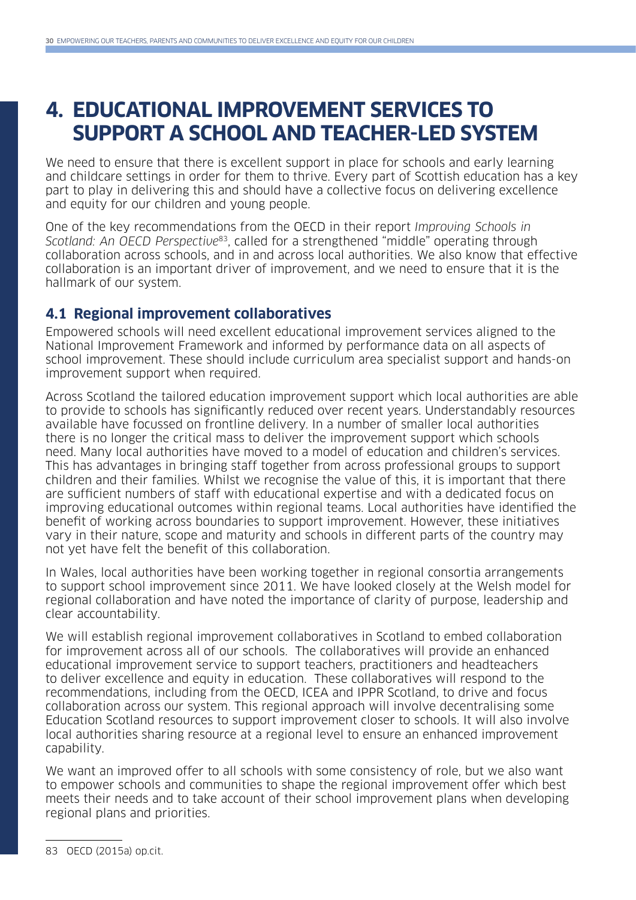# 4. EDUCATIONAL IMPROVEMENT SERVICES TO SUPPORT A SCHOOL AND TEACHER-LED SYSTEM

We need to ensure that there is excellent support in place for schools and early learning and childcare settings in order for them to thrive. Every part of Scottish education has a key part to play in delivering this and should have a collective focus on delivering excellence and equity for our children and young people.

One of the key recommendations from the OECD in their report *Improving Schools in Scotland: An OECD Perspective*[83], called for a strengthened "middle" operating through collaboration across schools, and in and across local authorities. We also know that effective collaboration is an important driver of improvement, and we need to ensure that it is the hallmark of our system.

## 4.1 Regional improvement collaboratives

Empowered schools will need excellent educational improvement services aligned to the National Improvement Framework and informed by performance data on all aspects of school improvement. These should include curriculum area specialist support and hands-on improvement support when required.

Across Scotland the tailored education improvement support which local authorities are able to provide to schools has significantly reduced over recent years. Understandably resources available have focussed on frontline delivery. In a number of smaller local authorities there is no longer the critical mass to deliver the improvement support which schools need. Many local authorities have moved to a model of education and children's services. This has advantages in bringing staff together from across professional groups to support children and their families. Whilst we recognise the value of this, it is important that there are sufficient numbers of staff with educational expertise and with a dedicated focus on improving educational outcomes within regional teams. Local authorities have identified the benefit of working across boundaries to support improvement. However, these initiatives vary in their nature, scope and maturity and schools in different parts of the country may not yet have felt the benefit of this collaboration.

In Wales, local authorities have been working together in regional consortia arrangements to support school improvement since 2011. We have looked closely at the Welsh model for regional collaboration and have noted the importance of clarity of purpose, leadership and clear accountability.

We will establish regional improvement collaboratives in Scotland to embed collaboration for improvement across all of our schools. The collaboratives will provide an enhanced educational improvement service to support teachers, practitioners and headteachers to deliver excellence and equity in education. These collaboratives will respond to the recommendations, including from the OECD, ICEA and IPPR Scotland, to drive and focus collaboration across our system. This regional approach will involve decentralising some Education Scotland resources to support improvement closer to schools. It will also involve local authorities sharing resource at a regional level to ensure an enhanced improvement capability.

We want an improved offer to all schools with some consistency of role, but we also want to empower schools and communities to shape the regional improvement offer which best meets their needs and to take account of their school improvement plans when developing regional plans and priorities.

83 OECD (2015a) op.cit.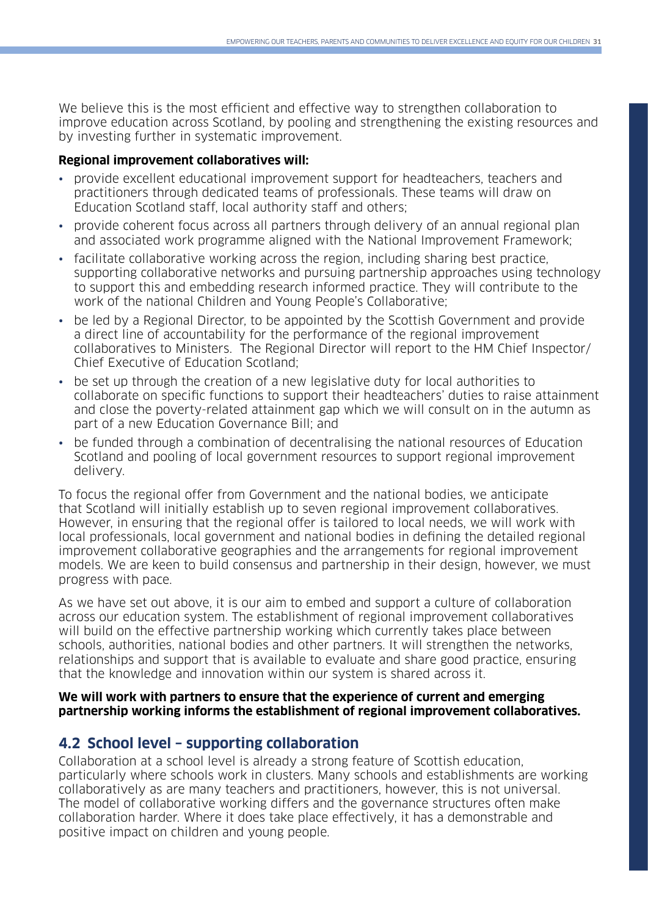We believe this is the most efficient and effective way to strengthen collaboration to improve education across Scotland, by pooling and strengthening the existing resources and by investing further in systematic improvement.

**Regional improvement collaboratives will:**

- provide excellent educational improvement support for headteachers, teachers and practitioners through dedicated teams of professionals. These teams will draw on Education Scotland staff, local authority staff and others;
- provide coherent focus across all partners through delivery of an annual regional plan and associated work programme aligned with the National Improvement Framework;
- facilitate collaborative working across the region, including sharing best practice, supporting collaborative networks and pursuing partnership approaches using technology to support this and embedding research informed practice. They will contribute to the work of the national Children and Young People's Collaborative;
- be led by a Regional Director, to be appointed by the Scottish Government and provide a direct line of accountability for the performance of the regional improvement collaboratives to Ministers. The Regional Director will report to the HM Chief Inspector/ Chief Executive of Education Scotland;
- be set up through the creation of a new legislative duty for local authorities to collaborate on specific functions to support their headteachers' duties to raise attainment and close the poverty-related attainment gap which we will consult on in the autumn as part of a new Education Governance Bill; and
- be funded through a combination of decentralising the national resources of Education Scotland and pooling of local government resources to support regional improvement delivery.

To focus the regional offer from Government and the national bodies, we anticipate that Scotland will initially establish up to seven regional improvement collaboratives. However, in ensuring that the regional offer is tailored to local needs, we will work with local professionals, local government and national bodies in defining the detailed regional improvement collaborative geographies and the arrangements for regional improvement models. We are keen to build consensus and partnership in their design, however, we must progress with pace.

As we have set out above, it is our aim to embed and support a culture of collaboration across our education system. The establishment of regional improvement collaboratives will build on the effective partnership working which currently takes place between schools, authorities, national bodies and other partners. It will strengthen the networks, relationships and support that is available to evaluate and share good practice, ensuring that the knowledge and innovation within our system is shared across it.

**We will work with partners to ensure that the experience of current and emerging partnership working informs the establishment of regional improvement collaboratives.**

## 4.2 School level – supporting collaboration

Collaboration at a school level is already a strong feature of Scottish education, particularly where schools work in clusters. Many schools and establishments are working collaboratively as are many teachers and practitioners, however, this is not universal. The model of collaborative working differs and the governance structures often make collaboration harder. Where it does take place effectively, it has a demonstrable and positive impact on children and young people.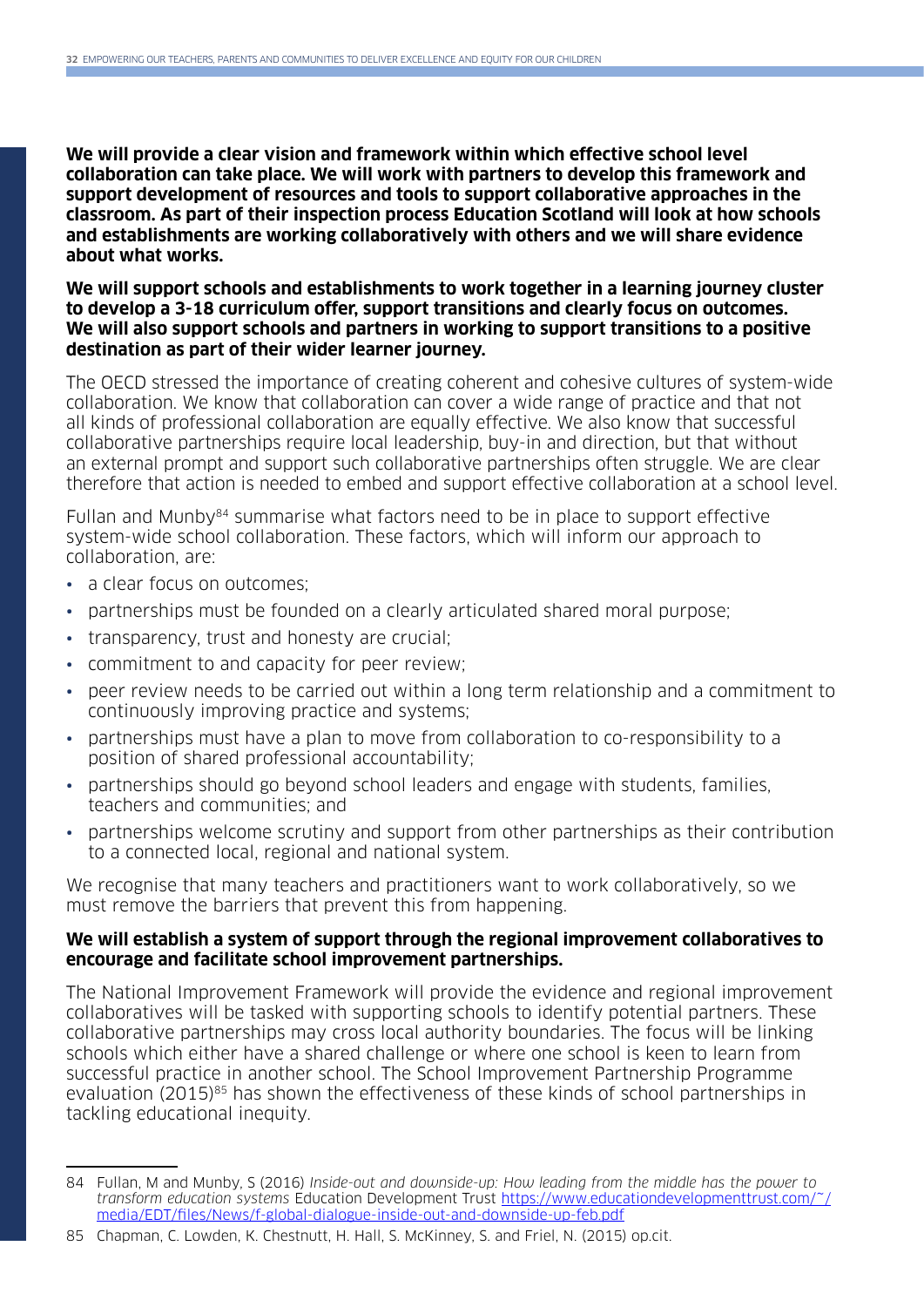**We will provide a clear vision and framework within which effective school level collaboration can take place. We will work with partners to develop this framework and support development of resources and tools to support collaborative approaches in the classroom. As part of their inspection process Education Scotland will look at how schools and establishments are working collaboratively with others and we will share evidence about what works.**

**We will support schools and establishments to work together in a learning journey cluster to develop a 3-18 curriculum offer, support transitions and clearly focus on outcomes. We will also support schools and partners in working to support transitions to a positive destination as part of their wider learner journey.**

The OECD stressed the importance of creating coherent and cohesive cultures of system-wide collaboration. We know that collaboration can cover a wide range of practice and that not all kinds of professional collaboration are equally effective. We also know that successful collaborative partnerships require local leadership, buy-in and direction, but that without an external prompt and support such collaborative partnerships often struggle. We are clear therefore that action is needed to embed and support effective collaboration at a school level.

Fullan and Munby[84] summarise what factors need to be in place to support effective system-wide school collaboration. These factors, which will inform our approach to collaboration, are:

- a clear focus on outcomes;
- partnerships must be founded on a clearly articulated shared moral purpose;
- transparency, trust and honesty are crucial;
- commitment to and capacity for peer review;
- peer review needs to be carried out within a long term relationship and a commitment to continuously improving practice and systems;
- partnerships must have a plan to move from collaboration to co-responsibility to a position of shared professional accountability;
- partnerships should go beyond school leaders and engage with students, families, teachers and communities; and
- partnerships welcome scrutiny and support from other partnerships as their contribution to a connected local, regional and national system.

We recognise that many teachers and practitioners want to work collaboratively, so we must remove the barriers that prevent this from happening.

**We will establish a system of support through the regional improvement collaboratives to encourage and facilitate school improvement partnerships.**

The National Improvement Framework will provide the evidence and regional improvement collaboratives will be tasked with supporting schools to identify potential partners. These collaborative partnerships may cross local authority boundaries. The focus will be linking schools which either have a shared challenge or where one school is keen to learn from successful practice in another school. The School Improvement Partnership Programme evaluation (2015)[85] has shown the effectiveness of these kinds of school partnerships in tackling educational inequity.

---

84 Fullan, M and Munby, S (2016) *Inside-out and downside-up: How leading from the middle has the power to transform education systems* Education Development Trust https://www.educationdevelopmenttrust.com/~/media/EDT/files/News/f-global-dialogue-inside-out-and-downside-up-feb.pdf

85 Chapman, C. Lowden, K. Chestnutt, H. Hall, S. McKinney, S. and Friel, N. (2015) op.cit.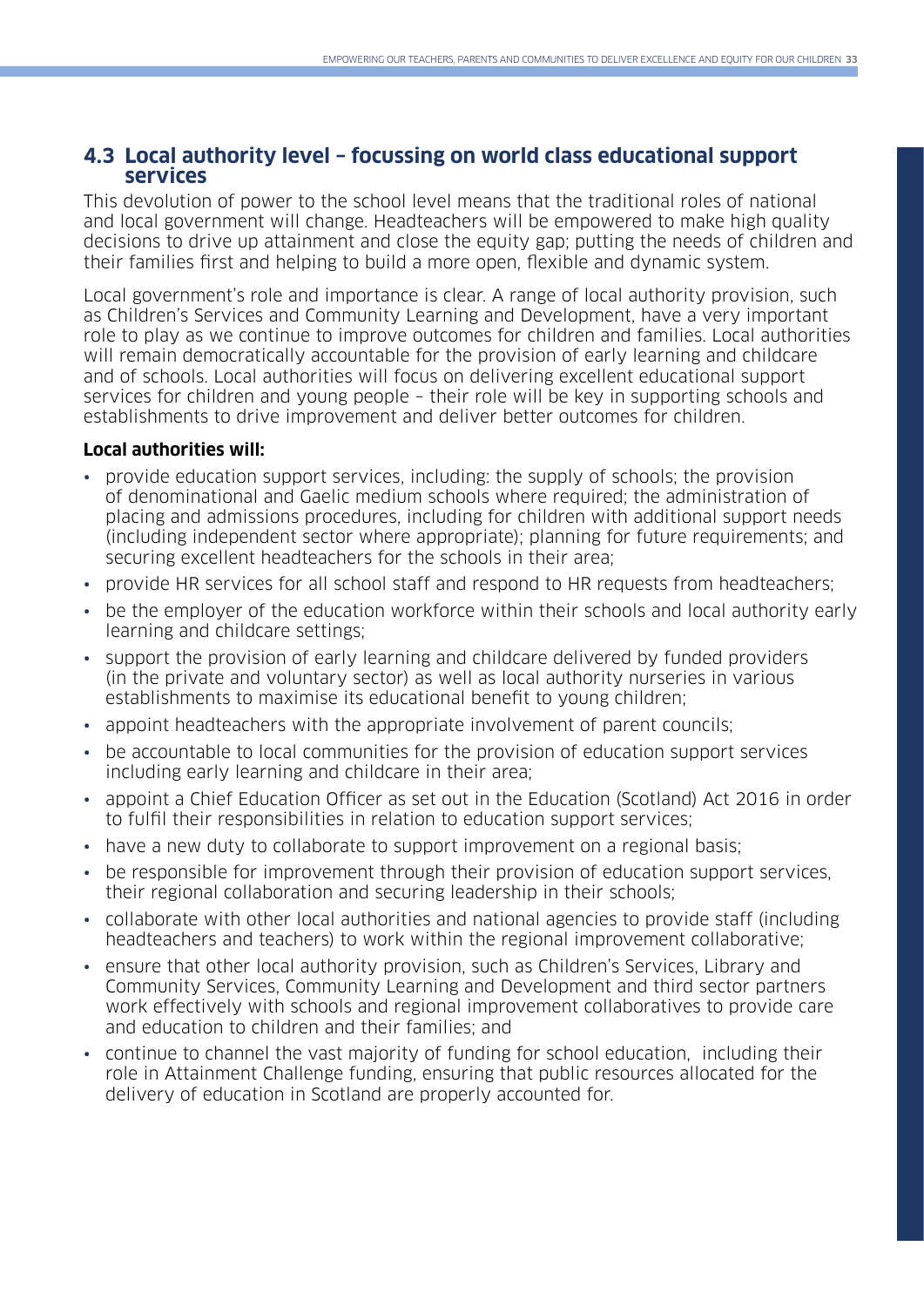## 4.3 Local authority level – focussing on world class educational support services

This devolution of power to the school level means that the traditional roles of national and local government will change. Headteachers will be empowered to make high quality decisions to drive up attainment and close the equity gap; putting the needs of children and their families first and helping to build a more open, flexible and dynamic system.

Local government's role and importance is clear. A range of local authority provision, such as Children's Services and Community Learning and Development, have a very important role to play as we continue to improve outcomes for children and families. Local authorities will remain democratically accountable for the provision of early learning and childcare and of schools. Local authorities will focus on delivering excellent educational support services for children and young people – their role will be key in supporting schools and establishments to drive improvement and deliver better outcomes for children.

**Local authorities will:**

- provide education support services, including: the supply of schools; the provision of denominational and Gaelic medium schools where required; the administration of placing and admissions procedures, including for children with additional support needs (including independent sector where appropriate); planning for future requirements; and securing excellent headteachers for the schools in their area;
- provide HR services for all school staff and respond to HR requests from headteachers;
- be the employer of the education workforce within their schools and local authority early learning and childcare settings;
- support the provision of early learning and childcare delivered by funded providers (in the private and voluntary sector) as well as local authority nurseries in various establishments to maximise its educational benefit to young children;
- appoint headteachers with the appropriate involvement of parent councils;
- be accountable to local communities for the provision of education support services including early learning and childcare in their area;
- appoint a Chief Education Officer as set out in the Education (Scotland) Act 2016 in order to fulfil their responsibilities in relation to education support services;
- have a new duty to collaborate to support improvement on a regional basis;
- be responsible for improvement through their provision of education support services, their regional collaboration and securing leadership in their schools;
- collaborate with other local authorities and national agencies to provide staff (including headteachers and teachers) to work within the regional improvement collaborative;
- ensure that other local authority provision, such as Children's Services, Library and Community Services, Community Learning and Development and third sector partners work effectively with schools and regional improvement collaboratives to provide care and education to children and their families; and
- continue to channel the vast majority of funding for school education, including their role in Attainment Challenge funding, ensuring that public resources allocated for the delivery of education in Scotland are properly accounted for.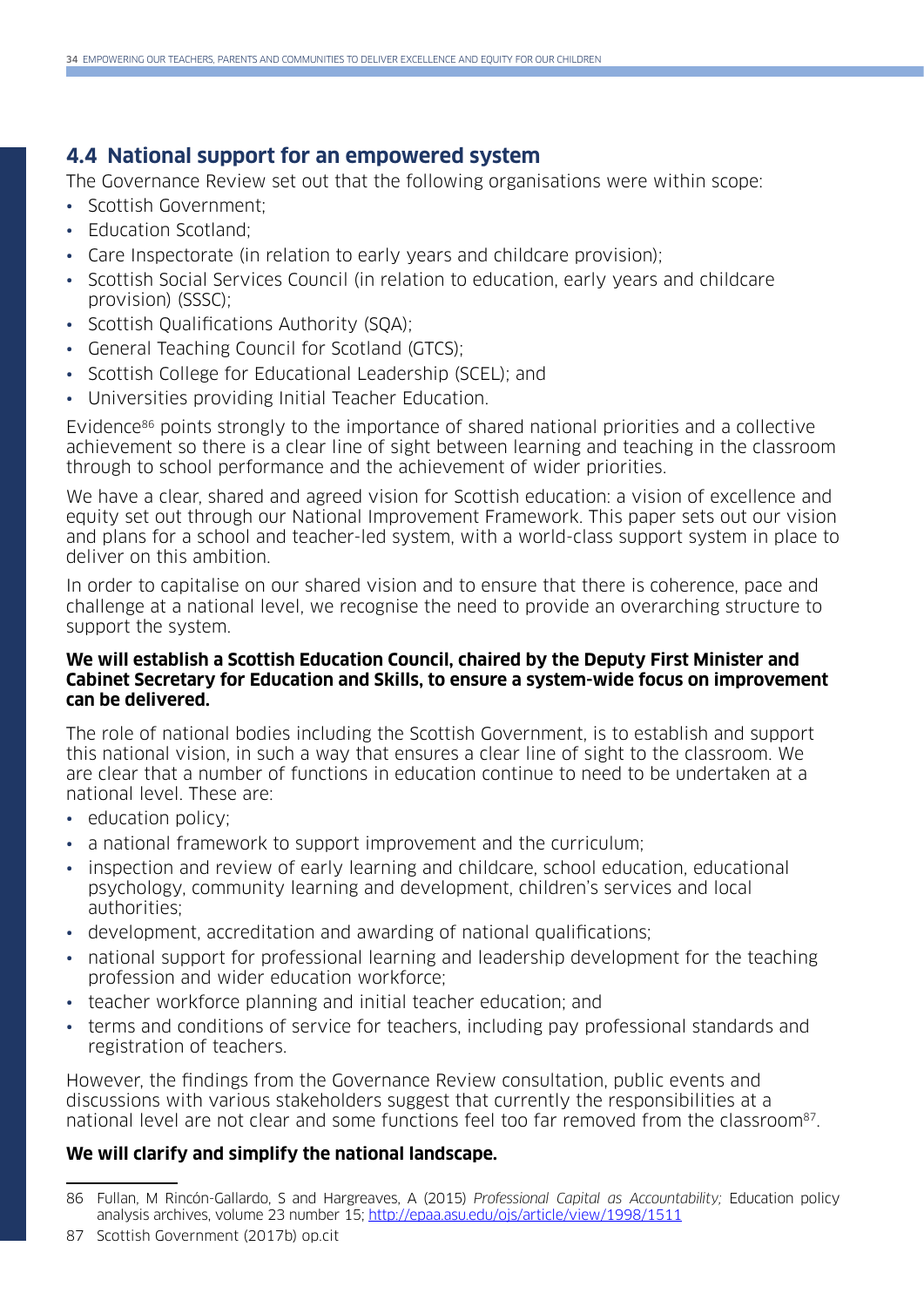## 4.4 National support for an empowered system

The Governance Review set out that the following organisations were within scope:

- Scottish Government;
- Education Scotland;
- Care Inspectorate (in relation to early years and childcare provision);
- Scottish Social Services Council (in relation to education, early years and childcare provision) (SSSC);
- Scottish Qualifications Authority (SQA);
- General Teaching Council for Scotland (GTCS);
- Scottish College for Educational Leadership (SCEL); and
- Universities providing Initial Teacher Education.

Evidence[86] points strongly to the importance of shared national priorities and a collective achievement so there is a clear line of sight between learning and teaching in the classroom through to school performance and the achievement of wider priorities.

We have a clear, shared and agreed vision for Scottish education: a vision of excellence and equity set out through our National Improvement Framework. This paper sets out our vision and plans for a school and teacher-led system, with a world-class support system in place to deliver on this ambition.

In order to capitalise on our shared vision and to ensure that there is coherence, pace and challenge at a national level, we recognise the need to provide an overarching structure to support the system.

**We will establish a Scottish Education Council, chaired by the Deputy First Minister and Cabinet Secretary for Education and Skills, to ensure a system-wide focus on improvement can be delivered.**

The role of national bodies including the Scottish Government, is to establish and support this national vision, in such a way that ensures a clear line of sight to the classroom. We are clear that a number of functions in education continue to need to be undertaken at a national level. These are:

- education policy;
- a national framework to support improvement and the curriculum;
- inspection and review of early learning and childcare, school education, educational psychology, community learning and development, children's services and local authorities;
- development, accreditation and awarding of national qualifications;
- national support for professional learning and leadership development for the teaching profession and wider education workforce;
- teacher workforce planning and initial teacher education; and
- terms and conditions of service for teachers, including pay professional standards and registration of teachers.

However, the findings from the Governance Review consultation, public events and discussions with various stakeholders suggest that currently the responsibilities at a national level are not clear and some functions feel too far removed from the classroom[87].

**We will clarify and simplify the national landscape.**

---

86 Fullan, M Rincón-Gallardo, S and Hargreaves, A (2015) *Professional Capital as Accountability;* Education policy analysis archives, volume 23 number 15; http://epaa.asu.edu/ojs/article/view/1998/1511

87 Scottish Government (2017b) op.cit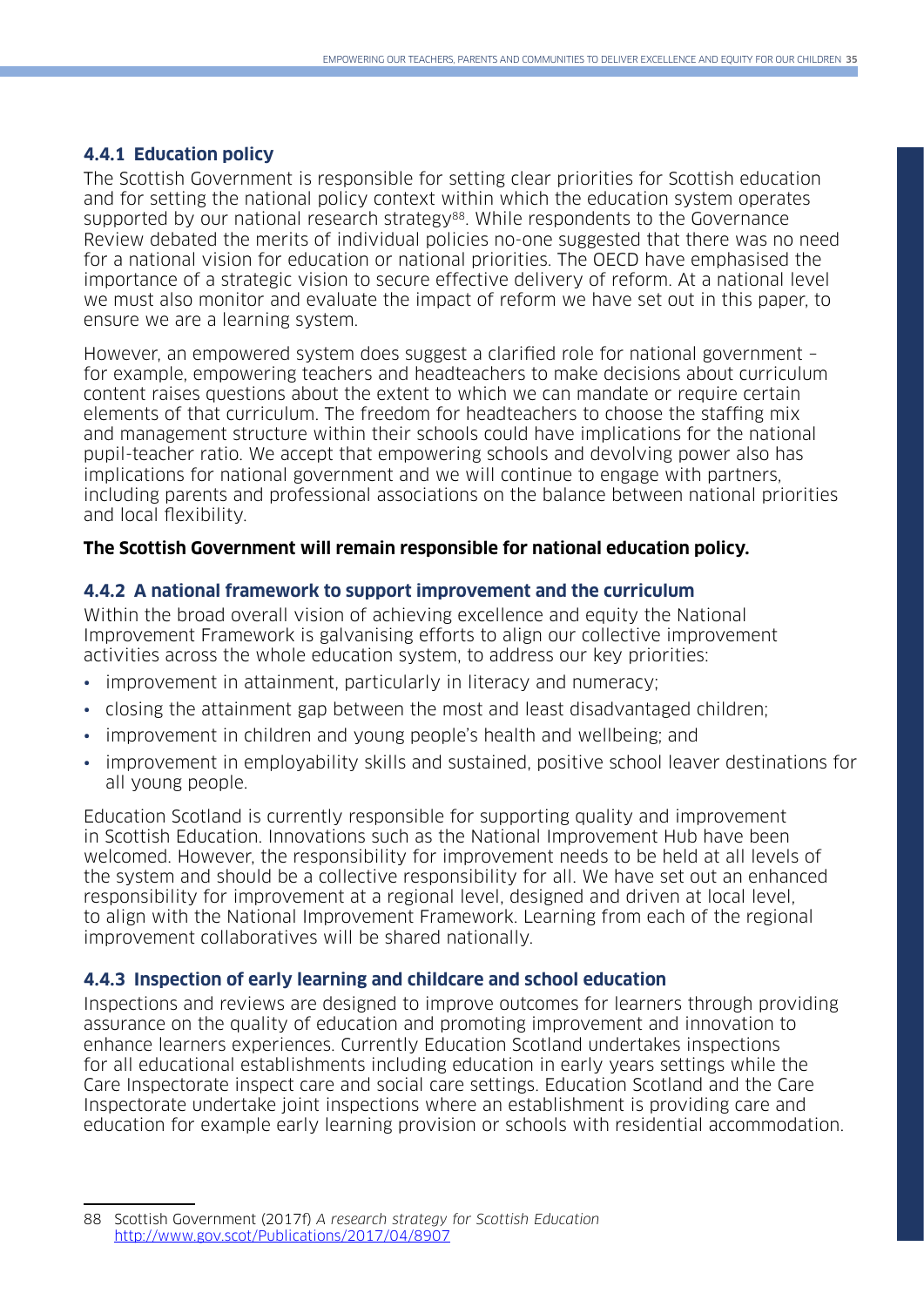### 4.4.1 Education policy

The Scottish Government is responsible for setting clear priorities for Scottish education and for setting the national policy context within which the education system operates supported by our national research strategy[88]. While respondents to the Governance Review debated the merits of individual policies no-one suggested that there was no need for a national vision for education or national priorities. The OECD have emphasised the importance of a strategic vision to secure effective delivery of reform. At a national level we must also monitor and evaluate the impact of reform we have set out in this paper, to ensure we are a learning system.

However, an empowered system does suggest a clarified role for national government – for example, empowering teachers and headteachers to make decisions about curriculum content raises questions about the extent to which we can mandate or require certain elements of that curriculum. The freedom for headteachers to choose the staffing mix and management structure within their schools could have implications for the national pupil-teacher ratio. We accept that empowering schools and devolving power also has implications for national government and we will continue to engage with partners, including parents and professional associations on the balance between national priorities and local flexibility.

**The Scottish Government will remain responsible for national education policy.**

### 4.4.2 A national framework to support improvement and the curriculum

Within the broad overall vision of achieving excellence and equity the National Improvement Framework is galvanising efforts to align our collective improvement activities across the whole education system, to address our key priorities:

- improvement in attainment, particularly in literacy and numeracy;
- closing the attainment gap between the most and least disadvantaged children;
- improvement in children and young people's health and wellbeing; and
- improvement in employability skills and sustained, positive school leaver destinations for all young people.

Education Scotland is currently responsible for supporting quality and improvement in Scottish Education. Innovations such as the National Improvement Hub have been welcomed. However, the responsibility for improvement needs to be held at all levels of the system and should be a collective responsibility for all. We have set out an enhanced responsibility for improvement at a regional level, designed and driven at local level, to align with the National Improvement Framework. Learning from each of the regional improvement collaboratives will be shared nationally.

### 4.4.3 Inspection of early learning and childcare and school education

Inspections and reviews are designed to improve outcomes for learners through providing assurance on the quality of education and promoting improvement and innovation to enhance learners experiences. Currently Education Scotland undertakes inspections for all educational establishments including education in early years settings while the Care Inspectorate inspect care and social care settings. Education Scotland and the Care Inspectorate undertake joint inspections where an establishment is providing care and education for example early learning provision or schools with residential accommodation.

---

88 Scottish Government (2017f) *A research strategy for Scottish Education* http://www.gov.scot/Publications/2017/04/8907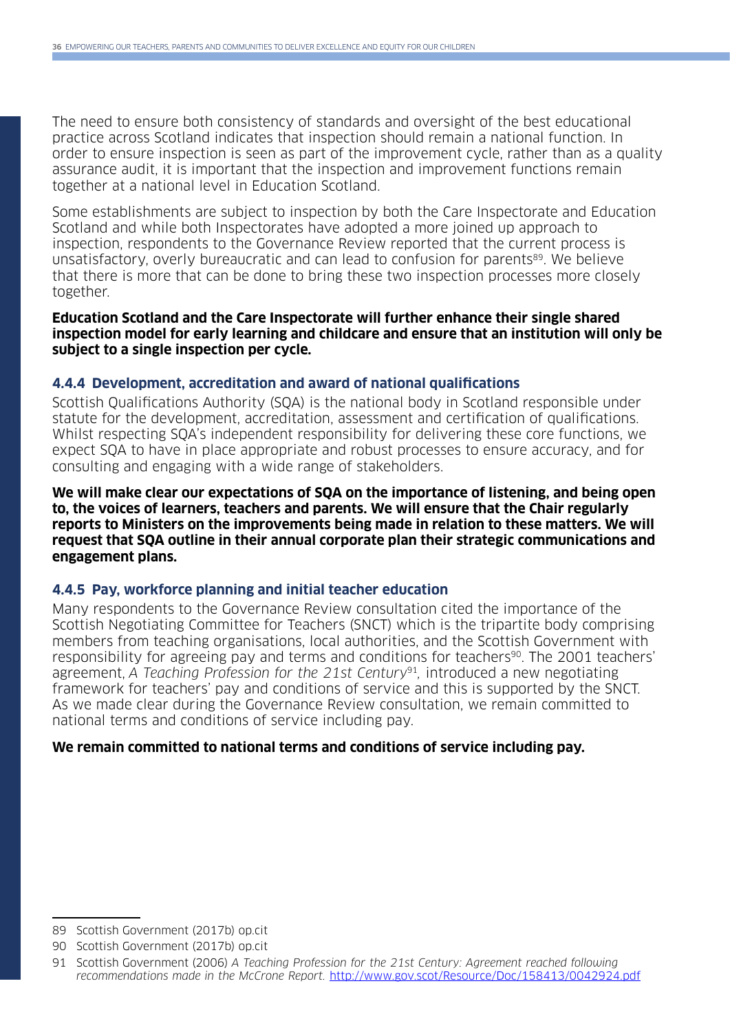The need to ensure both consistency of standards and oversight of the best educational practice across Scotland indicates that inspection should remain a national function. In order to ensure inspection is seen as part of the improvement cycle, rather than as a quality assurance audit, it is important that the inspection and improvement functions remain together at a national level in Education Scotland.

Some establishments are subject to inspection by both the Care Inspectorate and Education Scotland and while both Inspectorates have adopted a more joined up approach to inspection, respondents to the Governance Review reported that the current process is unsatisfactory, overly bureaucratic and can lead to confusion for parents[89]. We believe that there is more that can be done to bring these two inspection processes more closely together.

**Education Scotland and the Care Inspectorate will further enhance their single shared inspection model for early learning and childcare and ensure that an institution will only be subject to a single inspection per cycle.**

### 4.4.4 Development, accreditation and award of national qualifications

Scottish Qualifications Authority (SQA) is the national body in Scotland responsible under statute for the development, accreditation, assessment and certification of qualifications. Whilst respecting SQA's independent responsibility for delivering these core functions, we expect SQA to have in place appropriate and robust processes to ensure accuracy, and for consulting and engaging with a wide range of stakeholders.

**We will make clear our expectations of SQA on the importance of listening, and being open to, the voices of learners, teachers and parents. We will ensure that the Chair regularly reports to Ministers on the improvements being made in relation to these matters. We will request that SQA outline in their annual corporate plan their strategic communications and engagement plans.**

### 4.4.5 Pay, workforce planning and initial teacher education

Many respondents to the Governance Review consultation cited the importance of the Scottish Negotiating Committee for Teachers (SNCT) which is the tripartite body comprising members from teaching organisations, local authorities, and the Scottish Government with responsibility for agreeing pay and terms and conditions for teachers[90]. The 2001 teachers' agreement, *A Teaching Profession for the 21st Century*[91], introduced a new negotiating framework for teachers' pay and conditions of service and this is supported by the SNCT. As we made clear during the Governance Review consultation, we remain committed to national terms and conditions of service including pay.

**We remain committed to national terms and conditions of service including pay.**

---

89 Scottish Government (2017b) op.cit

90 Scottish Government (2017b) op.cit

91 Scottish Government (2006) *A Teaching Profession for the 21st Century: Agreement reached following recommendations made in the McCrone Report.* http://www.gov.scot/Resource/Doc/158413/0042924.pdf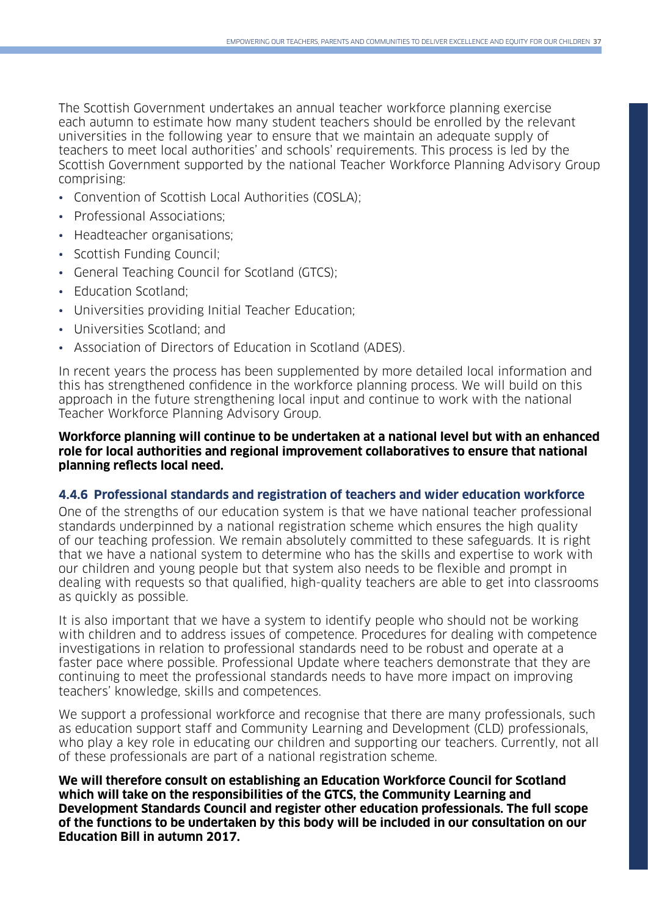The Scottish Government undertakes an annual teacher workforce planning exercise each autumn to estimate how many student teachers should be enrolled by the relevant universities in the following year to ensure that we maintain an adequate supply of teachers to meet local authorities' and schools' requirements. This process is led by the Scottish Government supported by the national Teacher Workforce Planning Advisory Group comprising:

- Convention of Scottish Local Authorities (COSLA);
- Professional Associations;
- Headteacher organisations;
- Scottish Funding Council;
- General Teaching Council for Scotland (GTCS);
- Education Scotland;
- Universities providing Initial Teacher Education;
- Universities Scotland; and
- Association of Directors of Education in Scotland (ADES).

In recent years the process has been supplemented by more detailed local information and this has strengthened confidence in the workforce planning process. We will build on this approach in the future strengthening local input and continue to work with the national Teacher Workforce Planning Advisory Group.

**Workforce planning will continue to be undertaken at a national level but with an enhanced role for local authorities and regional improvement collaboratives to ensure that national planning reflects local need.**

### 4.4.6 Professional standards and registration of teachers and wider education workforce

One of the strengths of our education system is that we have national teacher professional standards underpinned by a national registration scheme which ensures the high quality of our teaching profession. We remain absolutely committed to these safeguards. It is right that we have a national system to determine who has the skills and expertise to work with our children and young people but that system also needs to be flexible and prompt in dealing with requests so that qualified, high-quality teachers are able to get into classrooms as quickly as possible.

It is also important that we have a system to identify people who should not be working with children and to address issues of competence. Procedures for dealing with competence investigations in relation to professional standards need to be robust and operate at a faster pace where possible. Professional Update where teachers demonstrate that they are continuing to meet the professional standards needs to have more impact on improving teachers' knowledge, skills and competences.

We support a professional workforce and recognise that there are many professionals, such as education support staff and Community Learning and Development (CLD) professionals, who play a key role in educating our children and supporting our teachers. Currently, not all of these professionals are part of a national registration scheme.

**We will therefore consult on establishing an Education Workforce Council for Scotland which will take on the responsibilities of the GTCS, the Community Learning and Development Standards Council and register other education professionals. The full scope of the functions to be undertaken by this body will be included in our consultation on our Education Bill in autumn 2017.**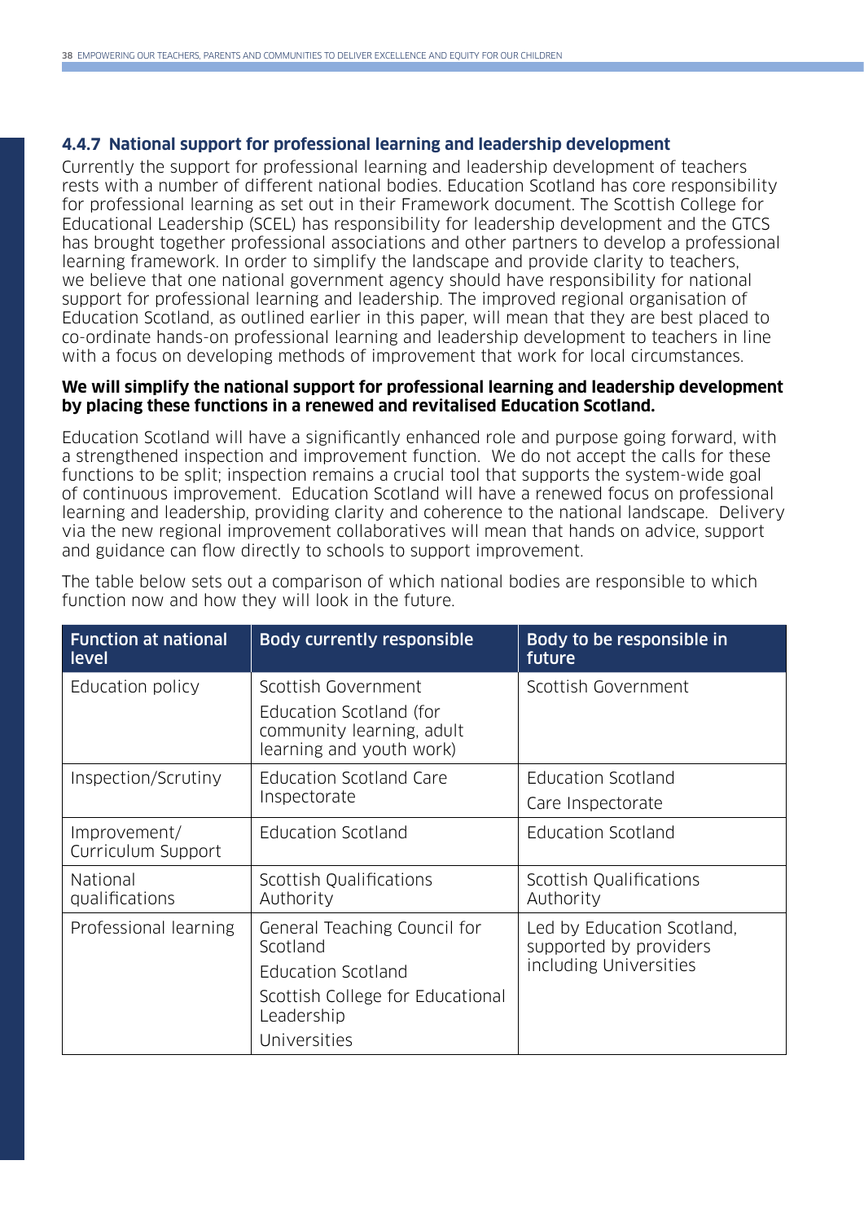#### 4.4.7 National support for professional learning and leadership development

Currently the support for professional learning and leadership development of teachers rests with a number of different national bodies. Education Scotland has core responsibility for professional learning as set out in their Framework document. The Scottish College for Educational Leadership (SCEL) has responsibility for leadership development and the GTCS has brought together professional associations and other partners to develop a professional learning framework. In order to simplify the landscape and provide clarity to teachers, we believe that one national government agency should have responsibility for national support for professional learning and leadership. The improved regional organisation of Education Scotland, as outlined earlier in this paper, will mean that they are best placed to co-ordinate hands-on professional learning and leadership development to teachers in line with a focus on developing methods of improvement that work for local circumstances.

**We will simplify the national support for professional learning and leadership development by placing these functions in a renewed and revitalised Education Scotland.**

Education Scotland will have a significantly enhanced role and purpose going forward, with a strengthened inspection and improvement function. We do not accept the calls for these functions to be split; inspection remains a crucial tool that supports the system-wide goal of continuous improvement. Education Scotland will have a renewed focus on professional learning and leadership, providing clarity and coherence to the national landscape. Delivery via the new regional improvement collaboratives will mean that hands on advice, support and guidance can flow directly to schools to support improvement.

The table below sets out a comparison of which national bodies are responsible to which function now and how they will look in the future.

| Function at national level | Body currently responsible | Body to be responsible in future |
|---|---|---|
| Education policy | Scottish Government<br>Education Scotland (for community learning, adult learning and youth work) | Scottish Government |
| Inspection/Scrutiny | Education Scotland Care Inspectorate | Education Scotland<br>Care Inspectorate |
| Improvement/ Curriculum Support | Education Scotland | Education Scotland |
| National qualifications | Scottish Qualifications Authority | Scottish Qualifications Authority |
| Professional learning | General Teaching Council for Scotland<br>Education Scotland<br>Scottish College for Educational Leadership<br>Universities | Led by Education Scotland, supported by providers including Universities |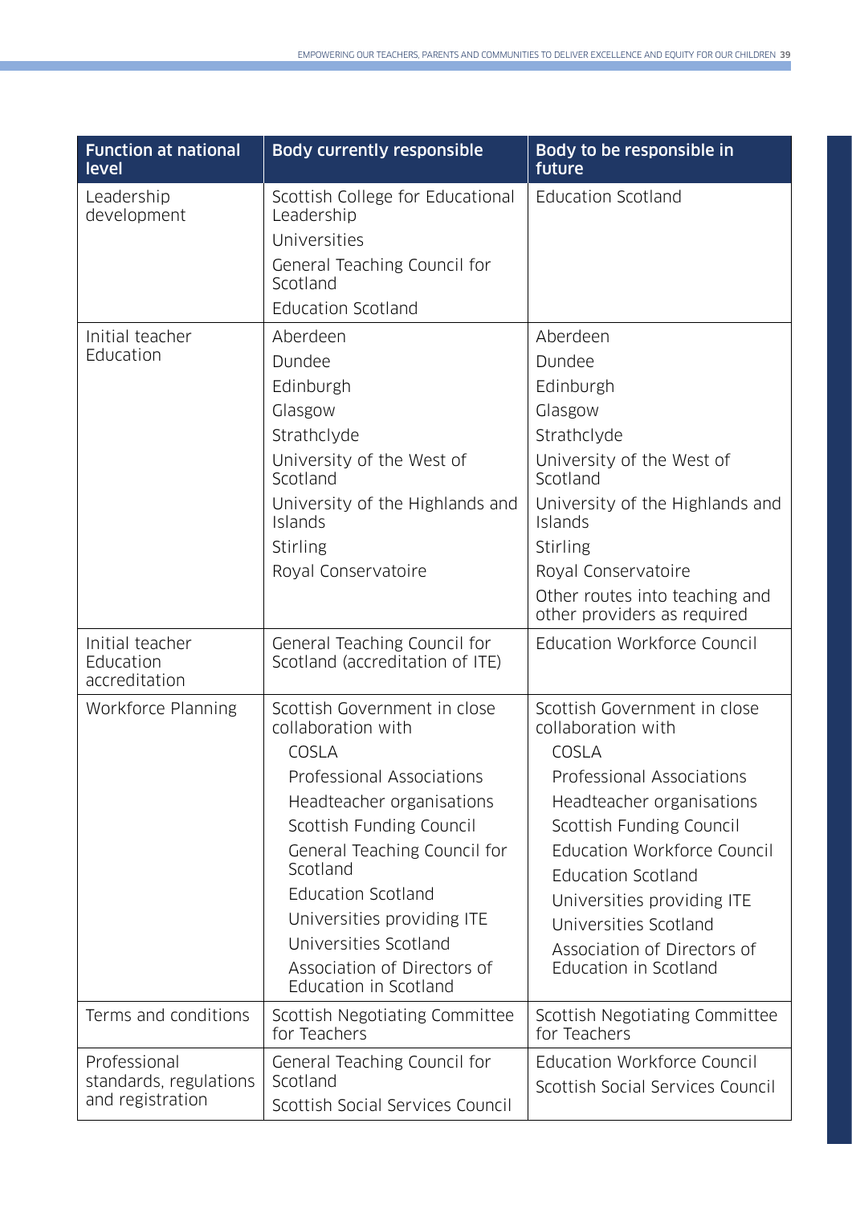| Function at national level | Body currently responsible | Body to be responsible in future |
|---|---|---|
| Leadership development | Scottish College for Educational Leadership<br>Universities<br>General Teaching Council for Scotland<br>Education Scotland | Education Scotland |
| Initial teacher Education | Aberdeen<br>Dundee<br>Edinburgh<br>Glasgow<br>Strathclyde<br>University of the West of Scotland<br>University of the Highlands and Islands<br>Stirling<br>Royal Conservatoire | Aberdeen<br>Dundee<br>Edinburgh<br>Glasgow<br>Strathclyde<br>University of the West of Scotland<br>University of the Highlands and Islands<br>Stirling<br>Royal Conservatoire<br>Other routes into teaching and other providers as required |
| Initial teacher Education accreditation | General Teaching Council for Scotland (accreditation of ITE) | Education Workforce Council |
| Workforce Planning | Scottish Government in close collaboration with<br>COSLA<br>Professional Associations<br>Headteacher organisations<br>Scottish Funding Council<br>General Teaching Council for Scotland<br>Education Scotland<br>Universities providing ITE<br>Universities Scotland<br>Association of Directors of Education in Scotland | Scottish Government in close collaboration with<br>COSLA<br>Professional Associations<br>Headteacher organisations<br>Scottish Funding Council<br>Education Workforce Council<br>Education Scotland<br>Universities providing ITE<br>Universities Scotland<br>Association of Directors of Education in Scotland |
| Terms and conditions | Scottish Negotiating Committee for Teachers | Scottish Negotiating Committee for Teachers |
| Professional standards, regulations and registration | General Teaching Council for Scotland<br>Scottish Social Services Council | Education Workforce Council<br>Scottish Social Services Council |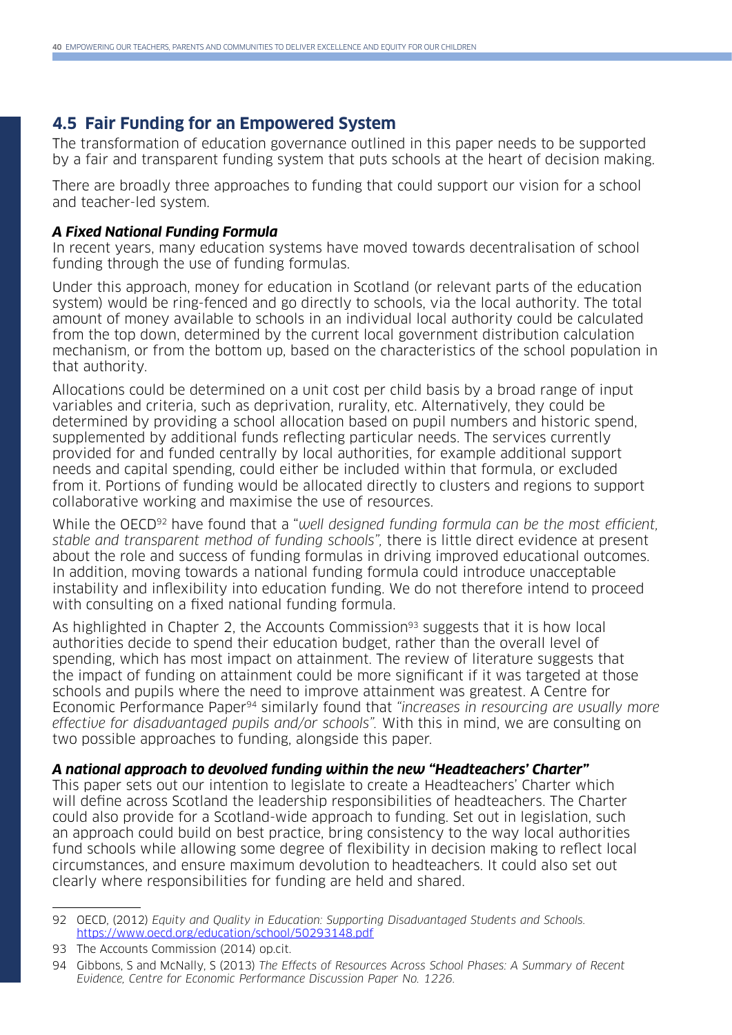## 4.5 Fair Funding for an Empowered System

The transformation of education governance outlined in this paper needs to be supported by a fair and transparent funding system that puts schools at the heart of decision making.

There are broadly three approaches to funding that could support our vision for a school and teacher-led system.

***A Fixed National Funding Formula***

In recent years, many education systems have moved towards decentralisation of school funding through the use of funding formulas.

Under this approach, money for education in Scotland (or relevant parts of the education system) would be ring-fenced and go directly to schools, via the local authority. The total amount of money available to schools in an individual local authority could be calculated from the top down, determined by the current local government distribution calculation mechanism, or from the bottom up, based on the characteristics of the school population in that authority.

Allocations could be determined on a unit cost per child basis by a broad range of input variables and criteria, such as deprivation, rurality, etc. Alternatively, they could be determined by providing a school allocation based on pupil numbers and historic spend, supplemented by additional funds reflecting particular needs. The services currently provided for and funded centrally by local authorities, for example additional support needs and capital spending, could either be included within that formula, or excluded from it. Portions of funding would be allocated directly to clusters and regions to support collaborative working and maximise the use of resources.

While the OECD[92] have found that a "*well designed funding formula can be the most efficient, stable and transparent method of funding schools",* there is little direct evidence at present about the role and success of funding formulas in driving improved educational outcomes. In addition, moving towards a national funding formula could introduce unacceptable instability and inflexibility into education funding. We do not therefore intend to proceed with consulting on a fixed national funding formula.

As highlighted in Chapter 2, the Accounts Commission[93] suggests that it is how local authorities decide to spend their education budget, rather than the overall level of spending, which has most impact on attainment. The review of literature suggests that the impact of funding on attainment could be more significant if it was targeted at those schools and pupils where the need to improve attainment was greatest. A Centre for Economic Performance Paper[94] similarly found that *"increases in resourcing are usually more effective for disadvantaged pupils and/or schools".* With this in mind, we are consulting on two possible approaches to funding, alongside this paper.

***A national approach to devolved funding within the new "Headteachers' Charter"***

This paper sets out our intention to legislate to create a Headteachers' Charter which will define across Scotland the leadership responsibilities of headteachers. The Charter could also provide for a Scotland-wide approach to funding. Set out in legislation, such an approach could build on best practice, bring consistency to the way local authorities fund schools while allowing some degree of flexibility in decision making to reflect local circumstances, and ensure maximum devolution to headteachers. It could also set out clearly where responsibilities for funding are held and shared.

---

92 OECD, (2012) *Equity and Quality in Education: Supporting Disadvantaged Students and Schools.* https://www.oecd.org/education/school/50293148.pdf

93 The Accounts Commission (2014) op.cit.

94 Gibbons, S and McNally, S (2013) *The Effects of Resources Across School Phases: A Summary of Recent Evidence, Centre for Economic Performance Discussion Paper No. 1226.*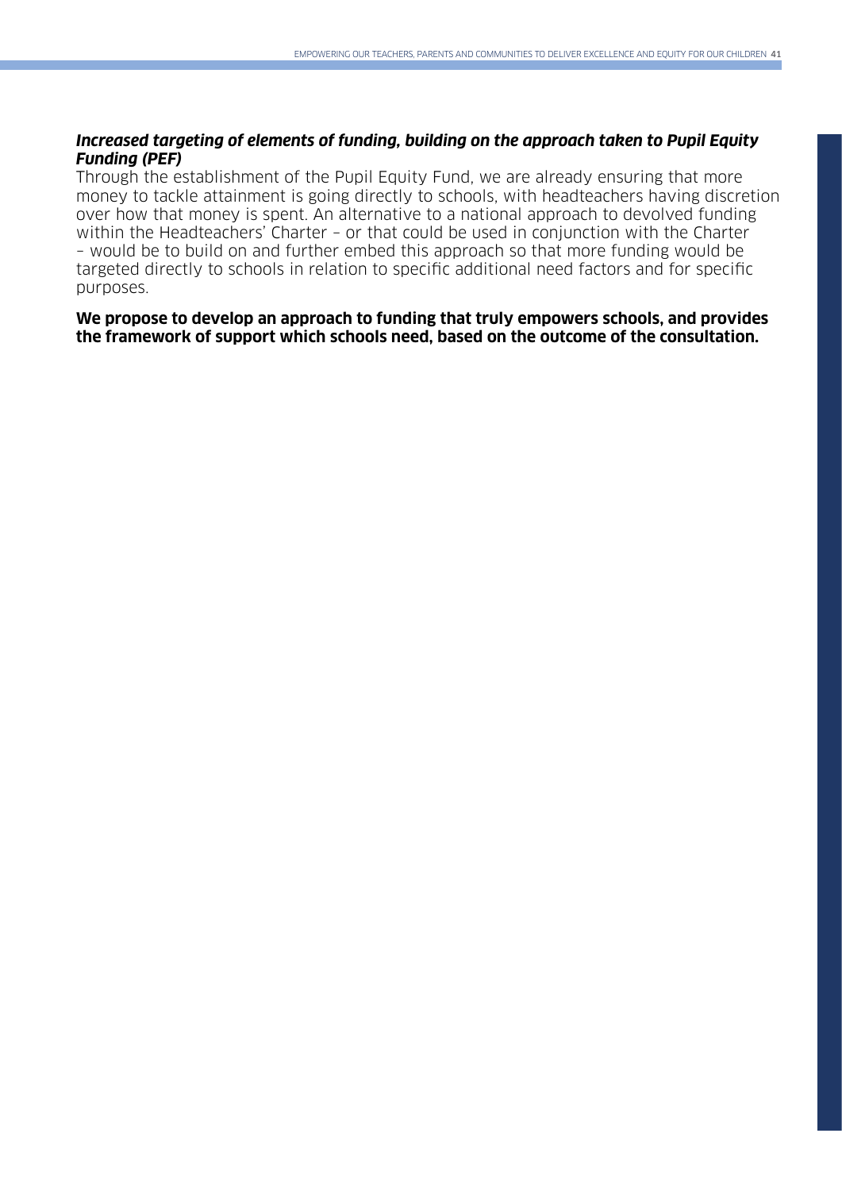***Increased targeting of elements of funding, building on the approach taken to Pupil Equity Funding (PEF)***

Through the establishment of the Pupil Equity Fund, we are already ensuring that more money to tackle attainment is going directly to schools, with headteachers having discretion over how that money is spent. An alternative to a national approach to devolved funding within the Headteachers' Charter – or that could be used in conjunction with the Charter – would be to build on and further embed this approach so that more funding would be targeted directly to schools in relation to specific additional need factors and for specific purposes.

**We propose to develop an approach to funding that truly empowers schools, and provides the framework of support which schools need, based on the outcome of the consultation.**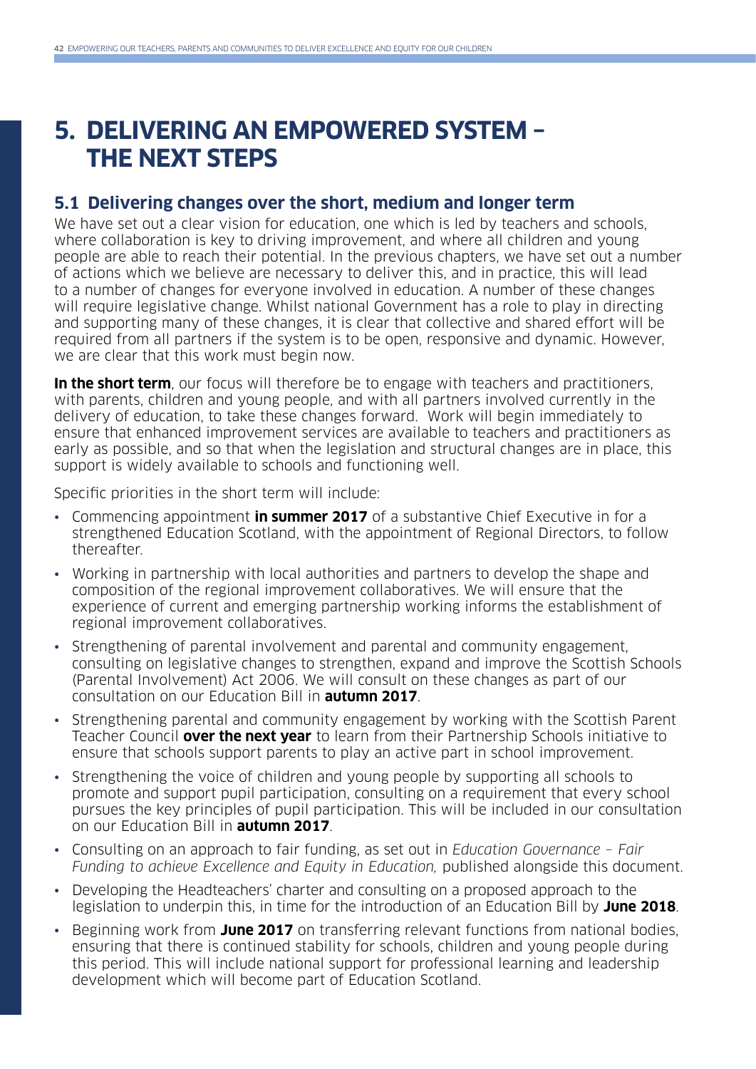# 5. DELIVERING AN EMPOWERED SYSTEM – THE NEXT STEPS

## 5.1 Delivering changes over the short, medium and longer term

We have set out a clear vision for education, one which is led by teachers and schools, where collaboration is key to driving improvement, and where all children and young people are able to reach their potential. In the previous chapters, we have set out a number of actions which we believe are necessary to deliver this, and in practice, this will lead to a number of changes for everyone involved in education. A number of these changes will require legislative change. Whilst national Government has a role to play in directing and supporting many of these changes, it is clear that collective and shared effort will be required from all partners if the system is to be open, responsive and dynamic. However, we are clear that this work must begin now.

**In the short term**, our focus will therefore be to engage with teachers and practitioners, with parents, children and young people, and with all partners involved currently in the delivery of education, to take these changes forward. Work will begin immediately to ensure that enhanced improvement services are available to teachers and practitioners as early as possible, and so that when the legislation and structural changes are in place, this support is widely available to schools and functioning well.

Specific priorities in the short term will include:

- Commencing appointment **in summer 2017** of a substantive Chief Executive in for a strengthened Education Scotland, with the appointment of Regional Directors, to follow thereafter.
- Working in partnership with local authorities and partners to develop the shape and composition of the regional improvement collaboratives. We will ensure that the experience of current and emerging partnership working informs the establishment of regional improvement collaboratives.
- Strengthening of parental involvement and parental and community engagement, consulting on legislative changes to strengthen, expand and improve the Scottish Schools (Parental Involvement) Act 2006. We will consult on these changes as part of our consultation on our Education Bill in **autumn 2017**.
- Strengthening parental and community engagement by working with the Scottish Parent Teacher Council **over the next year** to learn from their Partnership Schools initiative to ensure that schools support parents to play an active part in school improvement.
- Strengthening the voice of children and young people by supporting all schools to promote and support pupil participation, consulting on a requirement that every school pursues the key principles of pupil participation. This will be included in our consultation on our Education Bill in **autumn 2017**.
- Consulting on an approach to fair funding, as set out in *Education Governance – Fair Funding to achieve Excellence and Equity in Education,* published alongside this document.
- Developing the Headteachers' charter and consulting on a proposed approach to the legislation to underpin this, in time for the introduction of an Education Bill by **June 2018**.
- Beginning work from **June 2017** on transferring relevant functions from national bodies, ensuring that there is continued stability for schools, children and young people during this period. This will include national support for professional learning and leadership development which will become part of Education Scotland.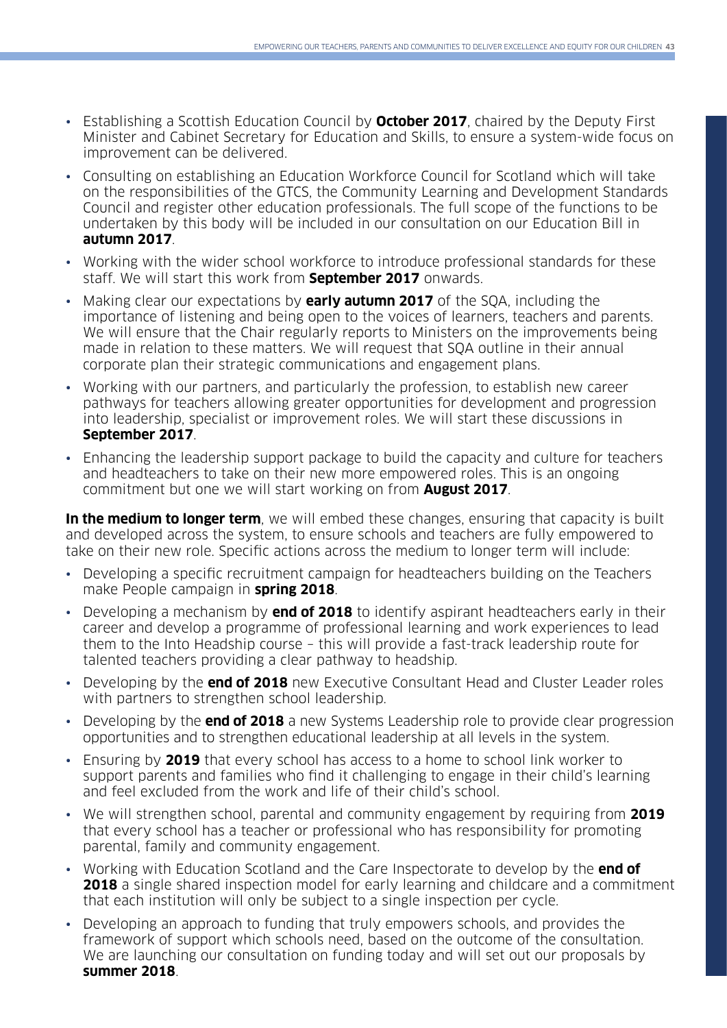- Establishing a Scottish Education Council by **October 2017**, chaired by the Deputy First Minister and Cabinet Secretary for Education and Skills, to ensure a system-wide focus on improvement can be delivered.
- Consulting on establishing an Education Workforce Council for Scotland which will take on the responsibilities of the GTCS, the Community Learning and Development Standards Council and register other education professionals. The full scope of the functions to be undertaken by this body will be included in our consultation on our Education Bill in **autumn 2017**.
- Working with the wider school workforce to introduce professional standards for these staff. We will start this work from **September 2017** onwards.
- Making clear our expectations by **early autumn 2017** of the SQA, including the importance of listening and being open to the voices of learners, teachers and parents. We will ensure that the Chair regularly reports to Ministers on the improvements being made in relation to these matters. We will request that SQA outline in their annual corporate plan their strategic communications and engagement plans.
- Working with our partners, and particularly the profession, to establish new career pathways for teachers allowing greater opportunities for development and progression into leadership, specialist or improvement roles. We will start these discussions in **September 2017**.
- Enhancing the leadership support package to build the capacity and culture for teachers and headteachers to take on their new more empowered roles. This is an ongoing commitment but one we will start working on from **August 2017**.

**In the medium to longer term**, we will embed these changes, ensuring that capacity is built and developed across the system, to ensure schools and teachers are fully empowered to take on their new role. Specific actions across the medium to longer term will include:

- Developing a specific recruitment campaign for headteachers building on the Teachers make People campaign in **spring 2018**.
- Developing a mechanism by **end of 2018** to identify aspirant headteachers early in their career and develop a programme of professional learning and work experiences to lead them to the Into Headship course – this will provide a fast-track leadership route for talented teachers providing a clear pathway to headship.
- Developing by the **end of 2018** new Executive Consultant Head and Cluster Leader roles with partners to strengthen school leadership.
- Developing by the **end of 2018** a new Systems Leadership role to provide clear progression opportunities and to strengthen educational leadership at all levels in the system.
- Ensuring by **2019** that every school has access to a home to school link worker to support parents and families who find it challenging to engage in their child's learning and feel excluded from the work and life of their child's school.
- We will strengthen school, parental and community engagement by requiring from **2019** that every school has a teacher or professional who has responsibility for promoting parental, family and community engagement.
- Working with Education Scotland and the Care Inspectorate to develop by the **end of 2018** a single shared inspection model for early learning and childcare and a commitment that each institution will only be subject to a single inspection per cycle.
- Developing an approach to funding that truly empowers schools, and provides the framework of support which schools need, based on the outcome of the consultation. We are launching our consultation on funding today and will set out our proposals by **summer 2018**.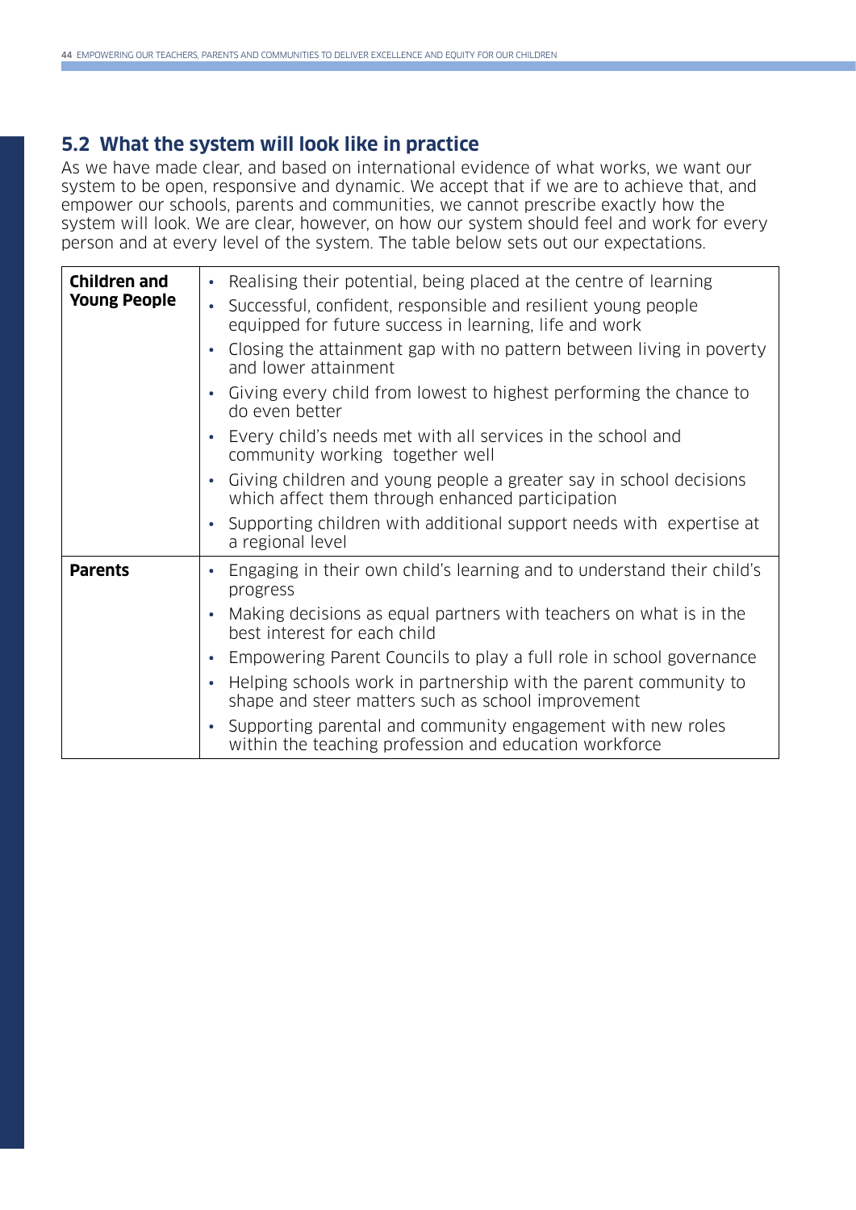## 5.2 What the system will look like in practice

As we have made clear, and based on international evidence of what works, we want our system to be open, responsive and dynamic. We accept that if we are to achieve that, and empower our schools, parents and communities, we cannot prescribe exactly how the system will look. We are clear, however, on how our system should feel and work for every person and at every level of the system. The table below sets out our expectations.

| | |
|---|---|
| **Children and Young People** | • Realising their potential, being placed at the centre of learning<br>• Successful, confident, responsible and resilient young people equipped for future success in learning, life and work<br>• Closing the attainment gap with no pattern between living in poverty and lower attainment<br>• Giving every child from lowest to highest performing the chance to do even better<br>• Every child's needs met with all services in the school and community working together well<br>• Giving children and young people a greater say in school decisions which affect them through enhanced participation<br>• Supporting children with additional support needs with expertise at a regional level |
| **Parents** | • Engaging in their own child's learning and to understand their child's progress<br>• Making decisions as equal partners with teachers on what is in the best interest for each child<br>• Empowering Parent Councils to play a full role in school governance<br>• Helping schools work in partnership with the parent community to shape and steer matters such as school improvement<br>• Supporting parental and community engagement with new roles within the teaching profession and education workforce |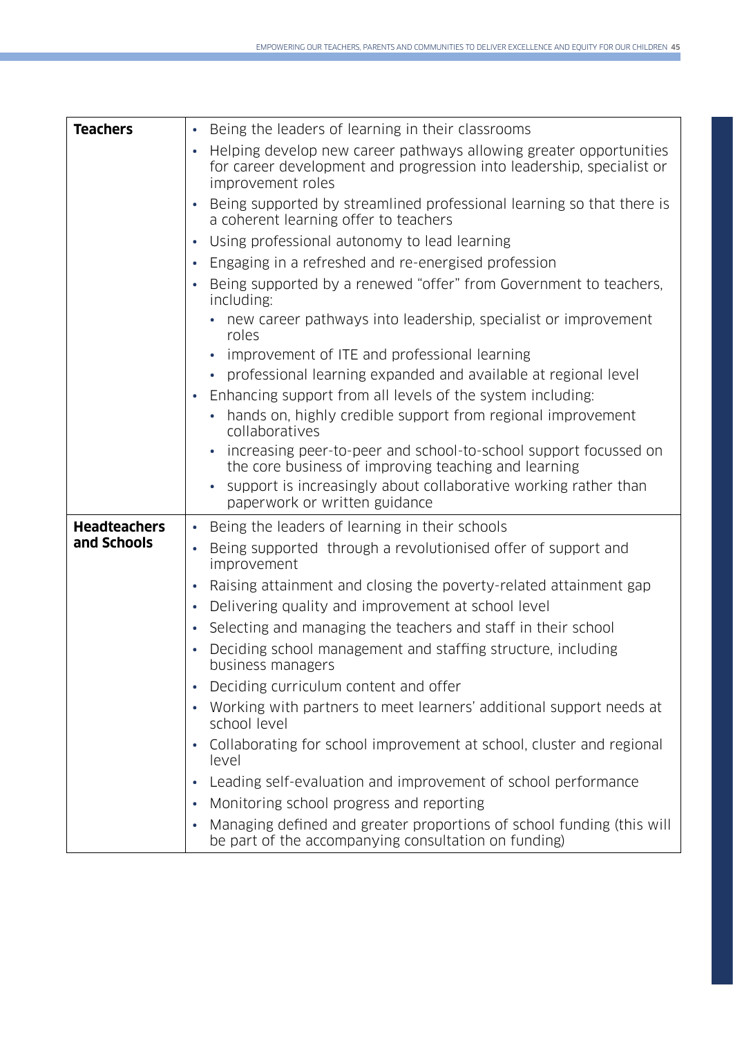| | |
|---|---|
| **Teachers** | • Being the leaders of learning in their classrooms<br>• Helping develop new career pathways allowing greater opportunities for career development and progression into leadership, specialist or improvement roles<br>• Being supported by streamlined professional learning so that there is a coherent learning offer to teachers<br>• Using professional autonomy to lead learning<br>• Engaging in a refreshed and re-energised profession<br>• Being supported by a renewed "offer" from Government to teachers, including:<br>&nbsp;&nbsp;• new career pathways into leadership, specialist or improvement roles<br>&nbsp;&nbsp;• improvement of ITE and professional learning<br>&nbsp;&nbsp;• professional learning expanded and available at regional level<br>• Enhancing support from all levels of the system including:<br>&nbsp;&nbsp;• hands on, highly credible support from regional improvement collaboratives<br>&nbsp;&nbsp;• increasing peer-to-peer and school-to-school support focussed on the core business of improving teaching and learning<br>&nbsp;&nbsp;• support is increasingly about collaborative working rather than paperwork or written guidance |
| **Headteachers and Schools** | • Being the leaders of learning in their schools<br>• Being supported through a revolutionised offer of support and improvement<br>• Raising attainment and closing the poverty-related attainment gap<br>• Delivering quality and improvement at school level<br>• Selecting and managing the teachers and staff in their school<br>• Deciding school management and staffing structure, including business managers<br>• Deciding curriculum content and offer<br>• Working with partners to meet learners' additional support needs at school level<br>• Collaborating for school improvement at school, cluster and regional level<br>• Leading self-evaluation and improvement of school performance<br>• Monitoring school progress and reporting<br>• Managing defined and greater proportions of school funding (this will be part of the accompanying consultation on funding) |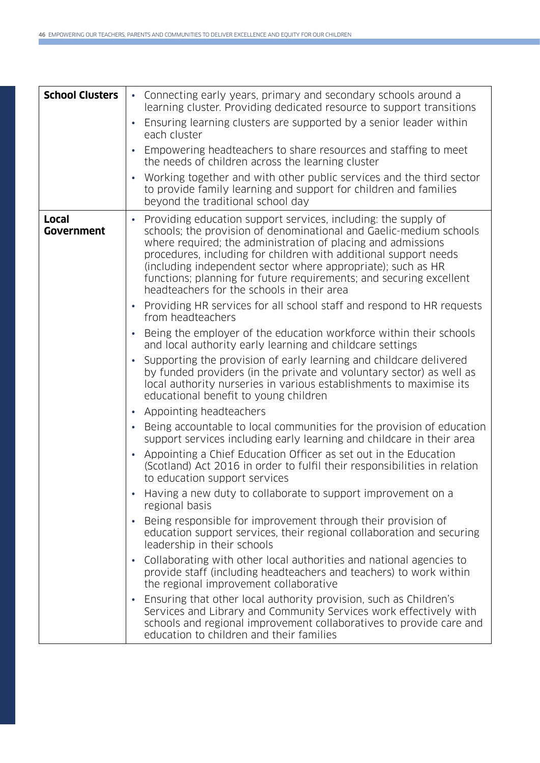| | |
|---|---|
| **School Clusters** | • Connecting early years, primary and secondary schools around a learning cluster. Providing dedicated resource to support transitions<br>• Ensuring learning clusters are supported by a senior leader within each cluster<br>• Empowering headteachers to share resources and staffing to meet the needs of children across the learning cluster<br>• Working together and with other public services and the third sector to provide family learning and support for children and families beyond the traditional school day |
| **Local Government** | • Providing education support services, including: the supply of schools; the provision of denominational and Gaelic-medium schools where required; the administration of placing and admissions procedures, including for children with additional support needs (including independent sector where appropriate); such as HR functions; planning for future requirements; and securing excellent headteachers for the schools in their area<br>• Providing HR services for all school staff and respond to HR requests from headteachers<br>• Being the employer of the education workforce within their schools and local authority early learning and childcare settings<br>• Supporting the provision of early learning and childcare delivered by funded providers (in the private and voluntary sector) as well as local authority nurseries in various establishments to maximise its educational benefit to young children<br>• Appointing headteachers<br>• Being accountable to local communities for the provision of education support services including early learning and childcare in their area<br>• Appointing a Chief Education Officer as set out in the Education (Scotland) Act 2016 in order to fulfil their responsibilities in relation to education support services<br>• Having a new duty to collaborate to support improvement on a regional basis<br>• Being responsible for improvement through their provision of education support services, their regional collaboration and securing leadership in their schools<br>• Collaborating with other local authorities and national agencies to provide staff (including headteachers and teachers) to work within the regional improvement collaborative<br>• Ensuring that other local authority provision, such as Children's Services and Library and Community Services work effectively with schools and regional improvement collaboratives to provide care and education to children and their families |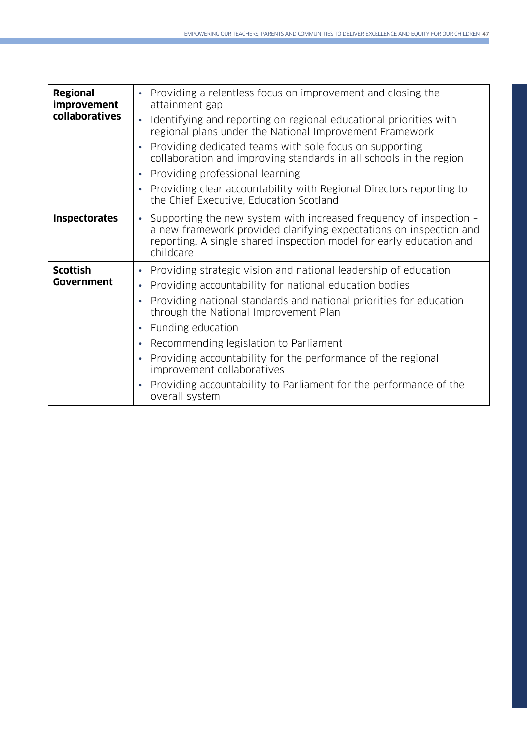| | |
|---|---|
| **Regional improvement collaboratives** | • Providing a relentless focus on improvement and closing the attainment gap<br>• Identifying and reporting on regional educational priorities with regional plans under the National Improvement Framework<br>• Providing dedicated teams with sole focus on supporting collaboration and improving standards in all schools in the region<br>• Providing professional learning<br>• Providing clear accountability with Regional Directors reporting to the Chief Executive, Education Scotland |
| **Inspectorates** | • Supporting the new system with increased frequency of inspection – a new framework provided clarifying expectations on inspection and reporting. A single shared inspection model for early education and childcare |
| **Scottish Government** | • Providing strategic vision and national leadership of education<br>• Providing accountability for national education bodies<br>• Providing national standards and national priorities for education through the National Improvement Plan<br>• Funding education<br>• Recommending legislation to Parliament<br>• Providing accountability for the performance of the regional improvement collaboratives<br>• Providing accountability to Parliament for the performance of the overall system |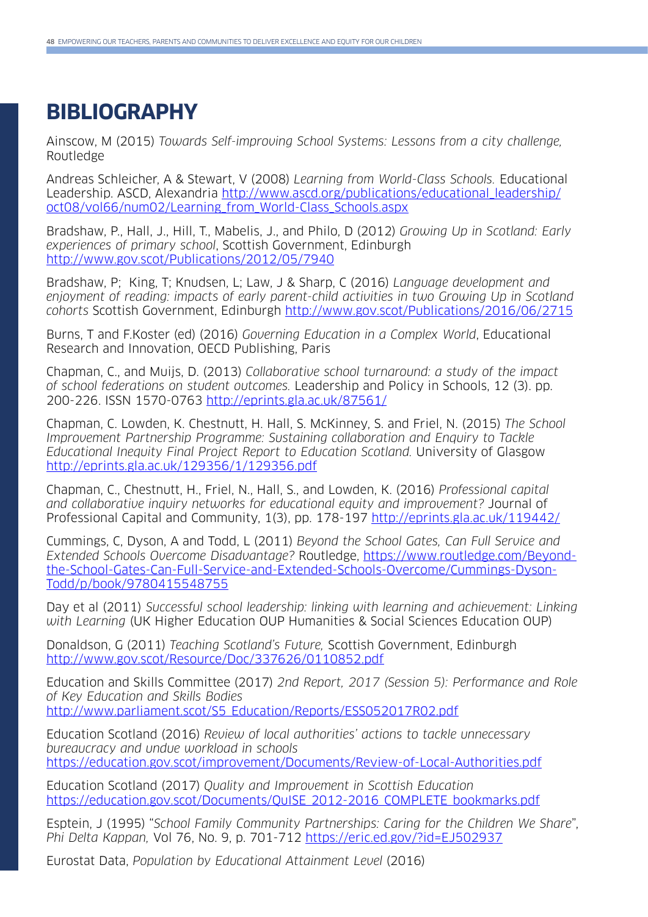# BIBLIOGRAPHY

Ainscow, M (2015) *Towards Self-improving School Systems: Lessons from a city challenge,* Routledge

Andreas Schleicher, A & Stewart, V (2008) *Learning from World-Class Schools.* Educational Leadership. ASCD, Alexandria http://www.ascd.org/publications/educational_leadership/oct08/vol66/num02/Learning_from_World-Class_Schools.aspx

Bradshaw, P., Hall, J., Hill, T., Mabelis, J., and Philo, D (2012) *Growing Up in Scotland: Early experiences of primary school*, Scottish Government, Edinburgh http://www.gov.scot/Publications/2012/05/7940

Bradshaw, P; King, T; Knudsen, L; Law, J & Sharp, C (2016) *Language development and enjoyment of reading: impacts of early parent-child activities in two Growing Up in Scotland cohorts* Scottish Government, Edinburgh http://www.gov.scot/Publications/2016/06/2715

Burns, T and F.Koster (ed) (2016) *Governing Education in a Complex World*, Educational Research and Innovation, OECD Publishing, Paris

Chapman, C., and Muijs, D. (2013) *Collaborative school turnaround: a study of the impact of school federations on student outcomes.* Leadership and Policy in Schools, 12 (3). pp. 200-226. ISSN 1570-0763 http://eprints.gla.ac.uk/87561/

Chapman, C. Lowden, K. Chestnutt, H. Hall, S. McKinney, S. and Friel, N. (2015) *The School Improvement Partnership Programme: Sustaining collaboration and Enquiry to Tackle Educational Inequity Final Project Report to Education Scotland.* University of Glasgow http://eprints.gla.ac.uk/129356/1/129356.pdf

Chapman, C., Chestnutt, H., Friel, N., Hall, S., and Lowden, K. (2016) *Professional capital and collaborative inquiry networks for educational equity and improvement?* Journal of Professional Capital and Community, 1(3), pp. 178-197 http://eprints.gla.ac.uk/119442/

Cummings, C, Dyson, A and Todd, L (2011) *Beyond the School Gates, Can Full Service and Extended Schools Overcome Disadvantage?* Routledge, https://www.routledge.com/Beyond-the-School-Gates-Can-Full-Service-and-Extended-Schools-Overcome/Cummings-Dyson-Todd/p/book/9780415548755

Day et al (2011) *Successful school leadership: linking with learning and achievement: Linking with Learning* (UK Higher Education OUP Humanities & Social Sciences Education OUP)

Donaldson, G (2011) *Teaching Scotland's Future,* Scottish Government, Edinburgh http://www.gov.scot/Resource/Doc/337626/0110852.pdf

Education and Skills Committee (2017) *2nd Report, 2017 (Session 5): Performance and Role of Key Education and Skills Bodies* http://www.parliament.scot/S5_Education/Reports/ESS052017R02.pdf

Education Scotland (2016) *Review of local authorities' actions to tackle unnecessary bureaucracy and undue workload in schools* https://education.gov.scot/improvement/Documents/Review-of-Local-Authorities.pdf

Education Scotland (2017) *Quality and Improvement in Scottish Education* https://education.gov.scot/Documents/QuISE_2012-2016_COMPLETE_bookmarks.pdf

Esptein, J (1995) "*School Family Community Partnerships: Caring for the Children We Share*", *Phi Delta Kappan,* Vol 76, No. 9, p. 701-712 https://eric.ed.gov/?id=EJ502937

Eurostat Data, *Population by Educational Attainment Level* (2016)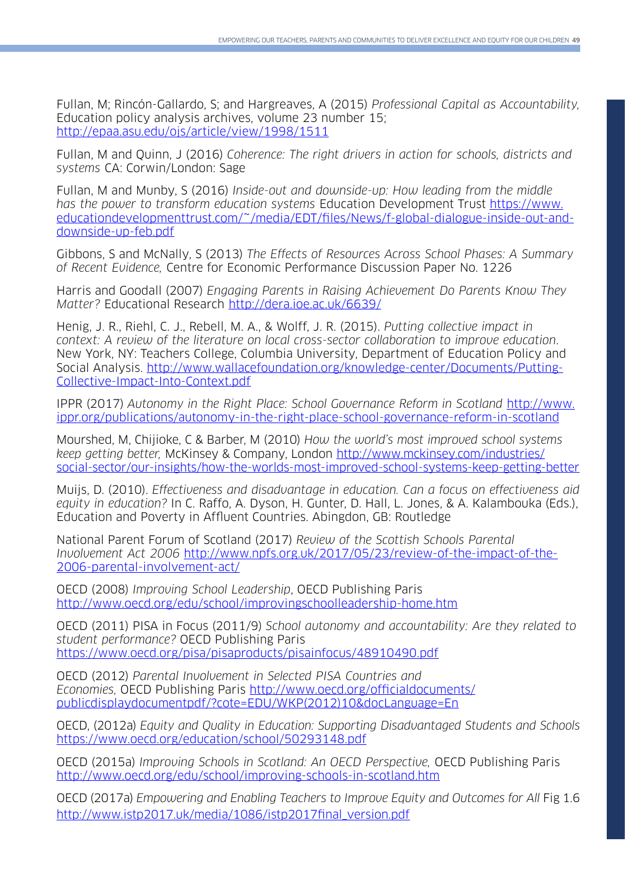Fullan, M; Rincón-Gallardo, S; and Hargreaves, A (2015) *Professional Capital as Accountability,* Education policy analysis archives, volume 23 number 15; http://epaa.asu.edu/ojs/article/view/1998/1511

Fullan, M and Quinn, J (2016) *Coherence: The right drivers in action for schools, districts and systems* CA: Corwin/London: Sage

Fullan, M and Munby, S (2016) *Inside-out and downside-up: How leading from the middle has the power to transform education systems* Education Development Trust https://www.educationdevelopmenttrust.com/~/media/EDT/files/News/f-global-dialogue-inside-out-and-downside-up-feb.pdf

Gibbons, S and McNally, S (2013) *The Effects of Resources Across School Phases: A Summary of Recent Evidence,* Centre for Economic Performance Discussion Paper No. 1226

Harris and Goodall (2007) *Engaging Parents in Raising Achievement Do Parents Know They Matter?* Educational Research http://dera.ioe.ac.uk/6639/

Henig, J. R., Riehl, C. J., Rebell, M. A., & Wolff, J. R. (2015). *Putting collective impact in context: A review of the literature on local cross-sector collaboration to improve education.* New York, NY: Teachers College, Columbia University, Department of Education Policy and Social Analysis. http://www.wallacefoundation.org/knowledge-center/Documents/Putting-Collective-Impact-Into-Context.pdf

IPPR (2017) *Autonomy in the Right Place: School Governance Reform in Scotland* http://www.ippr.org/publications/autonomy-in-the-right-place-school-governance-reform-in-scotland

Mourshed, M, Chijioke, C & Barber, M (2010) *How the world's most improved school systems keep getting better,* McKinsey & Company, London http://www.mckinsey.com/industries/social-sector/our-insights/how-the-worlds-most-improved-school-systems-keep-getting-better

Muijs, D. (2010). *Effectiveness and disadvantage in education. Can a focus on effectiveness aid equity in education?* In C. Raffo, A. Dyson, H. Gunter, D. Hall, L. Jones, & A. Kalambouka (Eds.), Education and Poverty in Affluent Countries. Abingdon, GB: Routledge

National Parent Forum of Scotland (2017) *Review of the Scottish Schools Parental Involvement Act 2006* http://www.npfs.org.uk/2017/05/23/review-of-the-impact-of-the-2006-parental-involvement-act/

OECD (2008) *Improving School Leadership*, OECD Publishing Paris http://www.oecd.org/edu/school/improvingschoolleadership-home.htm

OECD (2011) PISA in Focus (2011/9) *School autonomy and accountability: Are they related to student performance?* OECD Publishing Paris https://www.oecd.org/pisa/pisaproducts/pisainfocus/48910490.pdf

OECD (2012) *Parental Involvement in Selected PISA Countries and Economies,* OECD Publishing Paris http://www.oecd.org/officialdocuments/publicdisplaydocumentpdf/?cote=EDU/WKP(2012)10&docLanguage=En

OECD, (2012a) *Equity and Quality in Education: Supporting Disadvantaged Students and Schools* https://www.oecd.org/education/school/50293148.pdf

OECD (2015a) *Improving Schools in Scotland: An OECD Perspective,* OECD Publishing Paris http://www.oecd.org/edu/school/improving-schools-in-scotland.htm

OECD (2017a) *Empowering and Enabling Teachers to Improve Equity and Outcomes for All* Fig 1.6 http://www.istp2017.uk/media/1086/istp2017final_version.pdf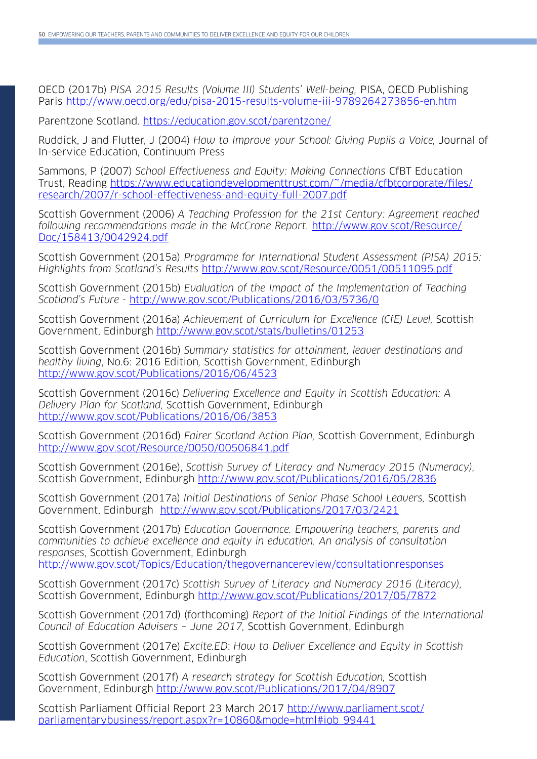OECD (2017b) *PISA 2015 Results (Volume III) Students' Well-being,* PISA, OECD Publishing Paris http://www.oecd.org/edu/pisa-2015-results-volume-iii-9789264273856-en.htm

Parentzone Scotland. https://education.gov.scot/parentzone/

Ruddick, J and Flutter, J (2004) *How to Improve your School: Giving Pupils a Voice,* Journal of In-service Education, Continuum Press

Sammons, P (2007) *School Effectiveness and Equity: Making Connections* CfBT Education Trust, Reading https://www.educationdevelopmenttrust.com/~/media/cfbtcorporate/files/research/2007/r-school-effectiveness-and-equity-full-2007.pdf

Scottish Government (2006) *A Teaching Profession for the 21st Century: Agreement reached following recommendations made in the McCrone Report.* http://www.gov.scot/Resource/Doc/158413/0042924.pdf

Scottish Government (2015a) *Programme for International Student Assessment (PISA) 2015: Highlights from Scotland's Results* http://www.gov.scot/Resource/0051/00511095.pdf

Scottish Government (2015b) *Evaluation of the Impact of the Implementation of Teaching Scotland's Future* - http://www.gov.scot/Publications/2016/03/5736/0

Scottish Government (2016a) *Achievement of Curriculum for Excellence (CfE) Level,* Scottish Government, Edinburgh http://www.gov.scot/stats/bulletins/01253

Scottish Government (2016b) *Summary statistics for attainment, leaver destinations and healthy living*, No.6: 2016 Edition*,* Scottish Government, Edinburgh http://www.gov.scot/Publications/2016/06/4523

Scottish Government (2016c) *Delivering Excellence and Equity in Scottish Education: A Delivery Plan for Scotland,* Scottish Government, Edinburgh http://www.gov.scot/Publications/2016/06/3853

Scottish Government (2016d) *Fairer Scotland Action Plan,* Scottish Government, Edinburgh http://www.gov.scot/Resource/0050/00506841.pdf

Scottish Government (2016e), *Scottish Survey of Literacy and Numeracy 2015 (Numeracy),* Scottish Government, Edinburgh http://www.gov.scot/Publications/2016/05/2836

Scottish Government (2017a) *Initial Destinations of Senior Phase School Leavers,* Scottish Government, Edinburgh http://www.gov.scot/Publications/2017/03/2421

Scottish Government (2017b) *Education Governance. Empowering teachers, parents and communities to achieve excellence and equity in education. An analysis of consultation responses*, Scottish Government, Edinburgh http://www.gov.scot/Topics/Education/thegovernancereview/consultationresponses

Scottish Government (2017c) *Scottish Survey of Literacy and Numeracy 2016 (Literacy),* Scottish Government, Edinburgh http://www.gov.scot/Publications/2017/05/7872

Scottish Government (2017d) (forthcoming) *Report of the Initial Findings of the International Council of Education Advisers – June 2017,* Scottish Government, Edinburgh

Scottish Government (2017e) *Excite.ED: How to Deliver Excellence and Equity in Scottish Education*, Scottish Government, Edinburgh

Scottish Government (2017f) *A research strategy for Scottish Education,* Scottish Government, Edinburgh http://www.gov.scot/Publications/2017/04/8907

Scottish Parliament Official Report 23 March 2017 http://www.parliament.scot/parliamentarybusiness/report.aspx?r=10860&mode=html#iob_99441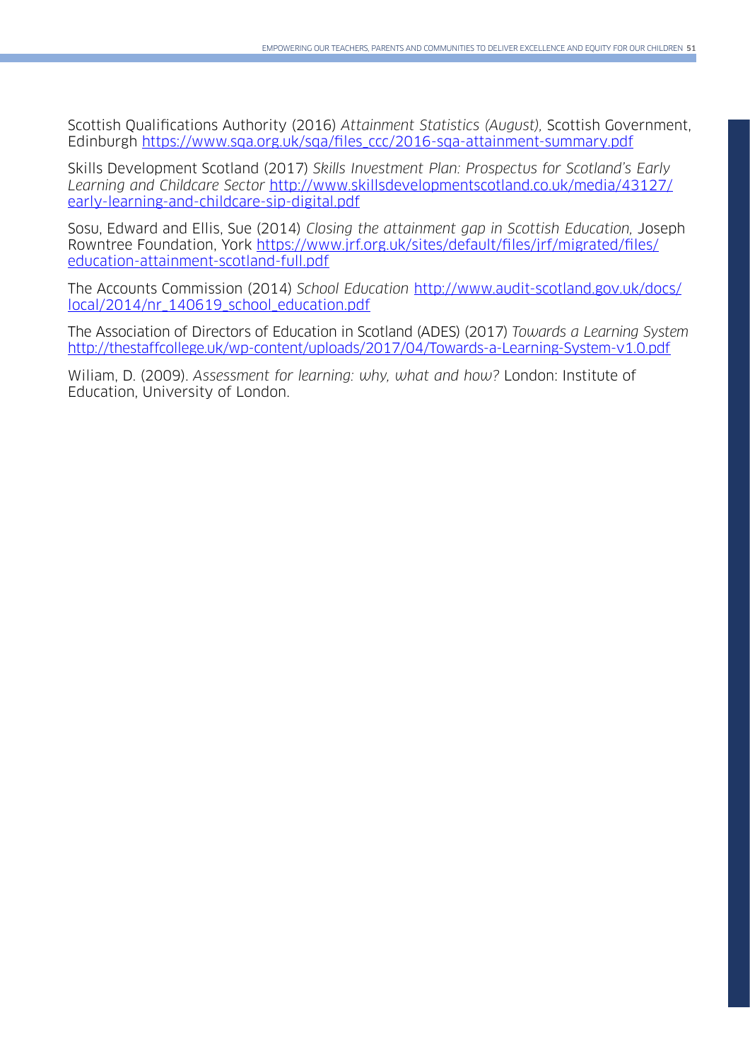Scottish Qualifications Authority (2016) *Attainment Statistics (August)*, Scottish Government, Edinburgh https://www.sqa.org.uk/sqa/files_ccc/2016-sqa-attainment-summary.pdf

Skills Development Scotland (2017) *Skills Investment Plan: Prospectus for Scotland's Early Learning and Childcare Sector* http://www.skillsdevelopmentscotland.co.uk/media/43127/early-learning-and-childcare-sip-digital.pdf

Sosu, Edward and Ellis, Sue (2014) *Closing the attainment gap in Scottish Education,* Joseph Rowntree Foundation, York https://www.jrf.org.uk/sites/default/files/jrf/migrated/files/education-attainment-scotland-full.pdf

The Accounts Commission (2014) *School Education* http://www.audit-scotland.gov.uk/docs/local/2014/nr_140619_school_education.pdf

The Association of Directors of Education in Scotland (ADES) (2017) *Towards a Learning System* http://thestaffcollege.uk/wp-content/uploads/2017/04/Towards-a-Learning-System-v1.0.pdf

Wiliam, D. (2009). *Assessment for learning: why, what and how?* London: Institute of Education, University of London.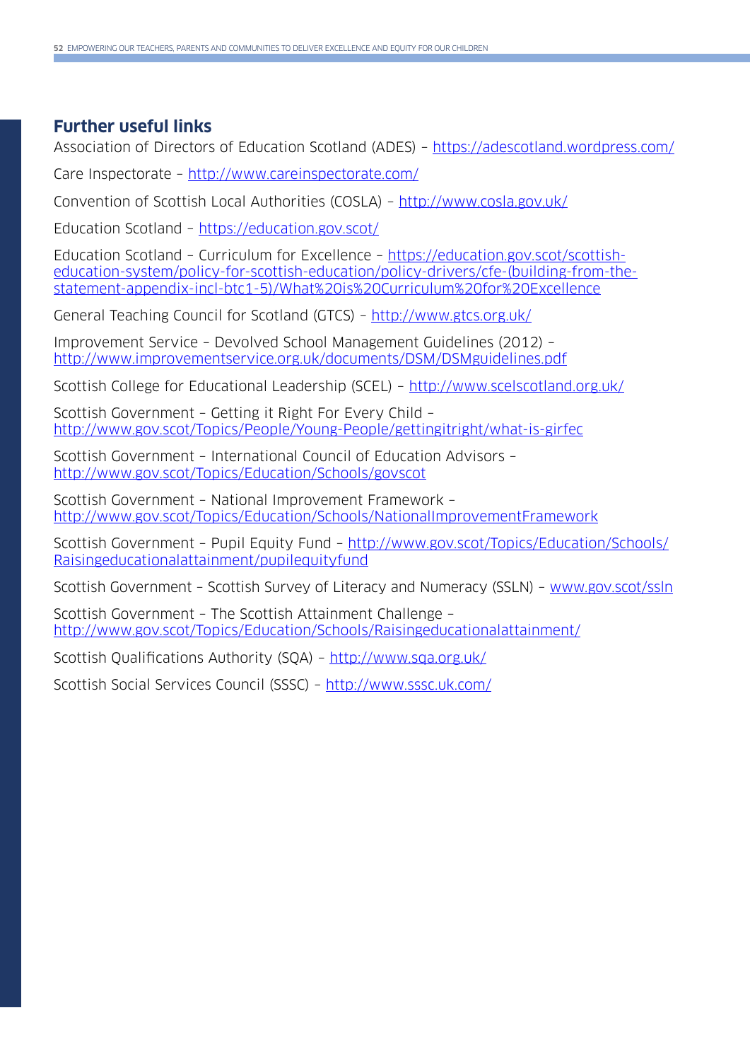## Further useful links

Association of Directors of Education Scotland (ADES) – https://adescotland.wordpress.com/

Care Inspectorate – http://www.careinspectorate.com/

Convention of Scottish Local Authorities (COSLA) – http://www.cosla.gov.uk/

Education Scotland – https://education.gov.scot/

Education Scotland – Curriculum for Excellence – https://education.gov.scot/scottish-education-system/policy-for-scottish-education/policy-drivers/cfe-(building-from-the-statement-appendix-incl-btc1-5)/What%20is%20Curriculum%20for%20Excellence

General Teaching Council for Scotland (GTCS) – http://www.gtcs.org.uk/

Improvement Service – Devolved School Management Guidelines (2012) – http://www.improvementservice.org.uk/documents/DSM/DSMguidelines.pdf

Scottish College for Educational Leadership (SCEL) – http://www.scelscotland.org.uk/

Scottish Government – Getting it Right For Every Child – http://www.gov.scot/Topics/People/Young-People/gettingitright/what-is-girfec

Scottish Government – International Council of Education Advisors – http://www.gov.scot/Topics/Education/Schools/govscot

Scottish Government – National Improvement Framework – http://www.gov.scot/Topics/Education/Schools/NationalImprovementFramework

Scottish Government – Pupil Equity Fund – http://www.gov.scot/Topics/Education/Schools/Raisingeducationalattainment/pupilequityfund

Scottish Government – Scottish Survey of Literacy and Numeracy (SSLN) – www.gov.scot/ssln

Scottish Government – The Scottish Attainment Challenge – http://www.gov.scot/Topics/Education/Schools/Raisingeducationalattainment/

Scottish Qualifications Authority (SQA) – http://www.sqa.org.uk/

Scottish Social Services Council (SSSC) – http://www.sssc.uk.com/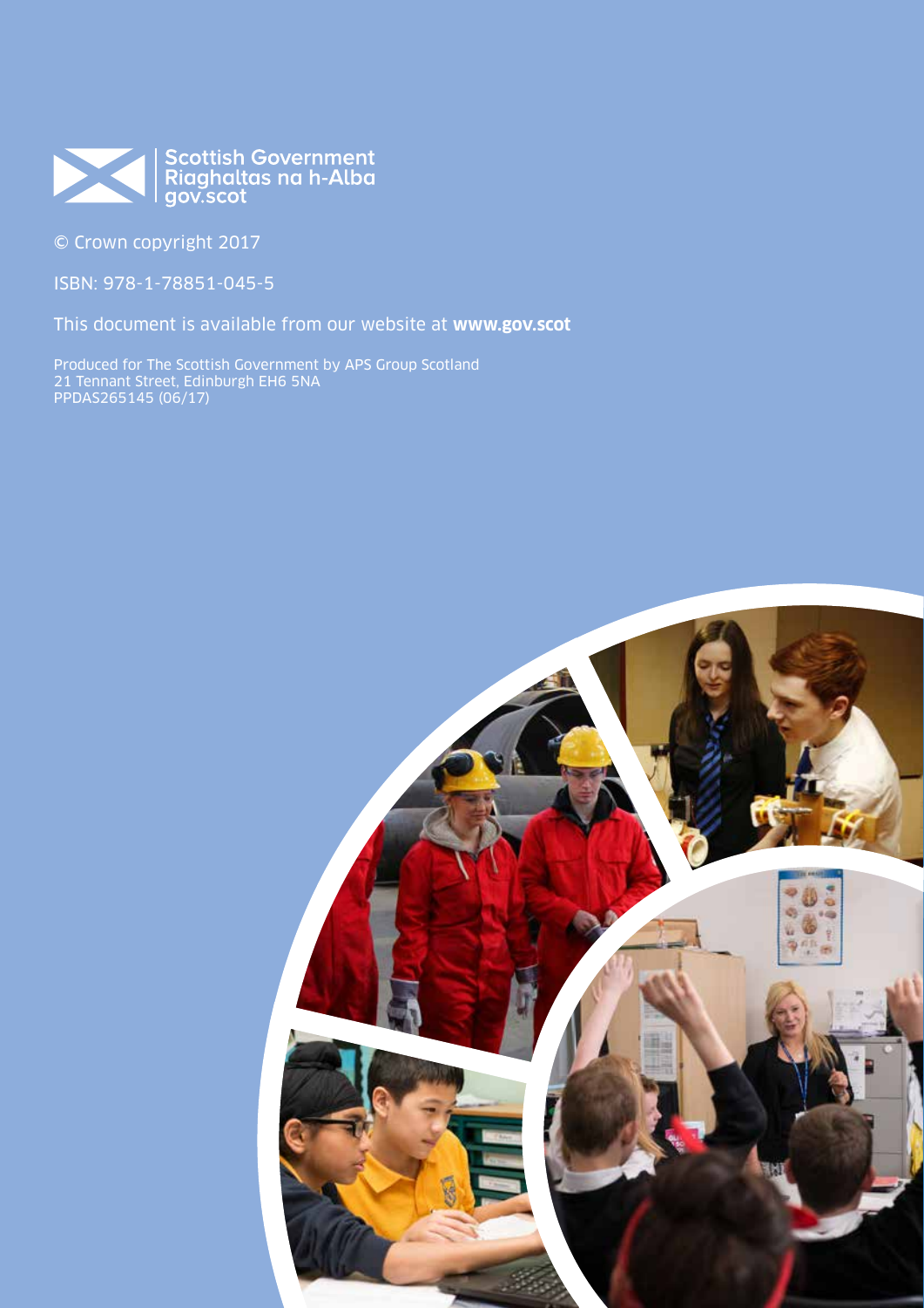Scottish Government
Riaghaltas na h-Alba
gov.scot

© Crown copyright 2017

ISBN: 978-1-78851-045-5

This document is available from our website at **www.gov.scot**

Produced for The Scottish Government by APS Group Scotland
21 Tennant Street, Edinburgh EH6 5NA
PPDAS265145 (06/17)